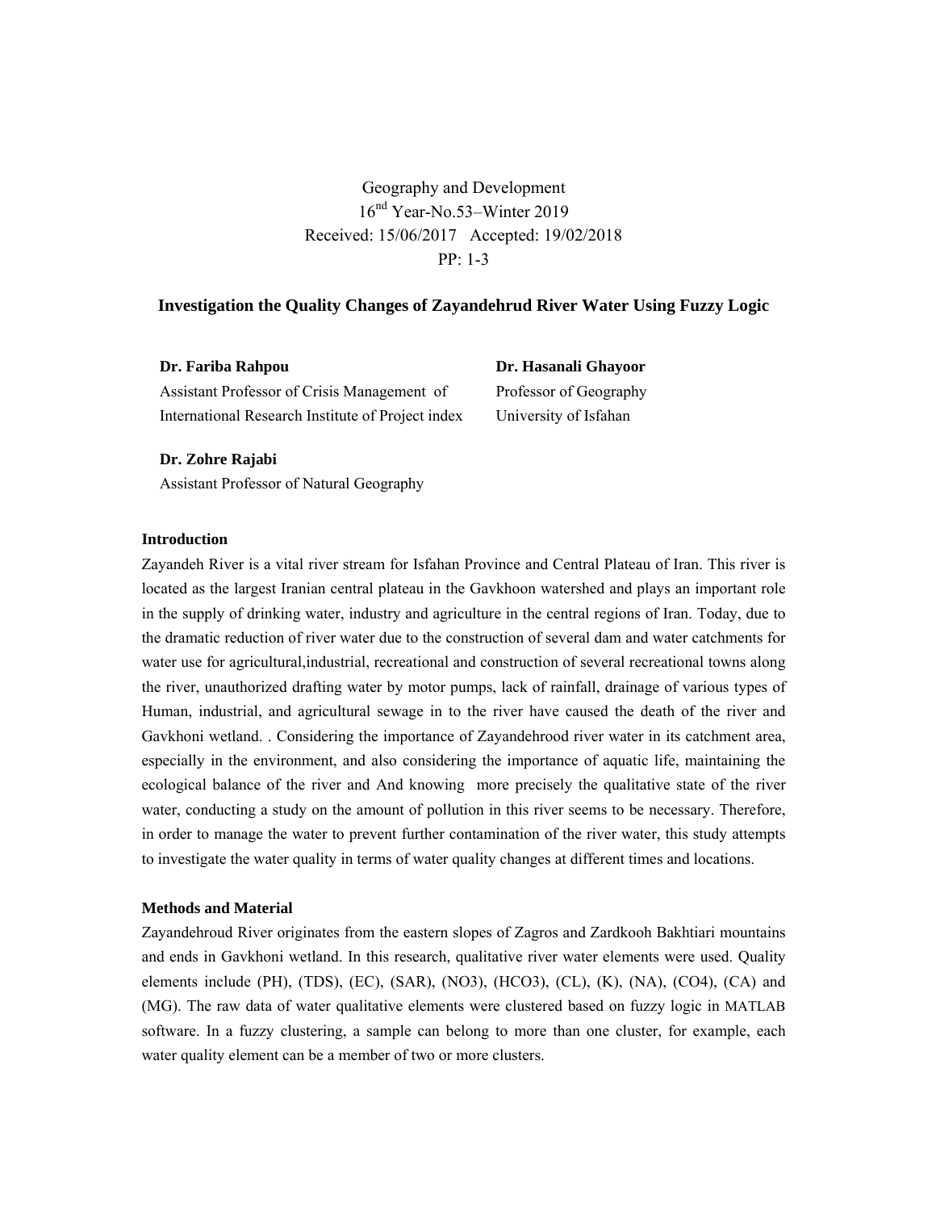Geography and Development
16nd Year-No.53–Winter 2019
Received: 15/06/2017   Accepted: 19/02/2018
PP: 1-3

# Investigation the Quality Changes of Zayandehrud River Water Using Fuzzy Logic

**Dr. Fariba Rahpou**
Assistant Professor of Crisis Management of International Research Institute of Project index

**Dr. Hasanali Ghayoor**
Professor of Geography
University of Isfahan

**Dr. Zohre Rajabi**
Assistant Professor of Natural Geography

## Introduction

Zayandeh River is a vital river stream for Isfahan Province and Central Plateau of Iran. This river is located as the largest Iranian central plateau in the Gavkhoon watershed and plays an important role in the supply of drinking water, industry and agriculture in the central regions of Iran. Today, due to the dramatic reduction of river water due to the construction of several dam and water catchments for water use for agricultural,industrial, recreational and construction of several recreational towns along the river, unauthorized drafting water by motor pumps, lack of rainfall, drainage of various types of Human, industrial, and agricultural sewage in to the river have caused the death of the river and Gavkhoni wetland. . Considering the importance of Zayandehrood river water in its catchment area, especially in the environment, and also considering the importance of aquatic life, maintaining the ecological balance of the river and And knowing more precisely the qualitative state of the river water, conducting a study on the amount of pollution in this river seems to be necessary. Therefore, in order to manage the water to prevent further contamination of the river water, this study attempts to investigate the water quality in terms of water quality changes at different times and locations.

## Methods and Material

Zayandehroud River originates from the eastern slopes of Zagros and Zardkooh Bakhtiari mountains and ends in Gavkhoni wetland. In this research, qualitative river water elements were used. Quality elements include (PH), (TDS), (EC), (SAR), (NO3), (HCO3), (CL), (K), (NA), (CO4), (CA) and (MG). The raw data of water qualitative elements were clustered based on fuzzy logic in MATLAB software. In a fuzzy clustering, a sample can belong to more than one cluster, for example, each water quality element can be a member of two or more clusters.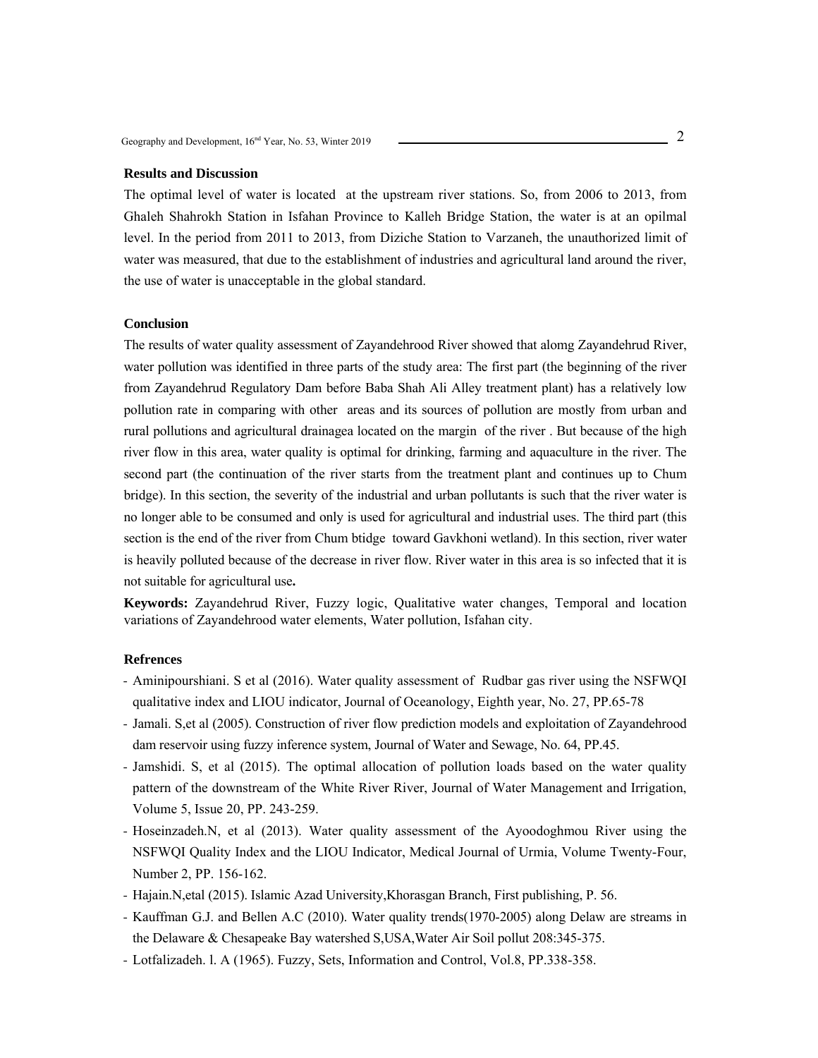**Results and Discussion**

The optimal level of water is located at the upstream river stations. So, from 2006 to 2013, from Ghaleh Shahrokh Station in Isfahan Province to Kalleh Bridge Station, the water is at an opilmal level. In the period from 2011 to 2013, from Diziche Station to Varzaneh, the unauthorized limit of water was measured, that due to the establishment of industries and agricultural land around the river, the use of water is unacceptable in the global standard.

**Conclusion**

The results of water quality assessment of Zayandehrood River showed that alomg Zayandehrud River, water pollution was identified in three parts of the study area: The first part (the beginning of the river from Zayandehrud Regulatory Dam before Baba Shah Ali Alley treatment plant) has a relatively low pollution rate in comparing with other areas and its sources of pollution are mostly from urban and rural pollutions and agricultural drainagea located on the margin of the river . But because of the high river flow in this area, water quality is optimal for drinking, farming and aquaculture in the river. The second part (the continuation of the river starts from the treatment plant and continues up to Chum bridge). In this section, the severity of the industrial and urban pollutants is such that the river water is no longer able to be consumed and only is used for agricultural and industrial uses. The third part (this section is the end of the river from Chum btidge toward Gavkhoni wetland). In this section, river water is heavily polluted because of the decrease in river flow. River water in this area is so infected that it is not suitable for agricultural use**.**

**Keywords:** Zayandehrud River, Fuzzy logic, Qualitative water changes, Temporal and location variations of Zayandehrood water elements, Water pollution, Isfahan city.

**Refrences**

- Aminipourshiani. S et al (2016). Water quality assessment of Rudbar gas river using the NSFWQI qualitative index and LIOU indicator, Journal of Oceanology, Eighth year, No. 27, PP.65-78
- Jamali. S,et al (2005). Construction of river flow prediction models and exploitation of Zayandehrood dam reservoir using fuzzy inference system, Journal of Water and Sewage, No. 64, PP.45.
- Jamshidi. S, et al (2015). The optimal allocation of pollution loads based on the water quality pattern of the downstream of the White River River, Journal of Water Management and Irrigation, Volume 5, Issue 20, PP. 243-259.
- Hoseinzadeh.N, et al (2013). Water quality assessment of the Ayoodoghmou River using the NSFWQI Quality Index and the LIOU Indicator, Medical Journal of Urmia, Volume Twenty-Four, Number 2, PP. 156-162.
- Hajain.N,etal (2015). Islamic Azad University,Khorasgan Branch, First publishing, P. 56.
- Kauffman G.J. and Bellen A.C (2010). Water quality trends(1970-2005) along Delaw are streams in the Delaware & Chesapeake Bay watershed S,USA,Water Air Soil pollut 208:345-375.
- Lotfalizadeh. l. A (1965). Fuzzy, Sets, Information and Control, Vol.8, PP.338-358.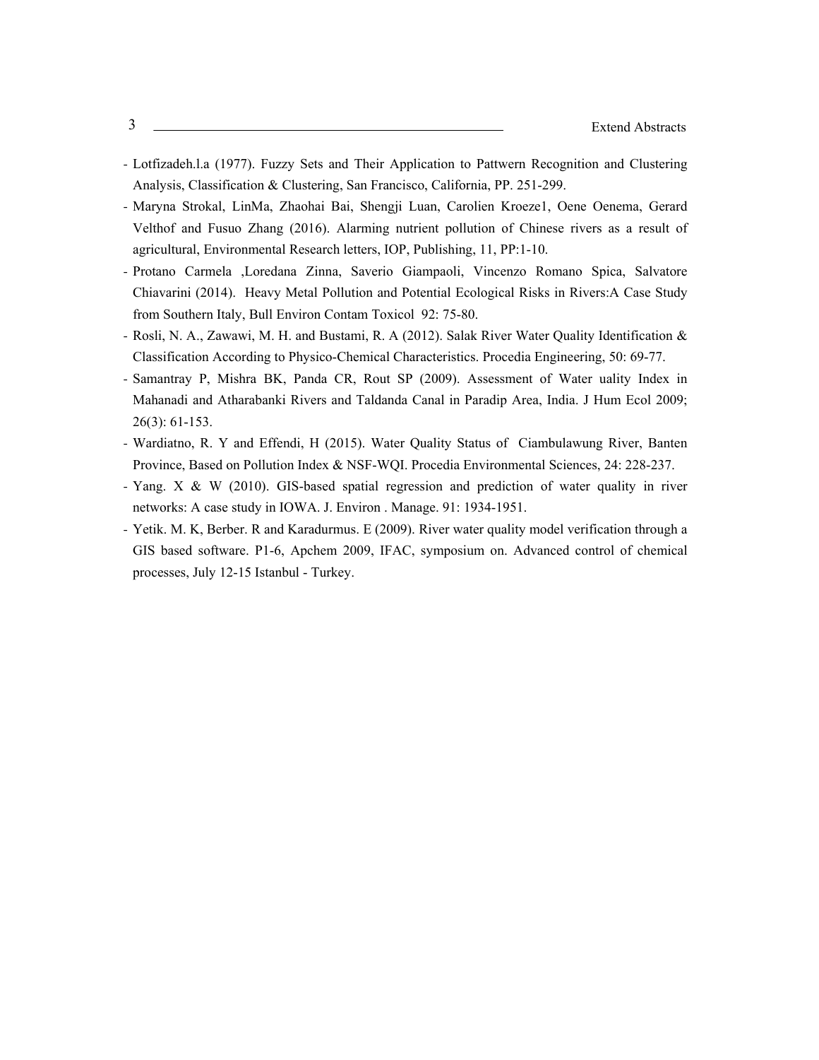- Lotfizadeh.l.a (1977). Fuzzy Sets and Their Application to Pattwern Recognition and Clustering Analysis, Classification & Clustering, San Francisco, California, PP. 251-299.
- Maryna Strokal, LinMa, Zhaohai Bai, Shengji Luan, Carolien Kroeze1, Oene Oenema, Gerard Velthof and Fusuo Zhang (2016). Alarming nutrient pollution of Chinese rivers as a result of agricultural, Environmental Research letters, IOP, Publishing, 11, PP:1-10.
- Protano Carmela ,Loredana Zinna, Saverio Giampaoli, Vincenzo Romano Spica, Salvatore Chiavarini (2014). Heavy Metal Pollution and Potential Ecological Risks in Rivers:A Case Study from Southern Italy, Bull Environ Contam Toxicol 92: 75-80.
- Rosli, N. A., Zawawi, M. H. and Bustami, R. A (2012). Salak River Water Quality Identification & Classification According to Physico-Chemical Characteristics. Procedia Engineering, 50: 69-77.
- Samantray P, Mishra BK, Panda CR, Rout SP (2009). Assessment of Water uality Index in Mahanadi and Atharabanki Rivers and Taldanda Canal in Paradip Area, India. J Hum Ecol 2009; 26(3): 61-153.
- Wardiatno, R. Y and Effendi, H (2015). Water Quality Status of Ciambulawung River, Banten Province, Based on Pollution Index & NSF-WQI. Procedia Environmental Sciences, 24: 228-237.
- Yang. X & W (2010). GIS-based spatial regression and prediction of water quality in river networks: A case study in IOWA. J. Environ . Manage. 91: 1934-1951.
- Yetik. M. K, Berber. R and Karadurmus. E (2009). River water quality model verification through a GIS based software. P1-6, Apchem 2009, IFAC, symposium on. Advanced control of chemical processes, July 12-15 Istanbul - Turkey.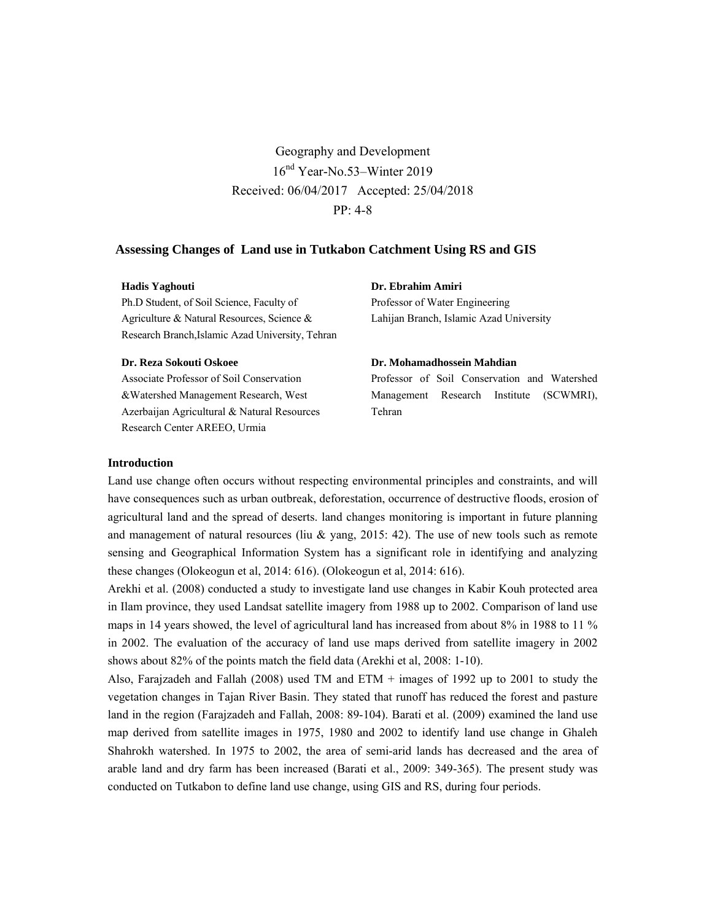Geography and Development
16nd Year-No.53–Winter 2019
Received: 06/04/2017 Accepted: 25/04/2018
PP: 4-8

## Assessing Changes of Land use in Tutkabon Catchment Using RS and GIS

**Hadis Yaghouti**
Ph.D Student, of Soil Science, Faculty of Agriculture & Natural Resources, Science & Research Branch,Islamic Azad University, Tehran

**Dr. Ebrahim Amiri**
Professor of Water Engineering
Lahijan Branch, Islamic Azad University

**Dr. Reza Sokouti Oskoee**
Associate Professor of Soil Conservation &Watershed Management Research, West Azerbaijan Agricultural & Natural Resources Research Center AREEO, Urmia

**Dr. Mohamadhossein Mahdian**
Professor of Soil Conservation and Watershed Management Research Institute (SCWMRI), Tehran

### Introduction

Land use change often occurs without respecting environmental principles and constraints, and will have consequences such as urban outbreak, deforestation, occurrence of destructive floods, erosion of agricultural land and the spread of deserts. land changes monitoring is important in future planning and management of natural resources (liu & yang, 2015: 42). The use of new tools such as remote sensing and Geographical Information System has a significant role in identifying and analyzing these changes (Olokeogun et al, 2014: 616). (Olokeogun et al, 2014: 616).

Arekhi et al. (2008) conducted a study to investigate land use changes in Kabir Kouh protected area in Ilam province, they used Landsat satellite imagery from 1988 up to 2002. Comparison of land use maps in 14 years showed, the level of agricultural land has increased from about 8% in 1988 to 11 % in 2002. The evaluation of the accuracy of land use maps derived from satellite imagery in 2002 shows about 82% of the points match the field data (Arekhi et al, 2008: 1-10).

Also, Farajzadeh and Fallah (2008) used TM and ETM + images of 1992 up to 2001 to study the vegetation changes in Tajan River Basin. They stated that runoff has reduced the forest and pasture land in the region (Farajzadeh and Fallah, 2008: 89-104). Barati et al. (2009) examined the land use map derived from satellite images in 1975, 1980 and 2002 to identify land use change in Ghaleh Shahrokh watershed. In 1975 to 2002, the area of semi-arid lands has decreased and the area of arable land and dry farm has been increased (Barati et al., 2009: 349-365). The present study was conducted on Tutkabon to define land use change, using GIS and RS, during four periods.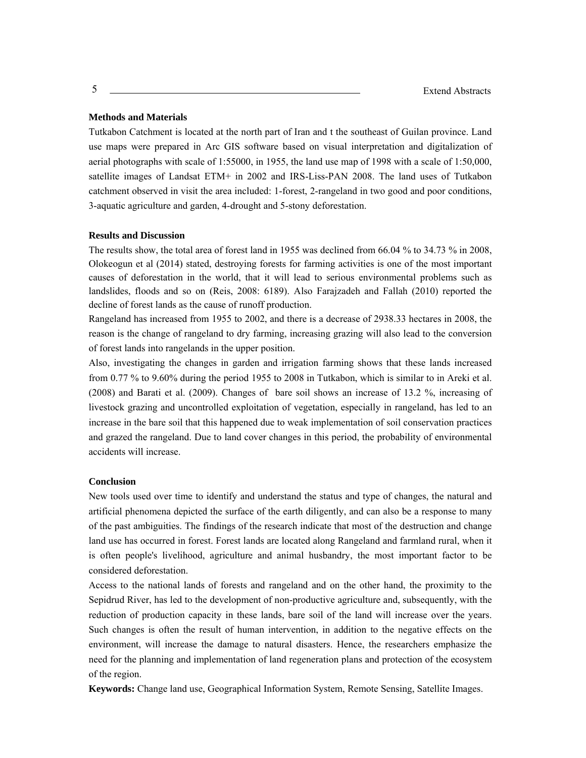**Methods and Materials**

Tutkabon Catchment is located at the north part of Iran and t the southeast of Guilan province. Land use maps were prepared in Arc GIS software based on visual interpretation and digitalization of aerial photographs with scale of 1:55000, in 1955, the land use map of 1998 with a scale of 1:50,000, satellite images of Landsat ETM+ in 2002 and IRS-Liss-PAN 2008. The land uses of Tutkabon catchment observed in visit the area included: 1-forest, 2-rangeland in two good and poor conditions, 3-aquatic agriculture and garden, 4-drought and 5-stony deforestation.

**Results and Discussion**

The results show, the total area of forest land in 1955 was declined from 66.04 % to 34.73 % in 2008, Olokeogun et al (2014) stated, destroying forests for farming activities is one of the most important causes of deforestation in the world, that it will lead to serious environmental problems such as landslides, floods and so on (Reis, 2008: 6189). Also Farajzadeh and Fallah (2010) reported the decline of forest lands as the cause of runoff production.

Rangeland has increased from 1955 to 2002, and there is a decrease of 2938.33 hectares in 2008, the reason is the change of rangeland to dry farming, increasing grazing will also lead to the conversion of forest lands into rangelands in the upper position.

Also, investigating the changes in garden and irrigation farming shows that these lands increased from 0.77 % to 9.60% during the period 1955 to 2008 in Tutkabon, which is similar to in Areki et al. (2008) and Barati et al. (2009). Changes of bare soil shows an increase of 13.2 %, increasing of livestock grazing and uncontrolled exploitation of vegetation, especially in rangeland, has led to an increase in the bare soil that this happened due to weak implementation of soil conservation practices and grazed the rangeland. Due to land cover changes in this period, the probability of environmental accidents will increase.

**Conclusion**

New tools used over time to identify and understand the status and type of changes, the natural and artificial phenomena depicted the surface of the earth diligently, and can also be a response to many of the past ambiguities. The findings of the research indicate that most of the destruction and change land use has occurred in forest. Forest lands are located along Rangeland and farmland rural, when it is often people's livelihood, agriculture and animal husbandry, the most important factor to be considered deforestation.

Access to the national lands of forests and rangeland and on the other hand, the proximity to the Sepidrud River, has led to the development of non-productive agriculture and, subsequently, with the reduction of production capacity in these lands, bare soil of the land will increase over the years. Such changes is often the result of human intervention, in addition to the negative effects on the environment, will increase the damage to natural disasters. Hence, the researchers emphasize the need for the planning and implementation of land regeneration plans and protection of the ecosystem of the region.

**Keywords:** Change land use, Geographical Information System, Remote Sensing, Satellite Images.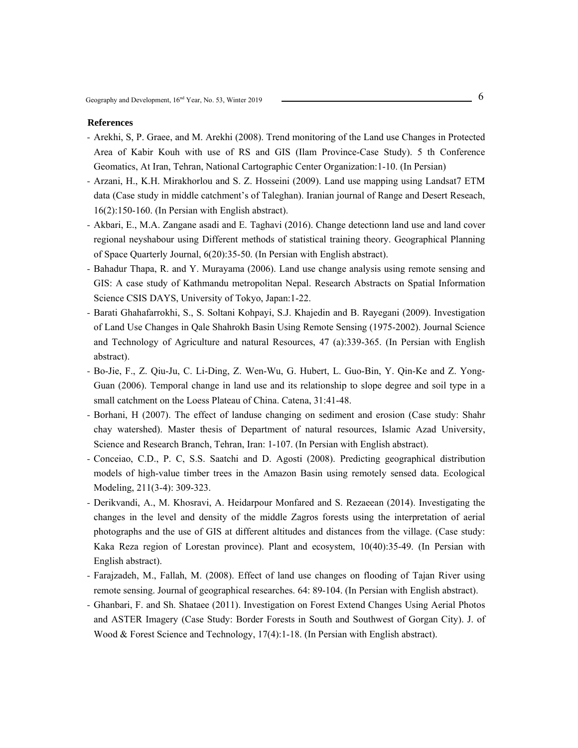**References**

- Arekhi, S, P. Graee, and M. Arekhi (2008). Trend monitoring of the Land use Changes in Protected Area of Kabir Kouh with use of RS and GIS (Ilam Province-Case Study). 5 th Conference Geomatics, At Iran, Tehran, National Cartographic Center Organization:1-10. (In Persian)
- Arzani, H., K.H. Mirakhorlou and S. Z. Hosseini (2009). Land use mapping using Landsat7 ETM data (Case study in middle catchment's of Taleghan). Iranian journal of Range and Desert Reseach, 16(2):150-160. (In Persian with English abstract).
- Akbari, E., M.A. Zangane asadi and E. Taghavi (2016). Change detectionn land use and land cover regional neyshabour using Different methods of statistical training theory. Geographical Planning of Space Quarterly Journal, 6(20):35-50. (In Persian with English abstract).
- Bahadur Thapa, R. and Y. Murayama (2006). Land use change analysis using remote sensing and GIS: A case study of Kathmandu metropolitan Nepal. Research Abstracts on Spatial Information Science CSIS DAYS, University of Tokyo, Japan:1-22.
- Barati Ghahafarrokhi, S., S. Soltani Kohpayi, S.J. Khajedin and B. Rayegani (2009). Investigation of Land Use Changes in Qale Shahrokh Basin Using Remote Sensing (1975-2002). Journal Science and Technology of Agriculture and natural Resources, 47 (a):339-365. (In Persian with English abstract).
- Bo-Jie, F., Z. Qiu-Ju, C. Li-Ding, Z. Wen-Wu, G. Hubert, L. Guo-Bin, Y. Qin-Ke and Z. Yong-Guan (2006). Temporal change in land use and its relationship to slope degree and soil type in a small catchment on the Loess Plateau of China. Catena, 31:41-48.
- Borhani, H (2007). The effect of landuse changing on sediment and erosion (Case study: Shahr chay watershed). Master thesis of Department of natural resources, Islamic Azad University, Science and Research Branch, Tehran, Iran: 1-107. (In Persian with English abstract).
- Conceiao, C.D., P. C, S.S. Saatchi and D. Agosti (2008). Predicting geographical distribution models of high-value timber trees in the Amazon Basin using remotely sensed data. Ecological Modeling, 211(3-4): 309-323.
- Derikvandi, A., M. Khosravi, A. Heidarpour Monfared and S. Rezaeean (2014). Investigating the changes in the level and density of the middle Zagros forests using the interpretation of aerial photographs and the use of GIS at different altitudes and distances from the village. (Case study: Kaka Reza region of Lorestan province). Plant and ecosystem, 10(40):35-49. (In Persian with English abstract).
- Farajzadeh, M., Fallah, M. (2008). Effect of land use changes on flooding of Tajan River using remote sensing. Journal of geographical researches. 64: 89-104. (In Persian with English abstract).
- Ghanbari, F. and Sh. Shataee (2011). Investigation on Forest Extend Changes Using Aerial Photos and ASTER Imagery (Case Study: Border Forests in South and Southwest of Gorgan City). J. of Wood & Forest Science and Technology, 17(4):1-18. (In Persian with English abstract).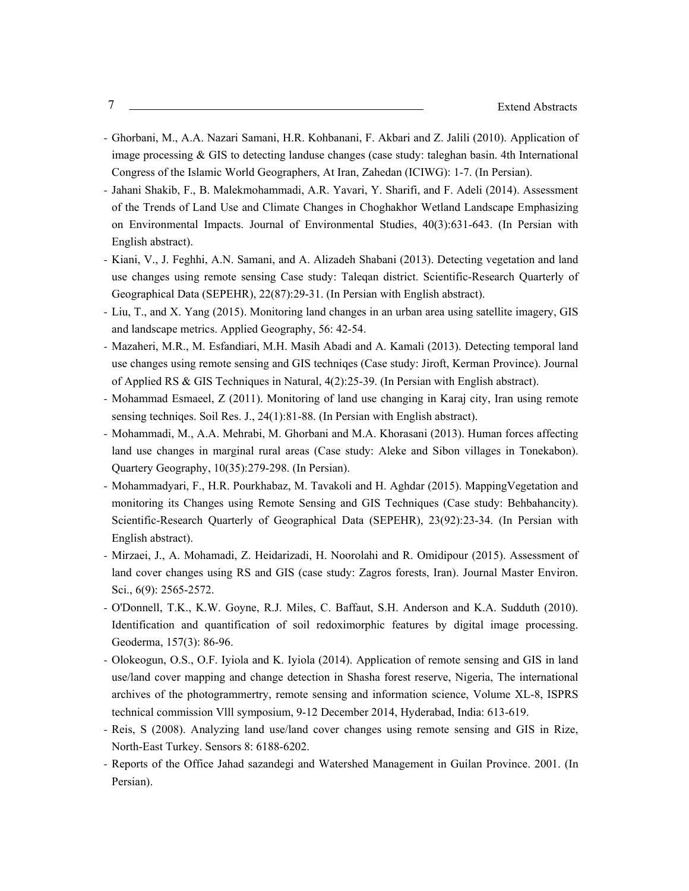- Ghorbani, M., A.A. Nazari Samani, H.R. Kohbanani, F. Akbari and Z. Jalili (2010). Application of image processing & GIS to detecting landuse changes (case study: taleghan basin. 4th International Congress of the Islamic World Geographers, At Iran, Zahedan (ICIWG): 1-7. (In Persian).
- Jahani Shakib, F., B. Malekmohammadi, A.R. Yavari, Y. Sharifi, and F. Adeli (2014). Assessment of the Trends of Land Use and Climate Changes in Choghakhor Wetland Landscape Emphasizing on Environmental Impacts. Journal of Environmental Studies, 40(3):631-643. (In Persian with English abstract).
- Kiani, V., J. Feghhi, A.N. Samani, and A. Alizadeh Shabani (2013). Detecting vegetation and land use changes using remote sensing Case study: Taleqan district. Scientific-Research Quarterly of Geographical Data (SEPEHR), 22(87):29-31. (In Persian with English abstract).
- Liu, T., and X. Yang (2015). Monitoring land changes in an urban area using satellite imagery, GIS and landscape metrics. Applied Geography, 56: 42-54.
- Mazaheri, M.R., M. Esfandiari, M.H. Masih Abadi and A. Kamali (2013). Detecting temporal land use changes using remote sensing and GIS techniqes (Case study: Jiroft, Kerman Province). Journal of Applied RS & GIS Techniques in Natural, 4(2):25-39. (In Persian with English abstract).
- Mohammad Esmaeel, Z (2011). Monitoring of land use changing in Karaj city, Iran using remote sensing techniqes. Soil Res. J., 24(1):81-88. (In Persian with English abstract).
- Mohammadi, M., A.A. Mehrabi, M. Ghorbani and M.A. Khorasani (2013). Human forces affecting land use changes in marginal rural areas (Case study: Aleke and Sibon villages in Tonekabon). Quartery Geography, 10(35):279-298. (In Persian).
- Mohammadyari, F., H.R. Pourkhabaz, M. Tavakoli and H. Aghdar (2015). MappingVegetation and monitoring its Changes using Remote Sensing and GIS Techniques (Case study: Behbahancity). Scientific-Research Quarterly of Geographical Data (SEPEHR), 23(92):23-34. (In Persian with English abstract).
- Mirzaei, J., A. Mohamadi, Z. Heidarizadi, H. Noorolahi and R. Omidipour (2015). Assessment of land cover changes using RS and GIS (case study: Zagros forests, Iran). Journal Master Environ. Sci., 6(9): 2565-2572.
- O'Donnell, T.K., K.W. Goyne, R.J. Miles, C. Baffaut, S.H. Anderson and K.A. Sudduth (2010). Identification and quantification of soil redoximorphic features by digital image processing. Geoderma, 157(3): 86-96.
- Olokeogun, O.S., O.F. Iyiola and K. Iyiola (2014). Application of remote sensing and GIS in land use/land cover mapping and change detection in Shasha forest reserve, Nigeria, The international archives of the photogrammertry, remote sensing and information science, Volume XL-8, ISPRS technical commission Vlll symposium, 9-12 December 2014, Hyderabad, India: 613-619.
- Reis, S (2008). Analyzing land use/land cover changes using remote sensing and GIS in Rize, North-East Turkey. Sensors 8: 6188-6202.
- Reports of the Office Jahad sazandegi and Watershed Management in Guilan Province. 2001. (In Persian).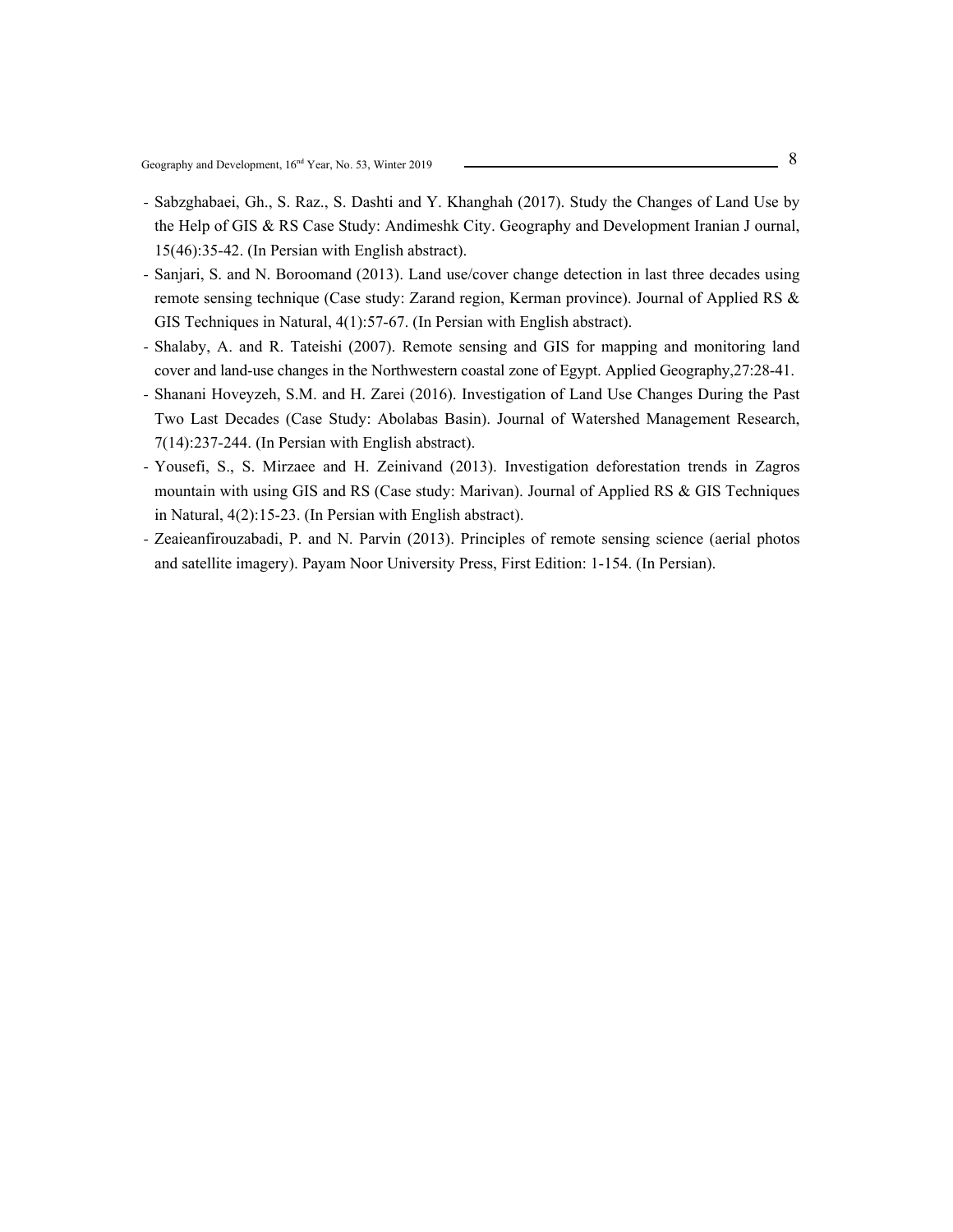- Sabzghabaei, Gh., S. Raz., S. Dashti and Y. Khanghah (2017). Study the Changes of Land Use by the Help of GIS & RS Case Study: Andimeshk City. Geography and Development Iranian J ournal, 15(46):35-42. (In Persian with English abstract).
- Sanjari, S. and N. Boroomand (2013). Land use/cover change detection in last three decades using remote sensing technique (Case study: Zarand region, Kerman province). Journal of Applied RS & GIS Techniques in Natural, 4(1):57-67. (In Persian with English abstract).
- Shalaby, A. and R. Tateishi (2007). Remote sensing and GIS for mapping and monitoring land cover and land-use changes in the Northwestern coastal zone of Egypt. Applied Geography,27:28-41.
- Shanani Hoveyzeh, S.M. and H. Zarei (2016). Investigation of Land Use Changes During the Past Two Last Decades (Case Study: Abolabas Basin). Journal of Watershed Management Research, 7(14):237-244. (In Persian with English abstract).
- Yousefi, S., S. Mirzaee and H. Zeinivand (2013). Investigation deforestation trends in Zagros mountain with using GIS and RS (Case study: Marivan). Journal of Applied RS & GIS Techniques in Natural, 4(2):15-23. (In Persian with English abstract).
- Zeaieanfirouzabadi, P. and N. Parvin (2013). Principles of remote sensing science (aerial photos and satellite imagery). Payam Noor University Press, First Edition: 1-154. (In Persian).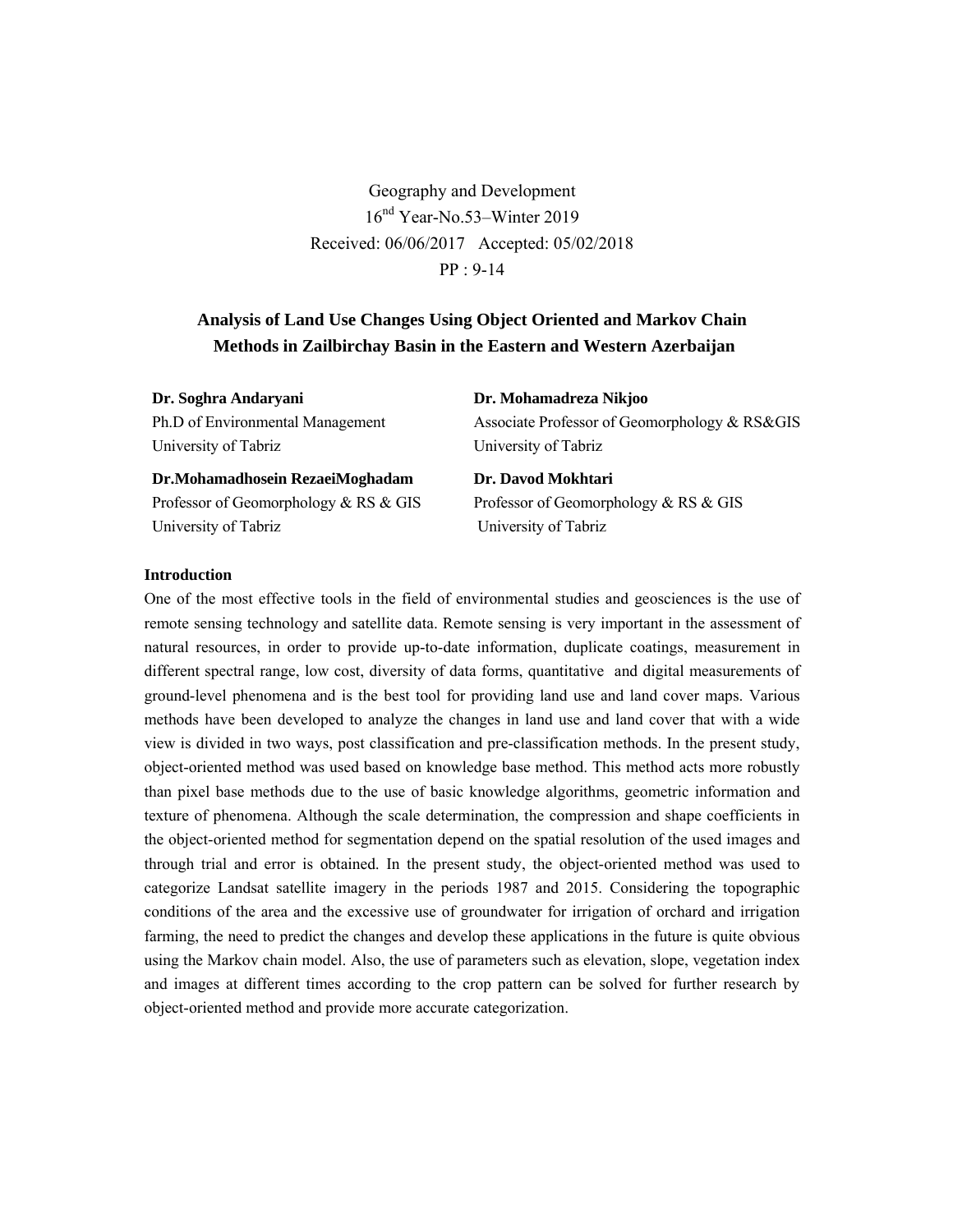Geography and Development

16nd Year-No.53–Winter 2019

Received: 06/06/2017 Accepted: 05/02/2018

PP : 9-14

# Analysis of Land Use Changes Using Object Oriented and Markov Chain Methods in Zailbirchay Basin in the Eastern and Western Azerbaijan

**Dr. Soghra Andaryani**
Ph.D of Environmental Management
University of Tabriz

**Dr. Mohamadreza Nikjoo**
Associate Professor of Geomorphology & RS&GIS
University of Tabriz

**Dr.Mohamadhosein RezaeiMoghadam**
Professor of Geomorphology & RS & GIS
University of Tabriz

**Dr. Davod Mokhtari**
Professor of Geomorphology & RS & GIS
University of Tabriz

## Introduction

One of the most effective tools in the field of environmental studies and geosciences is the use of remote sensing technology and satellite data. Remote sensing is very important in the assessment of natural resources, in order to provide up-to-date information, duplicate coatings, measurement in different spectral range, low cost, diversity of data forms, quantitative and digital measurements of ground-level phenomena and is the best tool for providing land use and land cover maps. Various methods have been developed to analyze the changes in land use and land cover that with a wide view is divided in two ways, post classification and pre-classification methods. In the present study, object-oriented method was used based on knowledge base method. This method acts more robustly than pixel base methods due to the use of basic knowledge algorithms, geometric information and texture of phenomena. Although the scale determination, the compression and shape coefficients in the object-oriented method for segmentation depend on the spatial resolution of the used images and through trial and error is obtained. In the present study, the object-oriented method was used to categorize Landsat satellite imagery in the periods 1987 and 2015. Considering the topographic conditions of the area and the excessive use of groundwater for irrigation of orchard and irrigation farming, the need to predict the changes and develop these applications in the future is quite obvious using the Markov chain model. Also, the use of parameters such as elevation, slope, vegetation index and images at different times according to the crop pattern can be solved for further research by object-oriented method and provide more accurate categorization.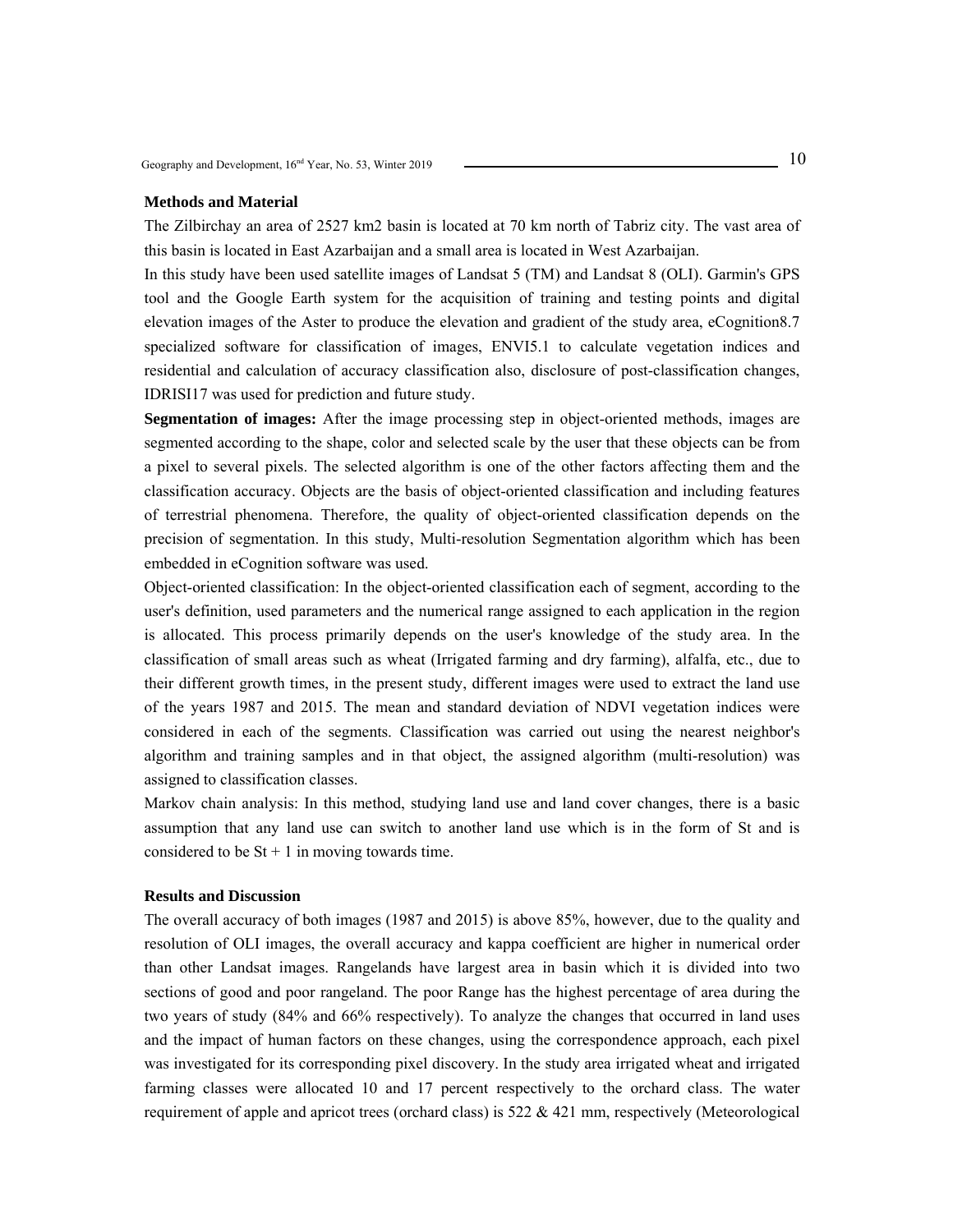**Methods and Material**

The Zilbirchay an area of 2527 km2 basin is located at 70 km north of Tabriz city. The vast area of this basin is located in East Azarbaijan and a small area is located in West Azarbaijan.

In this study have been used satellite images of Landsat 5 (TM) and Landsat 8 (OLI). Garmin's GPS tool and the Google Earth system for the acquisition of training and testing points and digital elevation images of the Aster to produce the elevation and gradient of the study area, eCognition8.7 specialized software for classification of images, ENVI5.1 to calculate vegetation indices and residential and calculation of accuracy classification also, disclosure of post-classification changes, IDRISI17 was used for prediction and future study.

**Segmentation of images:** After the image processing step in object-oriented methods, images are segmented according to the shape, color and selected scale by the user that these objects can be from a pixel to several pixels. The selected algorithm is one of the other factors affecting them and the classification accuracy. Objects are the basis of object-oriented classification and including features of terrestrial phenomena. Therefore, the quality of object-oriented classification depends on the precision of segmentation. In this study, Multi-resolution Segmentation algorithm which has been embedded in eCognition software was used.

Object-oriented classification: In the object-oriented classification each of segment, according to the user's definition, used parameters and the numerical range assigned to each application in the region is allocated. This process primarily depends on the user's knowledge of the study area. In the classification of small areas such as wheat (Irrigated farming and dry farming), alfalfa, etc., due to their different growth times, in the present study, different images were used to extract the land use of the years 1987 and 2015. The mean and standard deviation of NDVI vegetation indices were considered in each of the segments. Classification was carried out using the nearest neighbor's algorithm and training samples and in that object, the assigned algorithm (multi-resolution) was assigned to classification classes.

Markov chain analysis: In this method, studying land use and land cover changes, there is a basic assumption that any land use can switch to another land use which is in the form of St and is considered to be St + 1 in moving towards time.

**Results and Discussion**

The overall accuracy of both images (1987 and 2015) is above 85%, however, due to the quality and resolution of OLI images, the overall accuracy and kappa coefficient are higher in numerical order than other Landsat images. Rangelands have largest area in basin which it is divided into two sections of good and poor rangeland. The poor Range has the highest percentage of area during the two years of study (84% and 66% respectively). To analyze the changes that occurred in land uses and the impact of human factors on these changes, using the correspondence approach, each pixel was investigated for its corresponding pixel discovery. In the study area irrigated wheat and irrigated farming classes were allocated 10 and 17 percent respectively to the orchard class. The water requirement of apple and apricot trees (orchard class) is 522 & 421 mm, respectively (Meteorological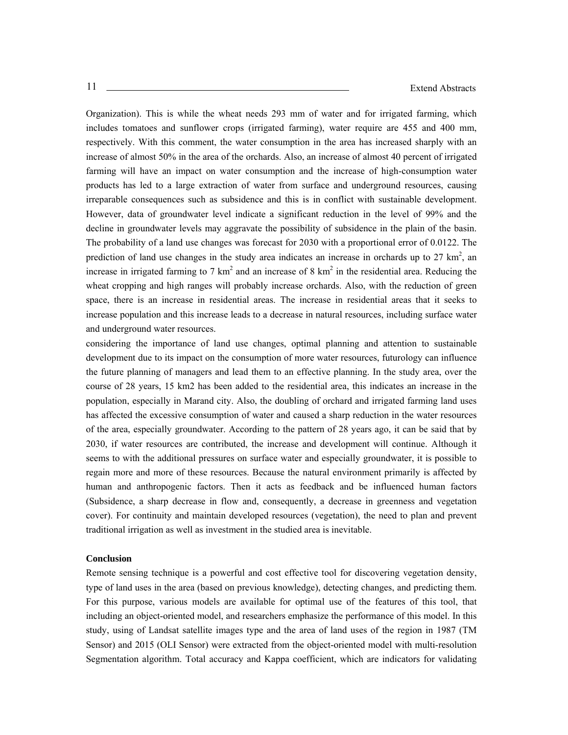Organization). This is while the wheat needs 293 mm of water and for irrigated farming, which includes tomatoes and sunflower crops (irrigated farming), water require are 455 and 400 mm, respectively. With this comment, the water consumption in the area has increased sharply with an increase of almost 50% in the area of the orchards. Also, an increase of almost 40 percent of irrigated farming will have an impact on water consumption and the increase of high-consumption water products has led to a large extraction of water from surface and underground resources, causing irreparable consequences such as subsidence and this is in conflict with sustainable development. However, data of groundwater level indicate a significant reduction in the level of 99% and the decline in groundwater levels may aggravate the possibility of subsidence in the plain of the basin. The probability of a land use changes was forecast for 2030 with a proportional error of 0.0122. The prediction of land use changes in the study area indicates an increase in orchards up to 27 $km^2$, an increase in irrigated farming to 7 $km^2$ and an increase of 8 $km^2$ in the residential area. Reducing the wheat cropping and high ranges will probably increase orchards. Also, with the reduction of green space, there is an increase in residential areas. The increase in residential areas that it seeks to increase population and this increase leads to a decrease in natural resources, including surface water and underground water resources.

considering the importance of land use changes, optimal planning and attention to sustainable development due to its impact on the consumption of more water resources, futurology can influence the future planning of managers and lead them to an effective planning. In the study area, over the course of 28 years, 15 km2 has been added to the residential area, this indicates an increase in the population, especially in Marand city. Also, the doubling of orchard and irrigated farming land uses has affected the excessive consumption of water and caused a sharp reduction in the water resources of the area, especially groundwater. According to the pattern of 28 years ago, it can be said that by 2030, if water resources are contributed, the increase and development will continue. Although it seems to with the additional pressures on surface water and especially groundwater, it is possible to regain more and more of these resources. Because the natural environment primarily is affected by human and anthropogenic factors. Then it acts as feedback and be influenced human factors (Subsidence, a sharp decrease in flow and, consequently, a decrease in greenness and vegetation cover). For continuity and maintain developed resources (vegetation), the need to plan and prevent traditional irrigation as well as investment in the studied area is inevitable.

## Conclusion

Remote sensing technique is a powerful and cost effective tool for discovering vegetation density, type of land uses in the area (based on previous knowledge), detecting changes, and predicting them. For this purpose, various models are available for optimal use of the features of this tool, that including an object-oriented model, and researchers emphasize the performance of this model. In this study, using of Landsat satellite images type and the area of land uses of the region in 1987 (TM Sensor) and 2015 (OLI Sensor) were extracted from the object-oriented model with multi-resolution Segmentation algorithm. Total accuracy and Kappa coefficient, which are indicators for validating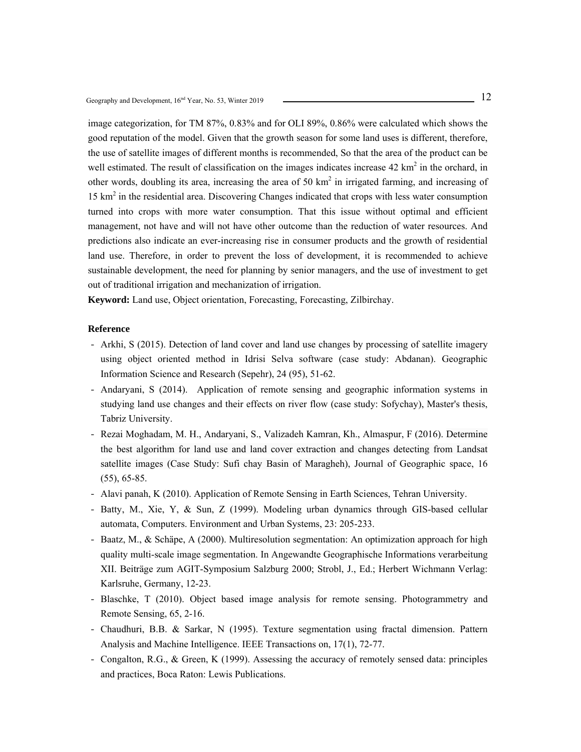image categorization, for TM 87%, 0.83% and for OLI 89%, 0.86% were calculated which shows the good reputation of the model. Given that the growth season for some land uses is different, therefore, the use of satellite images of different months is recommended, So that the area of the product can be well estimated. The result of classification on the images indicates increase 42 $km^2$ in the orchard, in other words, doubling its area, increasing the area of 50 $km^2$ in irrigated farming, and increasing of 15 $km^2$ in the residential area. Discovering Changes indicated that crops with less water consumption turned into crops with more water consumption. That this issue without optimal and efficient management, not have and will not have other outcome than the reduction of water resources. And predictions also indicate an ever-increasing rise in consumer products and the growth of residential land use. Therefore, in order to prevent the loss of development, it is recommended to achieve sustainable development, the need for planning by senior managers, and the use of investment to get out of traditional irrigation and mechanization of irrigation.

**Keyword:** Land use, Object orientation, Forecasting, Forecasting, Zilbirchay.

**Reference**

- Arkhi, S (2015). Detection of land cover and land use changes by processing of satellite imagery using object oriented method in Idrisi Selva software (case study: Abdanan). Geographic Information Science and Research (Sepehr), 24 (95), 51-62.
- Andaryani, S (2014). Application of remote sensing and geographic information systems in studying land use changes and their effects on river flow (case study: Sofychay), Master's thesis, Tabriz University.
- Rezai Moghadam, M. H., Andaryani, S., Valizadeh Kamran, Kh., Almaspur, F (2016). Determine the best algorithm for land use and land cover extraction and changes detecting from Landsat satellite images (Case Study: Sufi chay Basin of Maragheh), Journal of Geographic space, 16 (55), 65-85.
- Alavi panah, K (2010). Application of Remote Sensing in Earth Sciences, Tehran University.
- Batty, M., Xie, Y, & Sun, Z (1999). Modeling urban dynamics through GIS-based cellular automata, Computers. Environment and Urban Systems, 23: 205-233.
- Baatz, M., & Schäpe, A (2000). Multiresolution segmentation: An optimization approach for high quality multi-scale image segmentation. In Angewandte Geographische Informations verarbeitung XII. Beiträge zum AGIT-Symposium Salzburg 2000; Strobl, J., Ed.; Herbert Wichmann Verlag: Karlsruhe, Germany, 12-23.
- Blaschke, T (2010). Object based image analysis for remote sensing. Photogrammetry and Remote Sensing, 65, 2-16.
- Chaudhuri, B.B. & Sarkar, N (1995). Texture segmentation using fractal dimension. Pattern Analysis and Machine Intelligence. IEEE Transactions on, 17(1), 72-77.
- Congalton, R.G., & Green, K (1999). Assessing the accuracy of remotely sensed data: principles and practices, Boca Raton: Lewis Publications.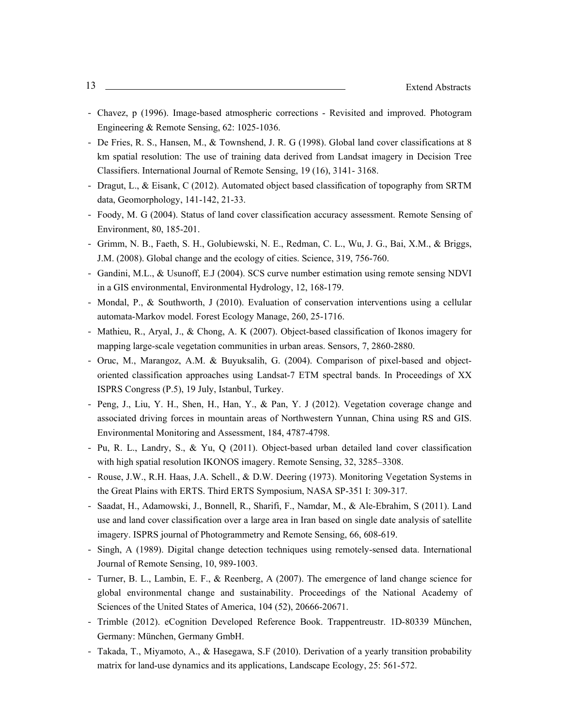- Chavez, p (1996). Image-based atmospheric corrections - Revisited and improved. Photogram Engineering & Remote Sensing, 62: 1025-1036.
- De Fries, R. S., Hansen, M., & Townshend, J. R. G (1998). Global land cover classifications at 8 km spatial resolution: The use of training data derived from Landsat imagery in Decision Tree Classifiers. International Journal of Remote Sensing, 19 (16), 3141- 3168.
- Dragut, L., & Eisank, C (2012). Automated object based classification of topography from SRTM data, Geomorphology, 141-142, 21-33.
- Foody, M. G (2004). Status of land cover classification accuracy assessment. Remote Sensing of Environment, 80, 185-201.
- Grimm, N. B., Faeth, S. H., Golubiewski, N. E., Redman, C. L., Wu, J. G., Bai, X.M., & Briggs, J.M. (2008). Global change and the ecology of cities. Science, 319, 756-760.
- Gandini, M.L., & Usunoff, E.J (2004). SCS curve number estimation using remote sensing NDVI in a GIS environmental, Environmental Hydrology, 12, 168-179.
- Mondal, P., & Southworth, J (2010). Evaluation of conservation interventions using a cellular automata-Markov model. Forest Ecology Manage, 260, 25-1716.
- Mathieu, R., Aryal, J., & Chong, A. K (2007). Object-based classification of Ikonos imagery for mapping large-scale vegetation communities in urban areas. Sensors, 7, 2860-2880.
- Oruc, M., Marangoz, A.M. & Buyuksalih, G. (2004). Comparison of pixel-based and object-oriented classification approaches using Landsat-7 ETM spectral bands. In Proceedings of XX ISPRS Congress (P.5), 19 July, Istanbul, Turkey.
- Peng, J., Liu, Y. H., Shen, H., Han, Y., & Pan, Y. J (2012). Vegetation coverage change and associated driving forces in mountain areas of Northwestern Yunnan, China using RS and GIS. Environmental Monitoring and Assessment, 184, 4787-4798.
- Pu, R. L., Landry, S., & Yu, Q (2011). Object-based urban detailed land cover classification with high spatial resolution IKONOS imagery. Remote Sensing, 32, 3285–3308.
- Rouse, J.W., R.H. Haas, J.A. Schell., & D.W. Deering (1973). Monitoring Vegetation Systems in the Great Plains with ERTS. Third ERTS Symposium, NASA SP-351 I: 309-317.
- Saadat, H., Adamowski, J., Bonnell, R., Sharifi, F., Namdar, M., & Ale-Ebrahim, S (2011). Land use and land cover classification over a large area in Iran based on single date analysis of satellite imagery. ISPRS journal of Photogrammetry and Remote Sensing, 66, 608-619.
- Singh, A (1989). Digital change detection techniques using remotely-sensed data. International Journal of Remote Sensing, 10, 989-1003.
- Turner, B. L., Lambin, E. F., & Reenberg, A (2007). The emergence of land change science for global environmental change and sustainability. Proceedings of the National Academy of Sciences of the United States of America, 104 (52), 20666-20671.
- Trimble (2012). eCognition Developed Reference Book. Trappentreustr. 1D-80339 München, Germany: München, Germany GmbH.
- Takada, T., Miyamoto, A., & Hasegawa, S.F (2010). Derivation of a yearly transition probability matrix for land-use dynamics and its applications, Landscape Ecology, 25: 561-572.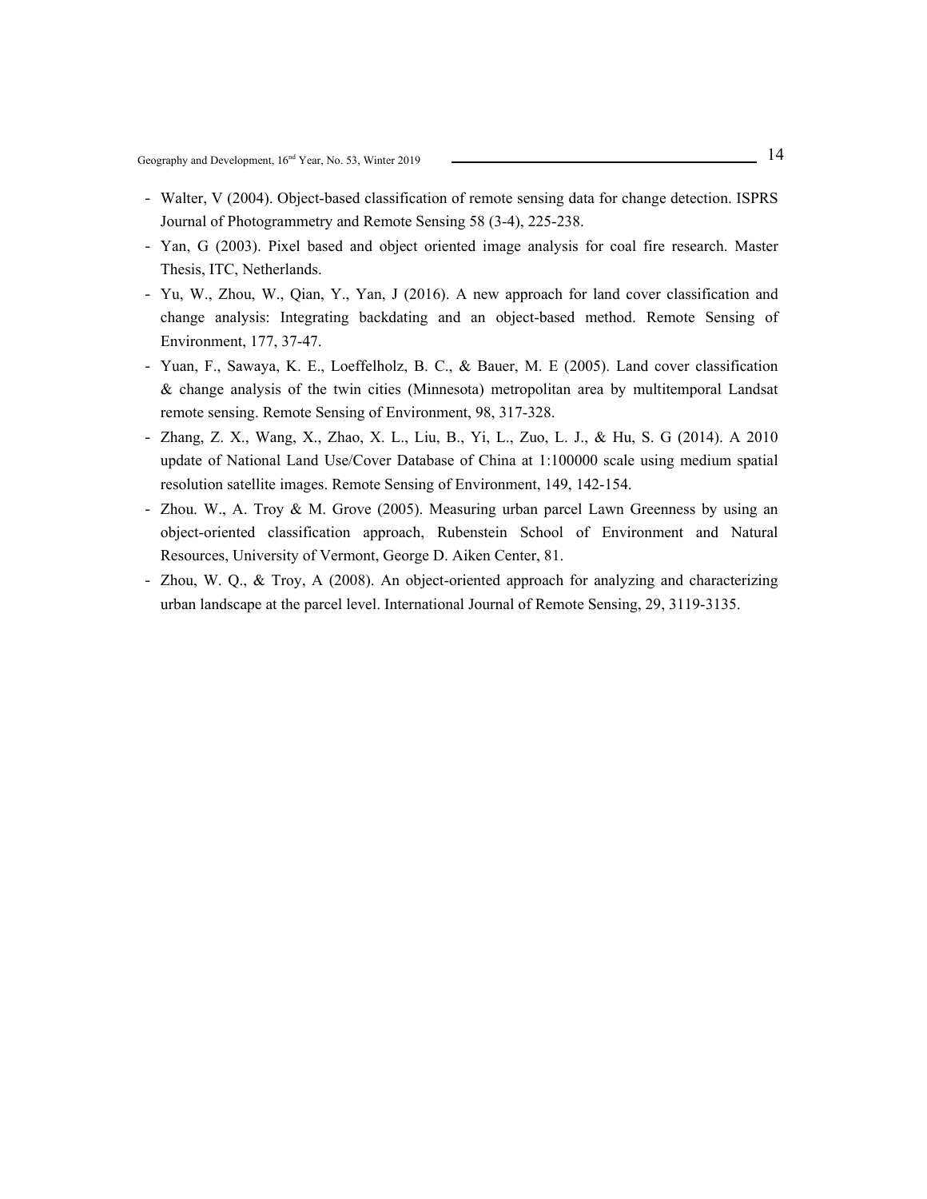- Walter, V (2004). Object-based classification of remote sensing data for change detection. ISPRS Journal of Photogrammetry and Remote Sensing 58 (3-4), 225-238.
- Yan, G (2003). Pixel based and object oriented image analysis for coal fire research. Master Thesis, ITC, Netherlands.
- Yu, W., Zhou, W., Qian, Y., Yan, J (2016). A new approach for land cover classification and change analysis: Integrating backdating and an object-based method. Remote Sensing of Environment, 177, 37-47.
- Yuan, F., Sawaya, K. E., Loeffelholz, B. C., & Bauer, M. E (2005). Land cover classification & change analysis of the twin cities (Minnesota) metropolitan area by multitemporal Landsat remote sensing. Remote Sensing of Environment, 98, 317-328.
- Zhang, Z. X., Wang, X., Zhao, X. L., Liu, B., Yi, L., Zuo, L. J., & Hu, S. G (2014). A 2010 update of National Land Use/Cover Database of China at 1:100000 scale using medium spatial resolution satellite images. Remote Sensing of Environment, 149, 142-154.
- Zhou. W., A. Troy & M. Grove (2005). Measuring urban parcel Lawn Greenness by using an object-oriented classification approach, Rubenstein School of Environment and Natural Resources, University of Vermont, George D. Aiken Center, 81.
- Zhou, W. Q., & Troy, A (2008). An object-oriented approach for analyzing and characterizing urban landscape at the parcel level. International Journal of Remote Sensing, 29, 3119-3135.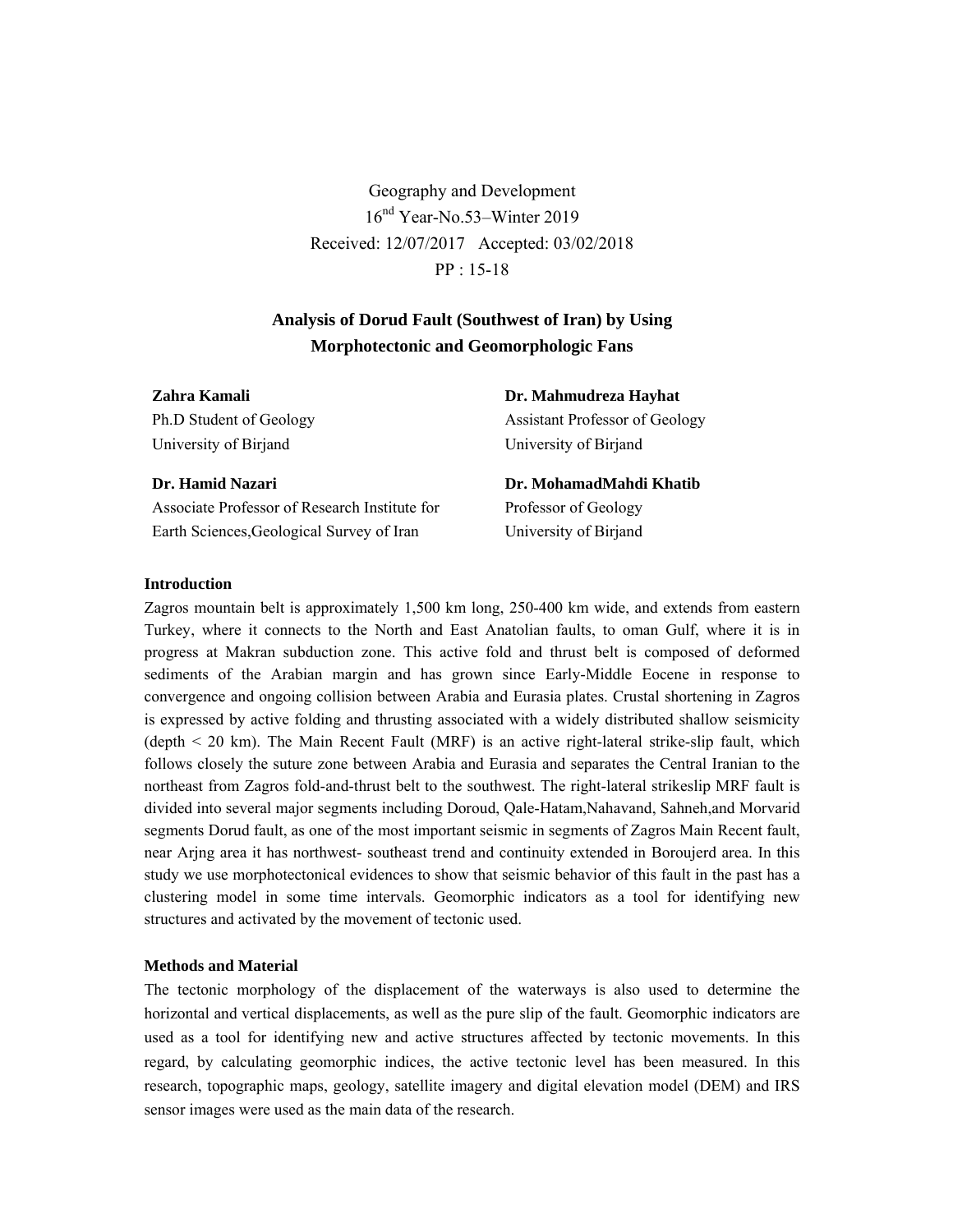Geography and Development
16[nd] Year-No.53–Winter 2019
Received: 12/07/2017 Accepted: 03/02/2018
PP : 15-18

# Analysis of Dorud Fault (Southwest of Iran) by Using Morphotectonic and Geomorphologic Fans

**Zahra Kamali**
Ph.D Student of Geology
University of Birjand

**Dr. Mahmudreza Hayhat**
Assistant Professor of Geology
University of Birjand

**Dr. Hamid Nazari**
Associate Professor of Research Institute for Earth Sciences,Geological Survey of Iran

**Dr. MohamadMahdi Khatib**
Professor of Geology
University of Birjand

## Introduction

Zagros mountain belt is approximately 1,500 km long, 250-400 km wide, and extends from eastern Turkey, where it connects to the North and East Anatolian faults, to oman Gulf, where it is in progress at Makran subduction zone. This active fold and thrust belt is composed of deformed sediments of the Arabian margin and has grown since Early-Middle Eocene in response to convergence and ongoing collision between Arabia and Eurasia plates. Crustal shortening in Zagros is expressed by active folding and thrusting associated with a widely distributed shallow seismicity (depth < 20 km). The Main Recent Fault (MRF) is an active right-lateral strike-slip fault, which follows closely the suture zone between Arabia and Eurasia and separates the Central Iranian to the northeast from Zagros fold-and-thrust belt to the southwest. The right-lateral strikeslip MRF fault is divided into several major segments including Doroud, Qale-Hatam,Nahavand, Sahneh,and Morvarid segments Dorud fault, as one of the most important seismic in segments of Zagros Main Recent fault, near Arjng area it has northwest- southeast trend and continuity extended in Boroujerd area. In this study we use morphotectonical evidences to show that seismic behavior of this fault in the past has a clustering model in some time intervals. Geomorphic indicators as a tool for identifying new structures and activated by the movement of tectonic used.

## Methods and Material

The tectonic morphology of the displacement of the waterways is also used to determine the horizontal and vertical displacements, as well as the pure slip of the fault. Geomorphic indicators are used as a tool for identifying new and active structures affected by tectonic movements. In this regard, by calculating geomorphic indices, the active tectonic level has been measured. In this research, topographic maps, geology, satellite imagery and digital elevation model (DEM) and IRS sensor images were used as the main data of the research.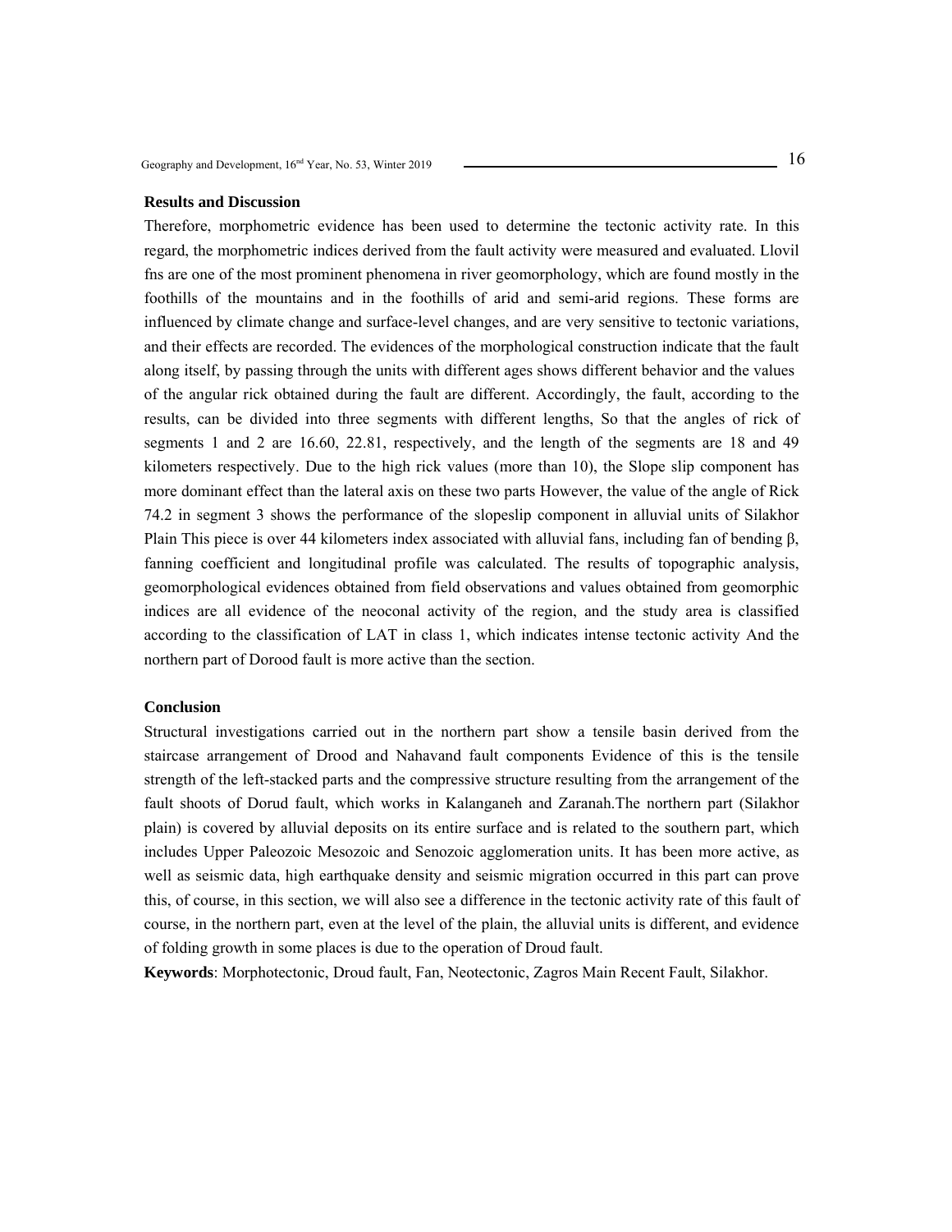## Results and Discussion

Therefore, morphometric evidence has been used to determine the tectonic activity rate. In this regard, the morphometric indices derived from the fault activity were measured and evaluated. Llovil fns are one of the most prominent phenomena in river geomorphology, which are found mostly in the foothills of the mountains and in the foothills of arid and semi-arid regions. These forms are influenced by climate change and surface-level changes, and are very sensitive to tectonic variations, and their effects are recorded. The evidences of the morphological construction indicate that the fault along itself, by passing through the units with different ages shows different behavior and the values of the angular rick obtained during the fault are different. Accordingly, the fault, according to the results, can be divided into three segments with different lengths, So that the angles of rick of segments 1 and 2 are 16.60, 22.81, respectively, and the length of the segments are 18 and 49 kilometers respectively. Due to the high rick values (more than 10), the Slope slip component has more dominant effect than the lateral axis on these two parts However, the value of the angle of Rick 74.2 in segment 3 shows the performance of the slopeslip component in alluvial units of Silakhor Plain This piece is over 44 kilometers index associated with alluvial fans, including fan of bending β, fanning coefficient and longitudinal profile was calculated. The results of topographic analysis, geomorphological evidences obtained from field observations and values obtained from geomorphic indices are all evidence of the neoconal activity of the region, and the study area is classified according to the classification of LAT in class 1, which indicates intense tectonic activity And the northern part of Dorood fault is more active than the section.

## Conclusion

Structural investigations carried out in the northern part show a tensile basin derived from the staircase arrangement of Drood and Nahavand fault components Evidence of this is the tensile strength of the left-stacked parts and the compressive structure resulting from the arrangement of the fault shoots of Dorud fault, which works in Kalanganeh and Zaranah.The northern part (Silakhor plain) is covered by alluvial deposits on its entire surface and is related to the southern part, which includes Upper Paleozoic Mesozoic and Senozoic agglomeration units. It has been more active, as well as seismic data, high earthquake density and seismic migration occurred in this part can prove this, of course, in this section, we will also see a difference in the tectonic activity rate of this fault of course, in the northern part, even at the level of the plain, the alluvial units is different, and evidence of folding growth in some places is due to the operation of Droud fault.

**Keywords**: Morphotectonic, Droud fault, Fan, Neotectonic, Zagros Main Recent Fault, Silakhor.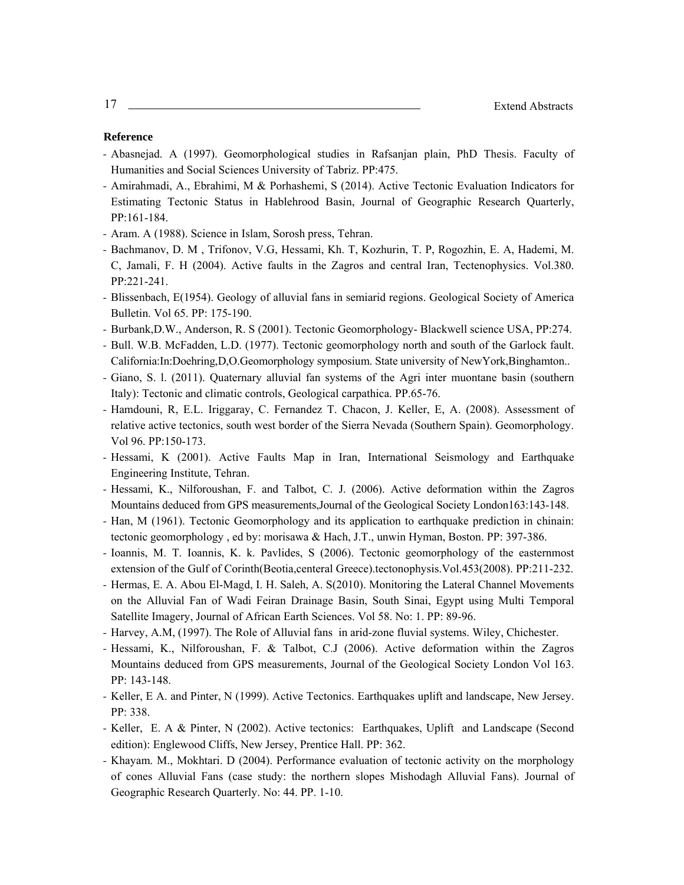**Reference**

- Abasnejad. A (1997). Geomorphological studies in Rafsanjan plain, PhD Thesis. Faculty of Humanities and Social Sciences University of Tabriz. PP:475.
- Amirahmadi, A., Ebrahimi, M & Porhashemi, S (2014). Active Tectonic Evaluation Indicators for Estimating Tectonic Status in Hablehrood Basin, Journal of Geographic Research Quarterly, PP:161-184.
- Aram. A (1988). Science in Islam, Sorosh press, Tehran.
- Bachmanov, D. M , Trifonov, V.G, Hessami, Kh. T, Kozhurin, T. P, Rogozhin, E. A, Hademi, M. C, Jamali, F. H (2004). Active faults in the Zagros and central Iran, Tectenophysics. Vol.380. PP:221-241.
- Blissenbach, E(1954). Geology of alluvial fans in semiarid regions. Geological Society of America Bulletin. Vol 65. PP: 175-190.
- Burbank,D.W., Anderson, R. S (2001). Tectonic Geomorphology- Blackwell science USA, PP:274.
- Bull. W.B. McFadden, L.D. (1977). Tectonic geomorphology north and south of the Garlock fault. California:In:Doehring,D,O.Geomorphology symposium. State university of NewYork,Binghamton..
- Giano, S. l. (2011). Quaternary alluvial fan systems of the Agri inter muontane basin (southern Italy): Tectonic and climatic controls, Geological carpathica. PP.65-76.
- Hamdouni, R, E.L. Iriggaray, C. Fernandez T. Chacon, J. Keller, E, A. (2008). Assessment of relative active tectonics, south west border of the Sierra Nevada (Southern Spain). Geomorphology. Vol 96. PP:150-173.
- Hessami, K (2001). Active Faults Map in Iran, International Seismology and Earthquake Engineering Institute, Tehran.
- Hessami, K., Nilforoushan, F. and Talbot, C. J. (2006). Active deformation within the Zagros Mountains deduced from GPS measurements,Journal of the Geological Society London163:143-148.
- Han, M (1961). Tectonic Geomorphology and its application to earthquake prediction in chinain: tectonic geomorphology , ed by: morisawa & Hach, J.T., unwin Hyman, Boston. PP: 397-386.
- Ioannis, M. T. Ioannis, K. k. Pavlides, S (2006). Tectonic geomorphology of the easternmost extension of the Gulf of Corinth(Beotia,centeral Greece).tectonophysis.Vol.453(2008). PP:211-232.
- Hermas, E. A. Abou El-Magd, I. H. Saleh, A. S(2010). Monitoring the Lateral Channel Movements on the Alluvial Fan of Wadi Feiran Drainage Basin, South Sinai, Egypt using Multi Temporal Satellite Imagery, Journal of African Earth Sciences. Vol 58. No: 1. PP: 89-96.
- Harvey, A.M, (1997). The Role of Alluvial fans in arid-zone fluvial systems. Wiley, Chichester.
- Hessami, K., Nilforoushan, F. & Talbot, C.J (2006). Active deformation within the Zagros Mountains deduced from GPS measurements, Journal of the Geological Society London Vol 163. PP: 143-148.
- Keller, E A. and Pinter, N (1999). Active Tectonics. Earthquakes uplift and landscape, New Jersey. PP: 338.
- Keller, E. A & Pinter, N (2002). Active tectonics: Earthquakes, Uplift and Landscape (Second edition): Englewood Cliffs, New Jersey, Prentice Hall. PP: 362.
- Khayam. M., Mokhtari. D (2004). Performance evaluation of tectonic activity on the morphology of cones Alluvial Fans (case study: the northern slopes Mishodagh Alluvial Fans). Journal of Geographic Research Quarterly. No: 44. PP. 1-10.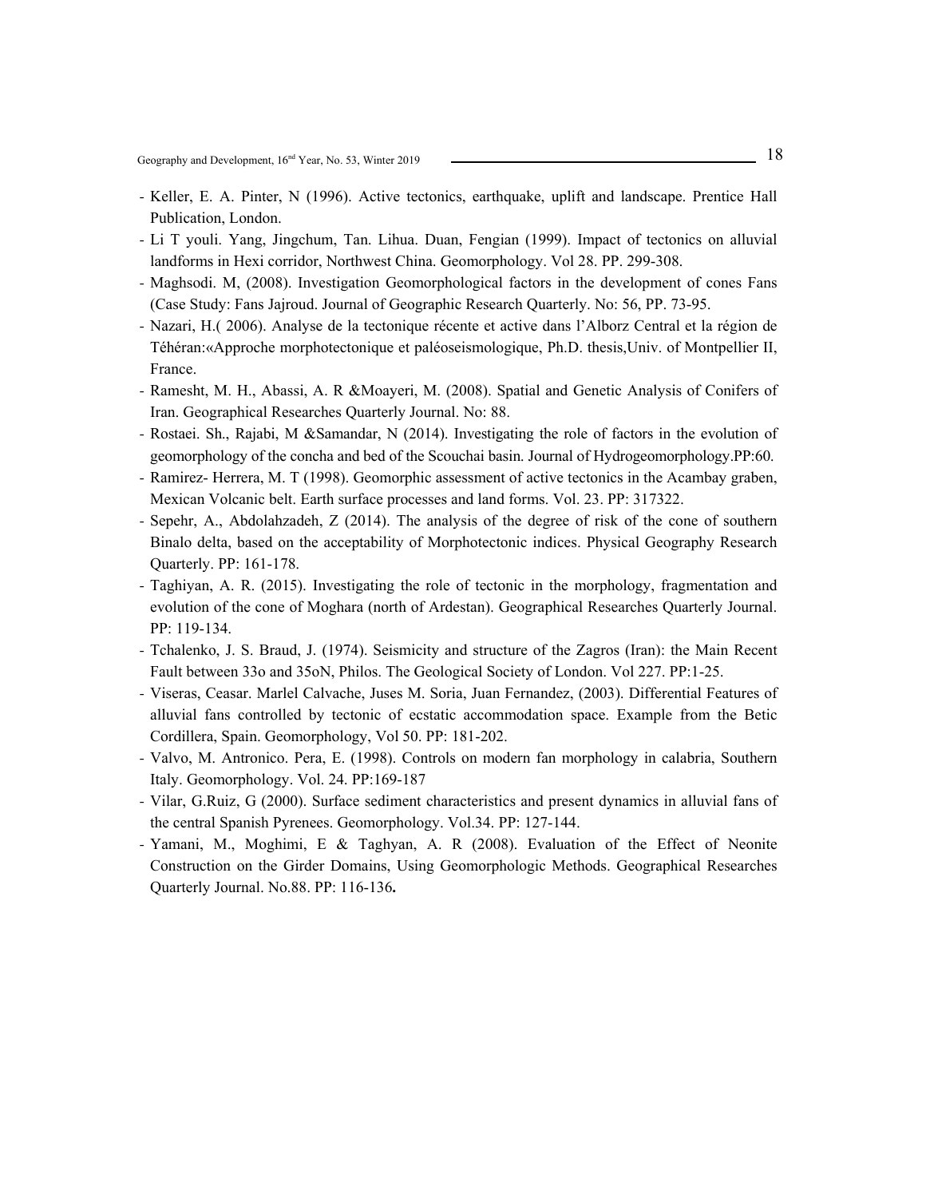- Keller, E. A. Pinter, N (1996). Active tectonics, earthquake, uplift and landscape. Prentice Hall Publication, London.
- Li T youli. Yang, Jingchum, Tan. Lihua. Duan, Fengian (1999). Impact of tectonics on alluvial landforms in Hexi corridor, Northwest China. Geomorphology. Vol 28. PP. 299-308.
- Maghsodi. M, (2008). Investigation Geomorphological factors in the development of cones Fans (Case Study: Fans Jajroud. Journal of Geographic Research Quarterly. No: 56, PP. 73-95.
- Nazari, H.( 2006). Analyse de la tectonique récente et active dans l'Alborz Central et la région de Téhéran:«Approche morphotectonique et paléoseismologique, Ph.D. thesis,Univ. of Montpellier II, France.
- Ramesht, M. H., Abassi, A. R &Moayeri, M. (2008). Spatial and Genetic Analysis of Conifers of Iran. Geographical Researches Quarterly Journal. No: 88.
- Rostaei. Sh., Rajabi, M &Samandar, N (2014). Investigating the role of factors in the evolution of geomorphology of the concha and bed of the Scouchai basin. Journal of Hydrogeomorphology.PP:60.
- Ramirez- Herrera, M. T (1998). Geomorphic assessment of active tectonics in the Acambay graben, Mexican Volcanic belt. Earth surface processes and land forms. Vol. 23. PP: 317322.
- Sepehr, A., Abdolahzadeh, Z (2014). The analysis of the degree of risk of the cone of southern Binalo delta, based on the acceptability of Morphotectonic indices. Physical Geography Research Quarterly. PP: 161-178.
- Taghiyan, A. R. (2015). Investigating the role of tectonic in the morphology, fragmentation and evolution of the cone of Moghara (north of Ardestan). Geographical Researches Quarterly Journal. PP: 119-134.
- Tchalenko, J. S. Braud, J. (1974). Seismicity and structure of the Zagros (Iran): the Main Recent Fault between 33o and 35oN, Philos. The Geological Society of London. Vol 227. PP:1-25.
- Viseras, Ceasar. Marlel Calvache, Juses M. Soria, Juan Fernandez, (2003). Differential Features of alluvial fans controlled by tectonic of ecstatic accommodation space. Example from the Betic Cordillera, Spain. Geomorphology, Vol 50. PP: 181-202.
- Valvo, M. Antronico. Pera, E. (1998). Controls on modern fan morphology in calabria, Southern Italy. Geomorphology. Vol. 24. PP:169-187
- Vilar, G.Ruiz, G (2000). Surface sediment characteristics and present dynamics in alluvial fans of the central Spanish Pyrenees. Geomorphology. Vol.34. PP: 127-144.
- Yamani, M., Moghimi, E & Taghyan, A. R (2008). Evaluation of the Effect of Neonite Construction on the Girder Domains, Using Geomorphologic Methods. Geographical Researches Quarterly Journal. No.88. PP: 116-136**.**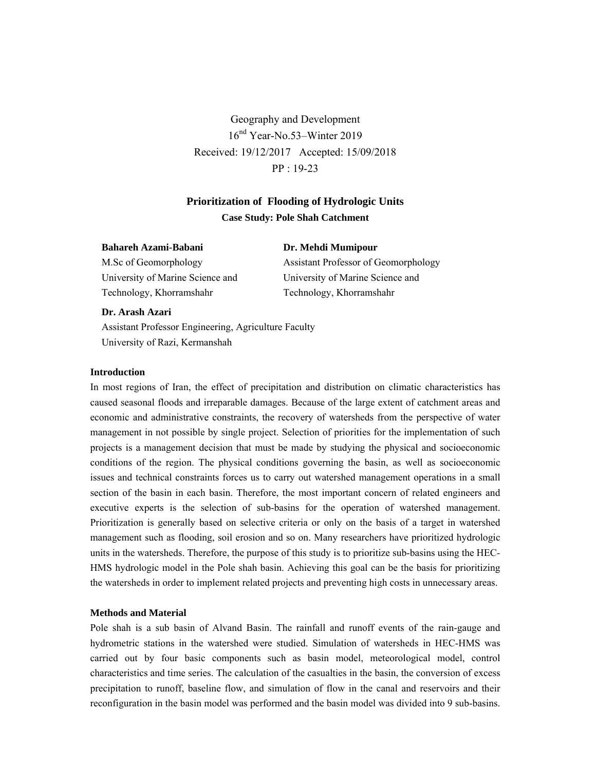Geography and Development
16[nd] Year-No.53–Winter 2019
Received: 19/12/2017 Accepted: 15/09/2018
PP : 19-23

# Prioritization of Flooding of Hydrologic Units

## Case Study: Pole Shah Catchment

**Bahareh Azami-Babani**
M.Sc of Geomorphology
University of Marine Science and Technology, Khorramshahr

**Dr. Mehdi Mumipour**
Assistant Professor of Geomorphology
University of Marine Science and Technology, Khorramshahr

**Dr. Arash Azari**
Assistant Professor Engineering, Agriculture Faculty
University of Razi, Kermanshah

### Introduction

In most regions of Iran, the effect of precipitation and distribution on climatic characteristics has caused seasonal floods and irreparable damages. Because of the large extent of catchment areas and economic and administrative constraints, the recovery of watersheds from the perspective of water management in not possible by single project. Selection of priorities for the implementation of such projects is a management decision that must be made by studying the physical and socioeconomic conditions of the region. The physical conditions governing the basin, as well as socioeconomic issues and technical constraints forces us to carry out watershed management operations in a small section of the basin in each basin. Therefore, the most important concern of related engineers and executive experts is the selection of sub-basins for the operation of watershed management. Prioritization is generally based on selective criteria or only on the basis of a target in watershed management such as flooding, soil erosion and so on. Many researchers have prioritized hydrologic units in the watersheds. Therefore, the purpose of this study is to prioritize sub-basins using the HEC-HMS hydrologic model in the Pole shah basin. Achieving this goal can be the basis for prioritizing the watersheds in order to implement related projects and preventing high costs in unnecessary areas.

### Methods and Material

Pole shah is a sub basin of Alvand Basin. The rainfall and runoff events of the rain-gauge and hydrometric stations in the watershed were studied. Simulation of watersheds in HEC-HMS was carried out by four basic components such as basin model, meteorological model, control characteristics and time series. The calculation of the casualties in the basin, the conversion of excess precipitation to runoff, baseline flow, and simulation of flow in the canal and reservoirs and their reconfiguration in the basin model was performed and the basin model was divided into 9 sub-basins.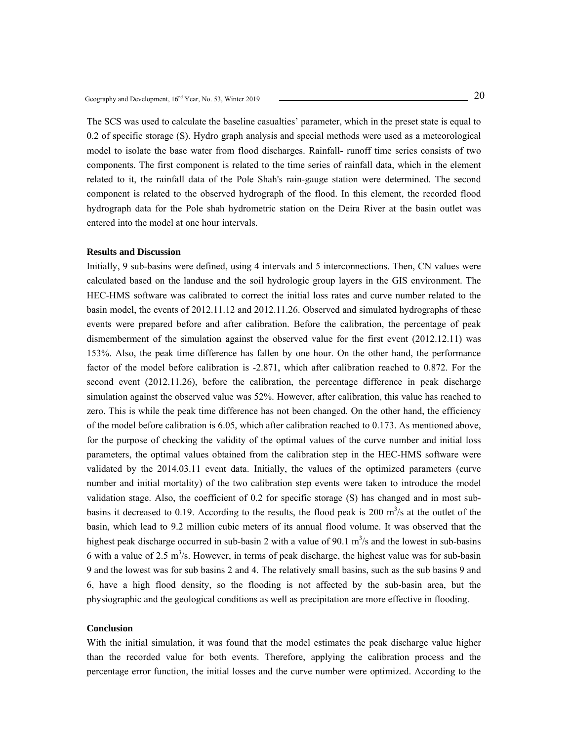The SCS was used to calculate the baseline casualties' parameter, which in the preset state is equal to 0.2 of specific storage (S). Hydro graph analysis and special methods were used as a meteorological model to isolate the base water from flood discharges. Rainfall- runoff time series consists of two components. The first component is related to the time series of rainfall data, which in the element related to it, the rainfall data of the Pole Shah's rain-gauge station were determined. The second component is related to the observed hydrograph of the flood. In this element, the recorded flood hydrograph data for the Pole shah hydrometric station on the Deira River at the basin outlet was entered into the model at one hour intervals.

### Results and Discussion

Initially, 9 sub-basins were defined, using 4 intervals and 5 interconnections. Then, CN values were calculated based on the landuse and the soil hydrologic group layers in the GIS environment. The HEC-HMS software was calibrated to correct the initial loss rates and curve number related to the basin model, the events of 2012.11.12 and 2012.11.26. Observed and simulated hydrographs of these events were prepared before and after calibration. Before the calibration, the percentage of peak dismemberment of the simulation against the observed value for the first event (2012.12.11) was 153%. Also, the peak time difference has fallen by one hour. On the other hand, the performance factor of the model before calibration is -2.871, which after calibration reached to 0.872. For the second event (2012.11.26), before the calibration, the percentage difference in peak discharge simulation against the observed value was 52%. However, after calibration, this value has reached to zero. This is while the peak time difference has not been changed. On the other hand, the efficiency of the model before calibration is 6.05, which after calibration reached to 0.173. As mentioned above, for the purpose of checking the validity of the optimal values of the curve number and initial loss parameters, the optimal values obtained from the calibration step in the HEC-HMS software were validated by the 2014.03.11 event data. Initially, the values of the optimized parameters (curve number and initial mortality) of the two calibration step events were taken to introduce the model validation stage. Also, the coefficient of 0.2 for specific storage (S) has changed and in most sub-basins it decreased to 0.19. According to the results, the flood peak is 200 $m^3/s$ at the outlet of the basin, which lead to 9.2 million cubic meters of its annual flood volume. It was observed that the highest peak discharge occurred in sub-basin 2 with a value of 90.1 $m^3/s$ and the lowest in sub-basins 6 with a value of 2.5 $m^3/s$. However, in terms of peak discharge, the highest value was for sub-basin 9 and the lowest was for sub basins 2 and 4. The relatively small basins, such as the sub basins 9 and 6, have a high flood density, so the flooding is not affected by the sub-basin area, but the physiographic and the geological conditions as well as precipitation are more effective in flooding.

### Conclusion

With the initial simulation, it was found that the model estimates the peak discharge value higher than the recorded value for both events. Therefore, applying the calibration process and the percentage error function, the initial losses and the curve number were optimized. According to the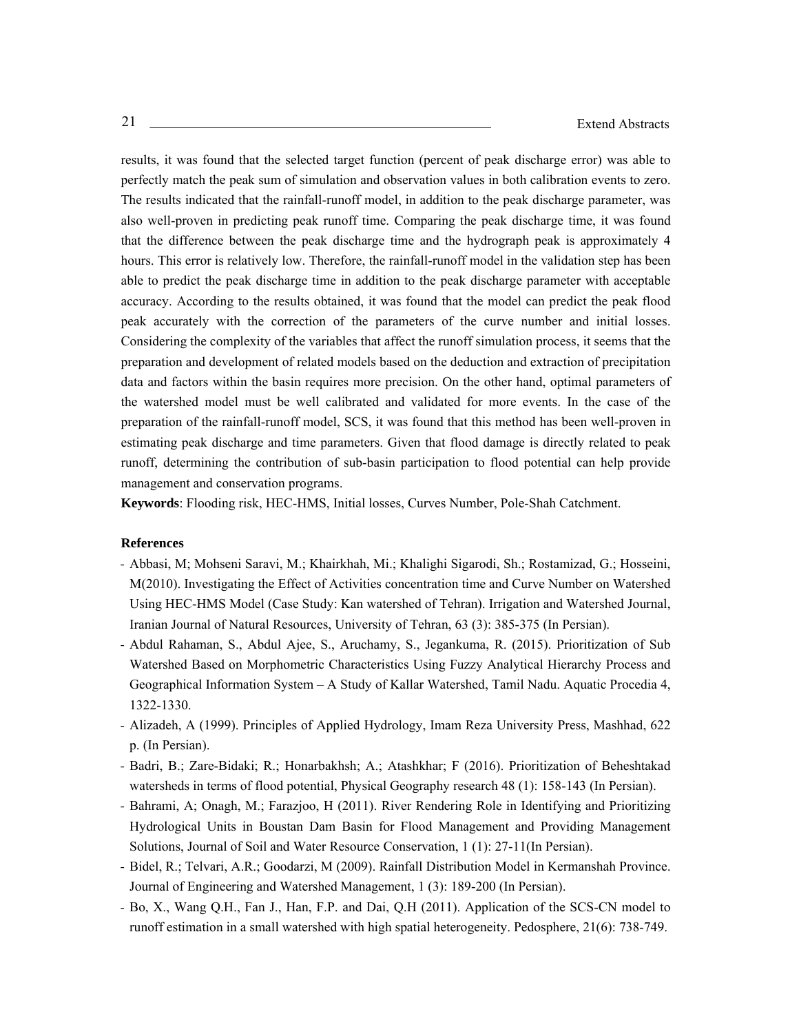results, it was found that the selected target function (percent of peak discharge error) was able to perfectly match the peak sum of simulation and observation values in both calibration events to zero. The results indicated that the rainfall-runoff model, in addition to the peak discharge parameter, was also well-proven in predicting peak runoff time. Comparing the peak discharge time, it was found that the difference between the peak discharge time and the hydrograph peak is approximately 4 hours. This error is relatively low. Therefore, the rainfall-runoff model in the validation step has been able to predict the peak discharge time in addition to the peak discharge parameter with acceptable accuracy. According to the results obtained, it was found that the model can predict the peak flood peak accurately with the correction of the parameters of the curve number and initial losses. Considering the complexity of the variables that affect the runoff simulation process, it seems that the preparation and development of related models based on the deduction and extraction of precipitation data and factors within the basin requires more precision. On the other hand, optimal parameters of the watershed model must be well calibrated and validated for more events. In the case of the preparation of the rainfall-runoff model, SCS, it was found that this method has been well-proven in estimating peak discharge and time parameters. Given that flood damage is directly related to peak runoff, determining the contribution of sub-basin participation to flood potential can help provide management and conservation programs.

**Keywords**: Flooding risk, HEC-HMS, Initial losses, Curves Number, Pole-Shah Catchment.

**References**

- Abbasi, M; Mohseni Saravi, M.; Khairkhah, Mi.; Khalighi Sigarodi, Sh.; Rostamizad, G.; Hosseini, M(2010). Investigating the Effect of Activities concentration time and Curve Number on Watershed Using HEC-HMS Model (Case Study: Kan watershed of Tehran). Irrigation and Watershed Journal, Iranian Journal of Natural Resources, University of Tehran, 63 (3): 385-375 (In Persian).
- Abdul Rahaman, S., Abdul Ajee, S., Aruchamy, S., Jegankuma, R. (2015). Prioritization of Sub Watershed Based on Morphometric Characteristics Using Fuzzy Analytical Hierarchy Process and Geographical Information System – A Study of Kallar Watershed, Tamil Nadu. Aquatic Procedia 4, 1322-1330.
- Alizadeh, A (1999). Principles of Applied Hydrology, Imam Reza University Press, Mashhad, 622 p. (In Persian).
- Badri, B.; Zare-Bidaki; R.; Honarbakhsh; A.; Atashkhar; F (2016). Prioritization of Beheshtakad watersheds in terms of flood potential, Physical Geography research 48 (1): 158-143 (In Persian).
- Bahrami, A; Onagh, M.; Farazjoo, H (2011). River Rendering Role in Identifying and Prioritizing Hydrological Units in Boustan Dam Basin for Flood Management and Providing Management Solutions, Journal of Soil and Water Resource Conservation, 1 (1): 27-11(In Persian).
- Bidel, R.; Telvari, A.R.; Goodarzi, M (2009). Rainfall Distribution Model in Kermanshah Province. Journal of Engineering and Watershed Management, 1 (3): 189-200 (In Persian).
- Bo, X., Wang Q.H., Fan J., Han, F.P. and Dai, Q.H (2011). Application of the SCS-CN model to runoff estimation in a small watershed with high spatial heterogeneity. Pedosphere, 21(6): 738-749.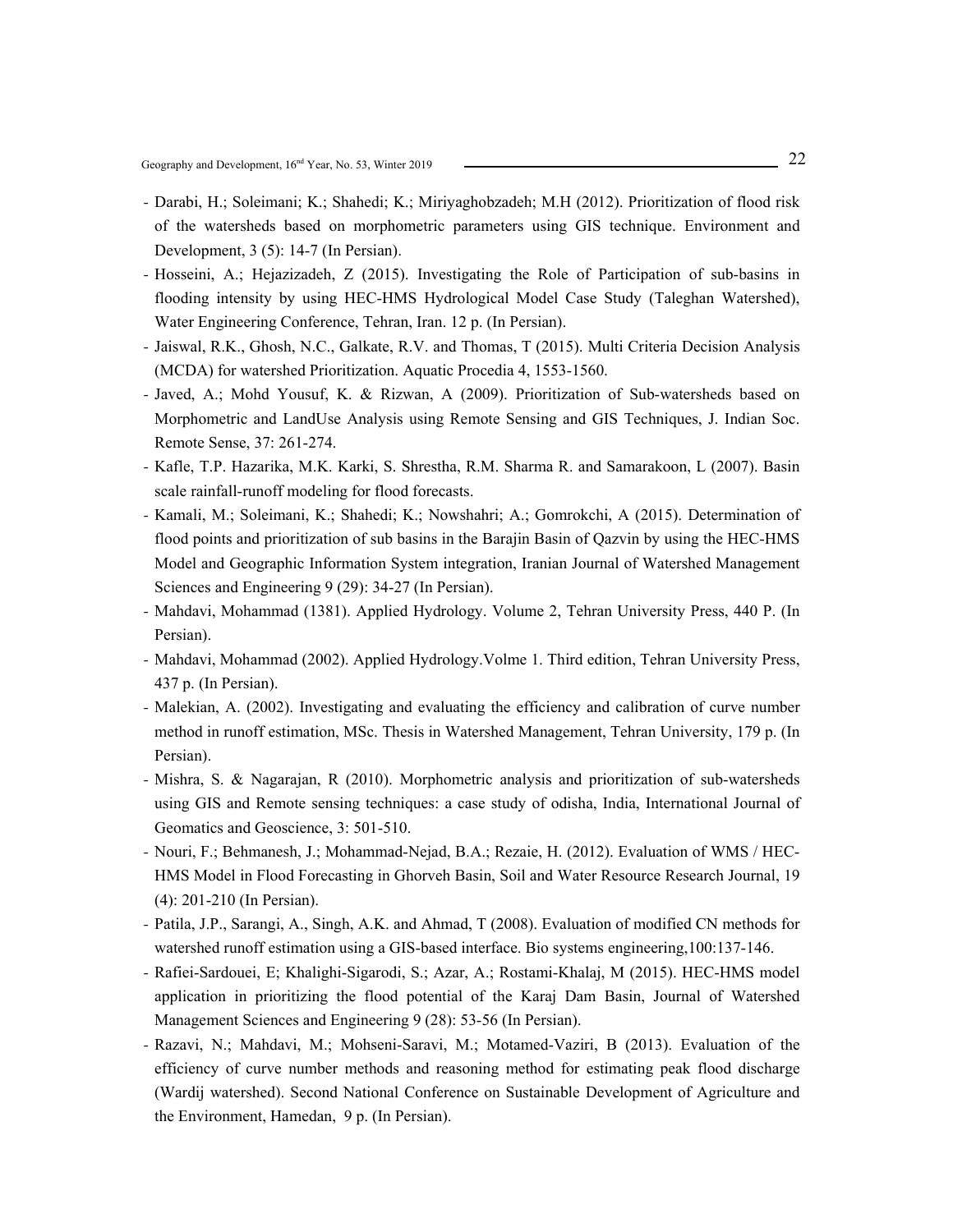- Darabi, H.; Soleimani; K.; Shahedi; K.; Miriyaghobzadeh; M.H (2012). Prioritization of flood risk of the watersheds based on morphometric parameters using GIS technique. Environment and Development, 3 (5): 14-7 (In Persian).
- Hosseini, A.; Hejazizadeh, Z (2015). Investigating the Role of Participation of sub-basins in flooding intensity by using HEC-HMS Hydrological Model Case Study (Taleghan Watershed), Water Engineering Conference, Tehran, Iran. 12 p. (In Persian).
- Jaiswal, R.K., Ghosh, N.C., Galkate, R.V. and Thomas, T (2015). Multi Criteria Decision Analysis (MCDA) for watershed Prioritization. Aquatic Procedia 4, 1553-1560.
- Javed, A.; Mohd Yousuf, K. & Rizwan, A (2009). Prioritization of Sub-watersheds based on Morphometric and LandUse Analysis using Remote Sensing and GIS Techniques, J. Indian Soc. Remote Sense, 37: 261-274.
- Kafle, T.P. Hazarika, M.K. Karki, S. Shrestha, R.M. Sharma R. and Samarakoon, L (2007). Basin scale rainfall-runoff modeling for flood forecasts.
- Kamali, M.; Soleimani, K.; Shahedi; K.; Nowshahri; A.; Gomrokchi, A (2015). Determination of flood points and prioritization of sub basins in the Barajin Basin of Qazvin by using the HEC-HMS Model and Geographic Information System integration, Iranian Journal of Watershed Management Sciences and Engineering 9 (29): 34-27 (In Persian).
- Mahdavi, Mohammad (1381). Applied Hydrology. Volume 2, Tehran University Press, 440 P. (In Persian).
- Mahdavi, Mohammad (2002). Applied Hydrology.Volme 1. Third edition, Tehran University Press, 437 p. (In Persian).
- Malekian, A. (2002). Investigating and evaluating the efficiency and calibration of curve number method in runoff estimation, MSc. Thesis in Watershed Management, Tehran University, 179 p. (In Persian).
- Mishra, S. & Nagarajan, R (2010). Morphometric analysis and prioritization of sub-watersheds using GIS and Remote sensing techniques: a case study of odisha, India, International Journal of Geomatics and Geoscience, 3: 501-510.
- Nouri, F.; Behmanesh, J.; Mohammad-Nejad, B.A.; Rezaie, H. (2012). Evaluation of WMS / HEC-HMS Model in Flood Forecasting in Ghorveh Basin, Soil and Water Resource Research Journal, 19 (4): 201-210 (In Persian).
- Patila, J.P., Sarangi, A., Singh, A.K. and Ahmad, T (2008). Evaluation of modified CN methods for watershed runoff estimation using a GIS-based interface. Bio systems engineering,100:137-146.
- Rafiei-Sardouei, E; Khalighi-Sigarodi, S.; Azar, A.; Rostami-Khalaj, M (2015). HEC-HMS model application in prioritizing the flood potential of the Karaj Dam Basin, Journal of Watershed Management Sciences and Engineering 9 (28): 53-56 (In Persian).
- Razavi, N.; Mahdavi, M.; Mohseni-Saravi, M.; Motamed-Vaziri, B (2013). Evaluation of the efficiency of curve number methods and reasoning method for estimating peak flood discharge (Wardij watershed). Second National Conference on Sustainable Development of Agriculture and the Environment, Hamedan, 9 p. (In Persian).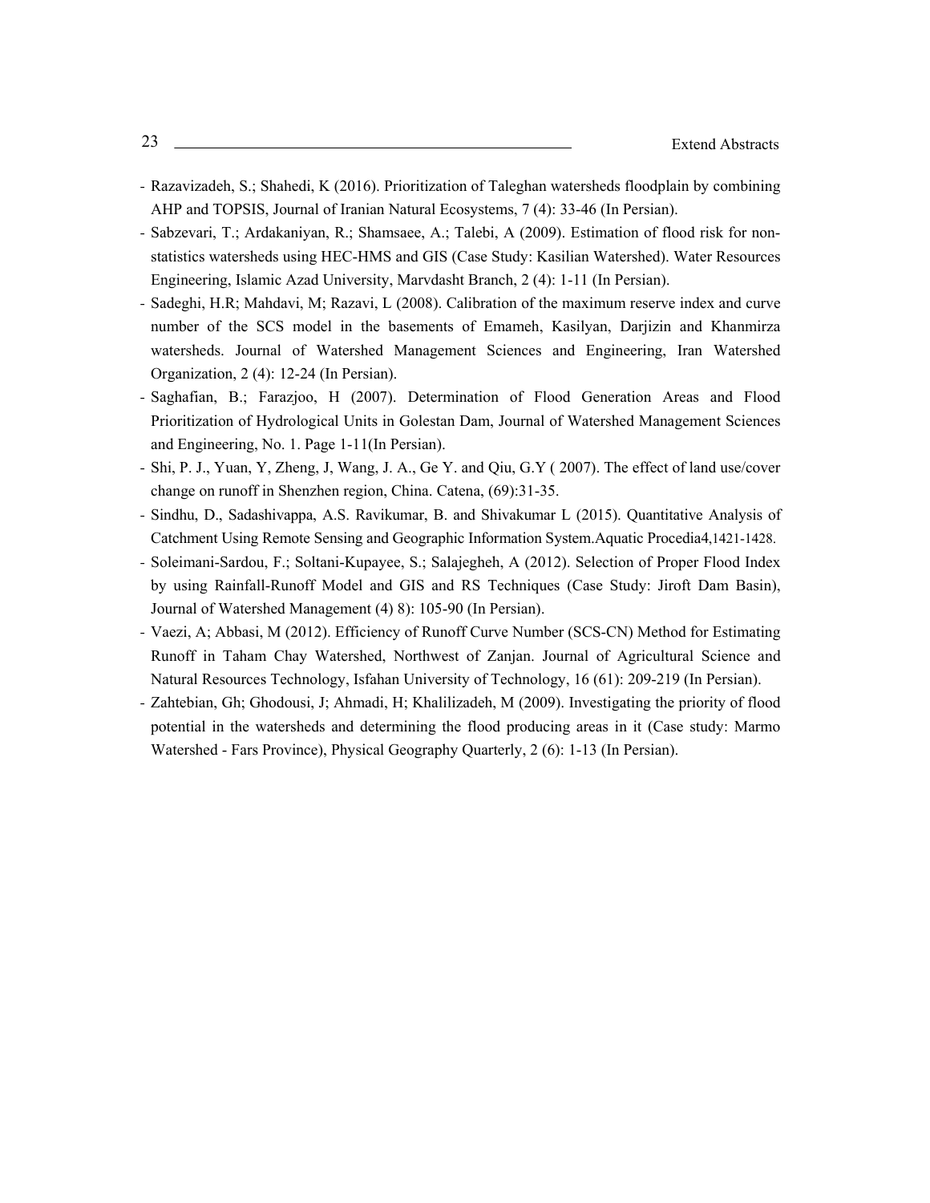- Razavizadeh, S.; Shahedi, K (2016). Prioritization of Taleghan watersheds floodplain by combining AHP and TOPSIS, Journal of Iranian Natural Ecosystems, 7 (4): 33-46 (In Persian).
- Sabzevari, T.; Ardakaniyan, R.; Shamsaee, A.; Talebi, A (2009). Estimation of flood risk for non-statistics watersheds using HEC-HMS and GIS (Case Study: Kasilian Watershed). Water Resources Engineering, Islamic Azad University, Marvdasht Branch, 2 (4): 1-11 (In Persian).
- Sadeghi, H.R; Mahdavi, M; Razavi, L (2008). Calibration of the maximum reserve index and curve number of the SCS model in the basements of Emameh, Kasilyan, Darjizin and Khanmirza watersheds. Journal of Watershed Management Sciences and Engineering, Iran Watershed Organization, 2 (4): 12-24 (In Persian).
- Saghafian, B.; Farazjoo, H (2007). Determination of Flood Generation Areas and Flood Prioritization of Hydrological Units in Golestan Dam, Journal of Watershed Management Sciences and Engineering, No. 1. Page 1-11(In Persian).
- Shi, P. J., Yuan, Y, Zheng, J, Wang, J. A., Ge Y. and Qiu, G.Y ( 2007). The effect of land use/cover change on runoff in Shenzhen region, China. Catena, (69):31-35.
- Sindhu, D., Sadashivappa, A.S. Ravikumar, B. and Shivakumar L (2015). Quantitative Analysis of Catchment Using Remote Sensing and Geographic Information System.Aquatic Procedia4,1421-1428.
- Soleimani-Sardou, F.; Soltani-Kupayee, S.; Salajegheh, A (2012). Selection of Proper Flood Index by using Rainfall-Runoff Model and GIS and RS Techniques (Case Study: Jiroft Dam Basin), Journal of Watershed Management (4) 8): 105-90 (In Persian).
- Vaezi, A; Abbasi, M (2012). Efficiency of Runoff Curve Number (SCS-CN) Method for Estimating Runoff in Taham Chay Watershed, Northwest of Zanjan. Journal of Agricultural Science and Natural Resources Technology, Isfahan University of Technology, 16 (61): 209-219 (In Persian).
- Zahtebian, Gh; Ghodousi, J; Ahmadi, H; Khalilizadeh, M (2009). Investigating the priority of flood potential in the watersheds and determining the flood producing areas in it (Case study: Marmo Watershed - Fars Province), Physical Geography Quarterly, 2 (6): 1-13 (In Persian).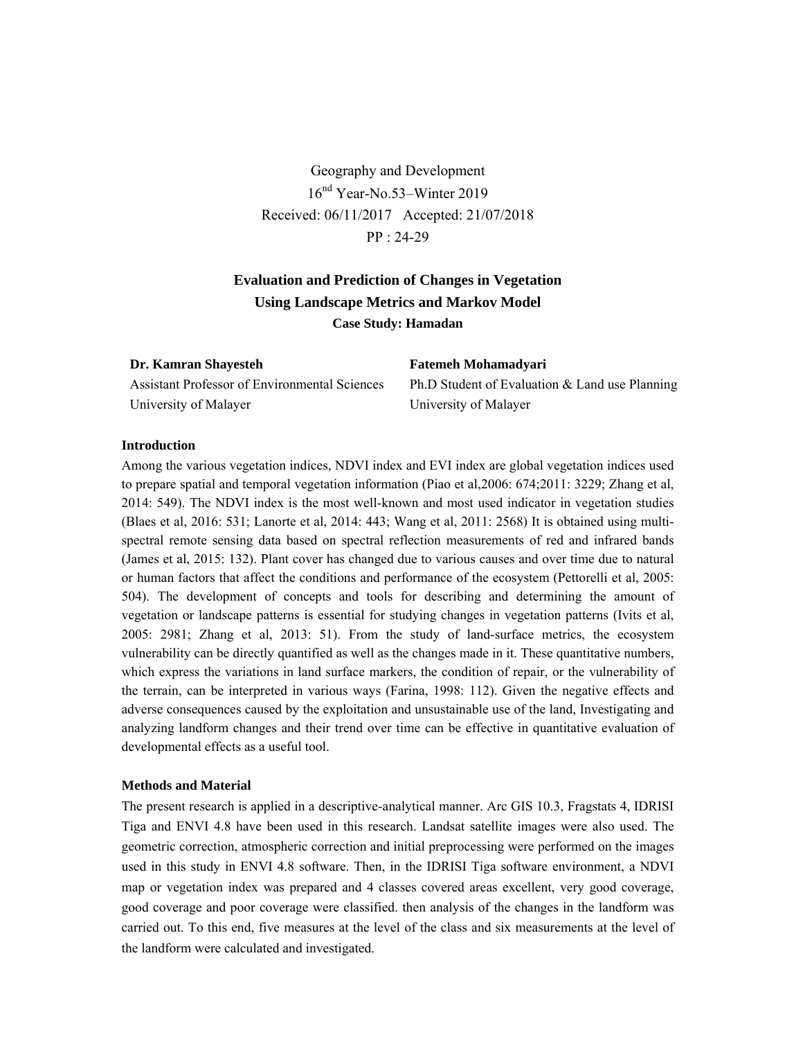Geography and Development
16th Year-No.53–Winter 2019
Received: 06/11/2017 Accepted: 21/07/2018
PP : 24-29

# Evaluation and Prediction of Changes in Vegetation Using Landscape Metrics and Markov Model

**Case Study: Hamadan**

**Dr. Kamran Shayesteh**
Assistant Professor of Environmental Sciences
University of Malayer

**Fatemeh Mohamadyari**
Ph.D Student of Evaluation & Land use Planning
University of Malayer

### Introduction

Among the various vegetation indices, NDVI index and EVI index are global vegetation indices used to prepare spatial and temporal vegetation information (Piao et al,2006: 674;2011: 3229; Zhang et al, 2014: 549). The NDVI index is the most well-known and most used indicator in vegetation studies (Blaes et al, 2016: 531; Lanorte et al, 2014: 443; Wang et al, 2011: 2568) It is obtained using multi-spectral remote sensing data based on spectral reflection measurements of red and infrared bands (James et al, 2015: 132). Plant cover has changed due to various causes and over time due to natural or human factors that affect the conditions and performance of the ecosystem (Pettorelli et al, 2005: 504). The development of concepts and tools for describing and determining the amount of vegetation or landscape patterns is essential for studying changes in vegetation patterns (Ivits et al, 2005: 2981; Zhang et al, 2013: 51). From the study of land-surface metrics, the ecosystem vulnerability can be directly quantified as well as the changes made in it. These quantitative numbers, which express the variations in land surface markers, the condition of repair, or the vulnerability of the terrain, can be interpreted in various ways (Farina, 1998: 112). Given the negative effects and adverse consequences caused by the exploitation and unsustainable use of the land, Investigating and analyzing landform changes and their trend over time can be effective in quantitative evaluation of developmental effects as a useful tool.

### Methods and Material

The present research is applied in a descriptive-analytical manner. Arc GIS 10.3, Fragstats 4, IDRISI Tiga and ENVI 4.8 have been used in this research. Landsat satellite images were also used. The geometric correction, atmospheric correction and initial preprocessing were performed on the images used in this study in ENVI 4.8 software. Then, in the IDRISI Tiga software environment, a NDVI map or vegetation index was prepared and 4 classes covered areas excellent, very good coverage, good coverage and poor coverage were classified. then analysis of the changes in the landform was carried out. To this end, five measures at the level of the class and six measurements at the level of the landform were calculated and investigated.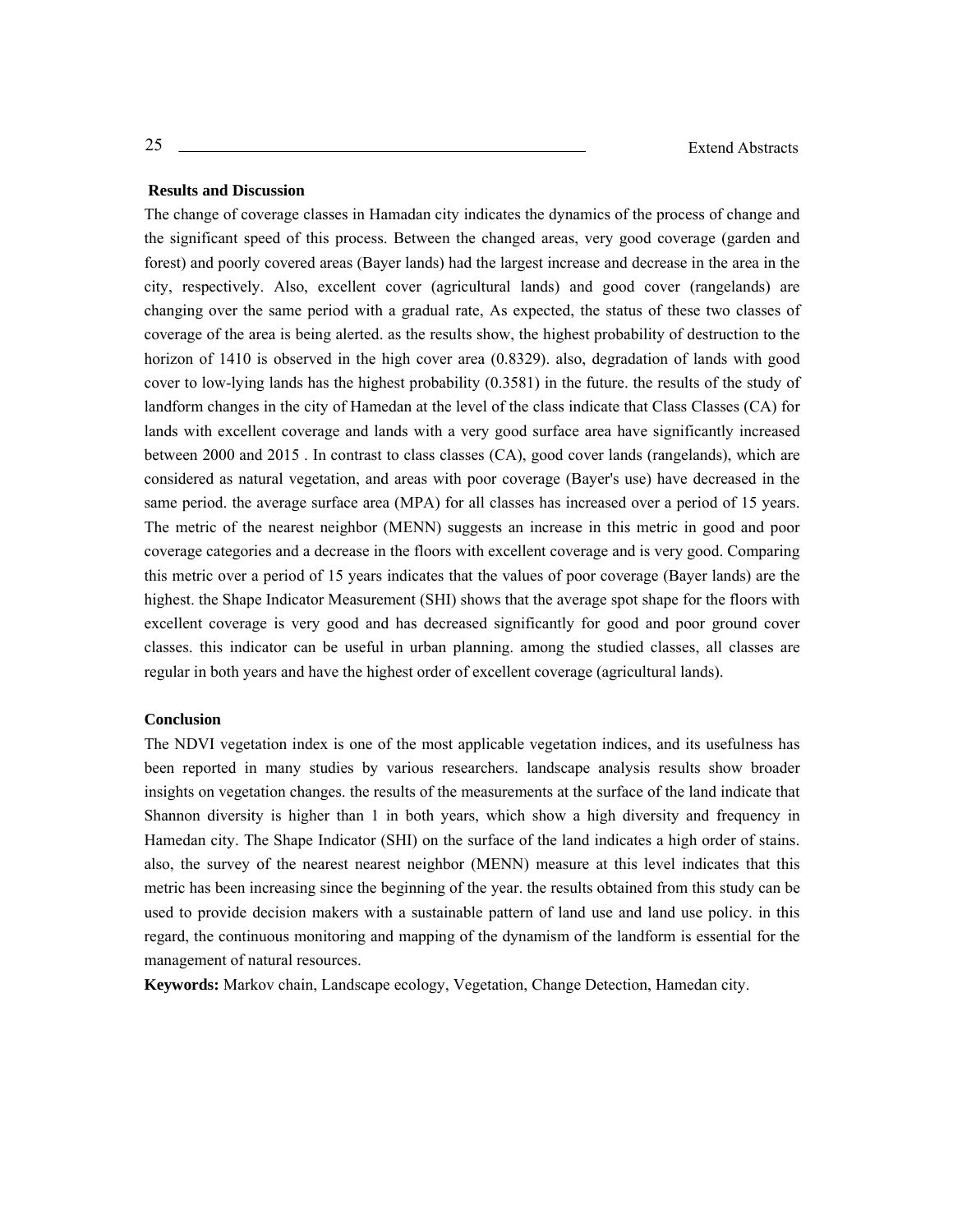## Results and Discussion

The change of coverage classes in Hamadan city indicates the dynamics of the process of change and the significant speed of this process. Between the changed areas, very good coverage (garden and forest) and poorly covered areas (Bayer lands) had the largest increase and decrease in the area in the city, respectively. Also, excellent cover (agricultural lands) and good cover (rangelands) are changing over the same period with a gradual rate, As expected, the status of these two classes of coverage of the area is being alerted. as the results show, the highest probability of destruction to the horizon of 1410 is observed in the high cover area (0.8329). also, degradation of lands with good cover to low-lying lands has the highest probability (0.3581) in the future. the results of the study of landform changes in the city of Hamedan at the level of the class indicate that Class Classes (CA) for lands with excellent coverage and lands with a very good surface area have significantly increased between 2000 and 2015 . In contrast to class classes (CA), good cover lands (rangelands), which are considered as natural vegetation, and areas with poor coverage (Bayer's use) have decreased in the same period. the average surface area (MPA) for all classes has increased over a period of 15 years. The metric of the nearest neighbor (MENN) suggests an increase in this metric in good and poor coverage categories and a decrease in the floors with excellent coverage and is very good. Comparing this metric over a period of 15 years indicates that the values of poor coverage (Bayer lands) are the highest. the Shape Indicator Measurement (SHI) shows that the average spot shape for the floors with excellent coverage is very good and has decreased significantly for good and poor ground cover classes. this indicator can be useful in urban planning. among the studied classes, all classes are regular in both years and have the highest order of excellent coverage (agricultural lands).

## Conclusion

The NDVI vegetation index is one of the most applicable vegetation indices, and its usefulness has been reported in many studies by various researchers. landscape analysis results show broader insights on vegetation changes. the results of the measurements at the surface of the land indicate that Shannon diversity is higher than 1 in both years, which show a high diversity and frequency in Hamedan city. The Shape Indicator (SHI) on the surface of the land indicates a high order of stains. also, the survey of the nearest nearest neighbor (MENN) measure at this level indicates that this metric has been increasing since the beginning of the year. the results obtained from this study can be used to provide decision makers with a sustainable pattern of land use and land use policy. in this regard, the continuous monitoring and mapping of the dynamism of the landform is essential for the management of natural resources.

**Keywords:** Markov chain, Landscape ecology, Vegetation, Change Detection, Hamedan city.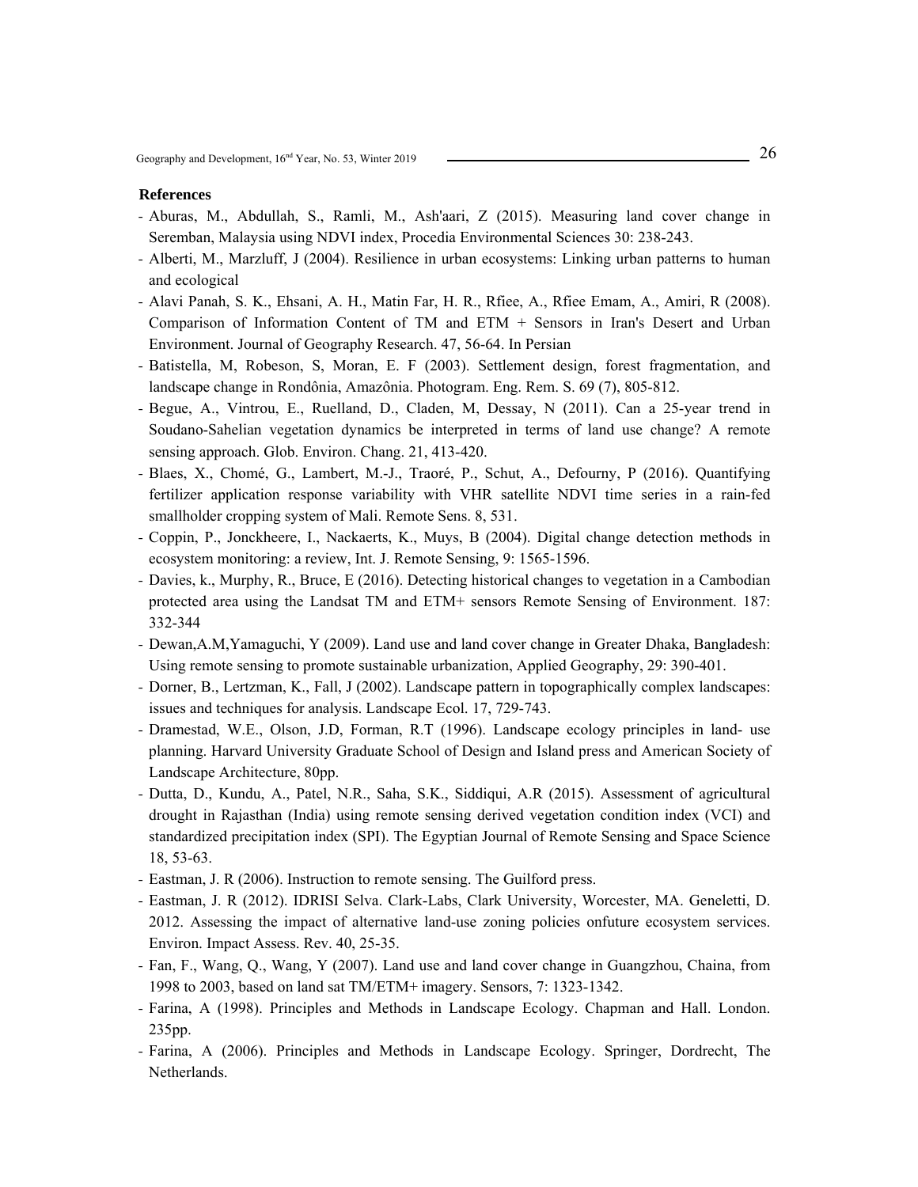**References**

- Aburas, M., Abdullah, S., Ramli, M., Ash'aari, Z (2015). Measuring land cover change in Seremban, Malaysia using NDVI index, Procedia Environmental Sciences 30: 238-243.
- Alberti, M., Marzluff, J (2004). Resilience in urban ecosystems: Linking urban patterns to human and ecological
- Alavi Panah, S. K., Ehsani, A. H., Matin Far, H. R., Rfiee, A., Rfiee Emam, A., Amiri, R (2008). Comparison of Information Content of TM and ETM + Sensors in Iran's Desert and Urban Environment. Journal of Geography Research. 47, 56-64. In Persian
- Batistella, M, Robeson, S, Moran, E. F (2003). Settlement design, forest fragmentation, and landscape change in Rondônia, Amazônia. Photogram. Eng. Rem. S. 69 (7), 805-812.
- Begue, A., Vintrou, E., Ruelland, D., Claden, M, Dessay, N (2011). Can a 25-year trend in Soudano-Sahelian vegetation dynamics be interpreted in terms of land use change? A remote sensing approach. Glob. Environ. Chang. 21, 413-420.
- Blaes, X., Chomé, G., Lambert, M.-J., Traoré, P., Schut, A., Defourny, P (2016). Quantifying fertilizer application response variability with VHR satellite NDVI time series in a rain-fed smallholder cropping system of Mali. Remote Sens. 8, 531.
- Coppin, P., Jonckheere, I., Nackaerts, K., Muys, B (2004). Digital change detection methods in ecosystem monitoring: a review, Int. J. Remote Sensing, 9: 1565-1596.
- Davies, k., Murphy, R., Bruce, E (2016). Detecting historical changes to vegetation in a Cambodian protected area using the Landsat TM and ETM+ sensors Remote Sensing of Environment. 187: 332-344
- Dewan,A.M,Yamaguchi, Y (2009). Land use and land cover change in Greater Dhaka, Bangladesh: Using remote sensing to promote sustainable urbanization, Applied Geography, 29: 390-401.
- Dorner, B., Lertzman, K., Fall, J (2002). Landscape pattern in topographically complex landscapes: issues and techniques for analysis. Landscape Ecol. 17, 729-743.
- Dramestad, W.E., Olson, J.D, Forman, R.T (1996). Landscape ecology principles in land- use planning. Harvard University Graduate School of Design and Island press and American Society of Landscape Architecture, 80pp.
- Dutta, D., Kundu, A., Patel, N.R., Saha, S.K., Siddiqui, A.R (2015). Assessment of agricultural drought in Rajasthan (India) using remote sensing derived vegetation condition index (VCI) and standardized precipitation index (SPI). The Egyptian Journal of Remote Sensing and Space Science 18, 53-63.
- Eastman, J. R (2006). Instruction to remote sensing. The Guilford press.
- Eastman, J. R (2012). IDRISI Selva. Clark-Labs, Clark University, Worcester, MA. Geneletti, D. 2012. Assessing the impact of alternative land-use zoning policies onfuture ecosystem services. Environ. Impact Assess. Rev. 40, 25-35.
- Fan, F., Wang, Q., Wang, Y (2007). Land use and land cover change in Guangzhou, Chaina, from 1998 to 2003, based on land sat TM/ETM+ imagery. Sensors, 7: 1323-1342.
- Farina, A (1998). Principles and Methods in Landscape Ecology. Chapman and Hall. London. 235pp.
- Farina, A (2006). Principles and Methods in Landscape Ecology. Springer, Dordrecht, The Netherlands.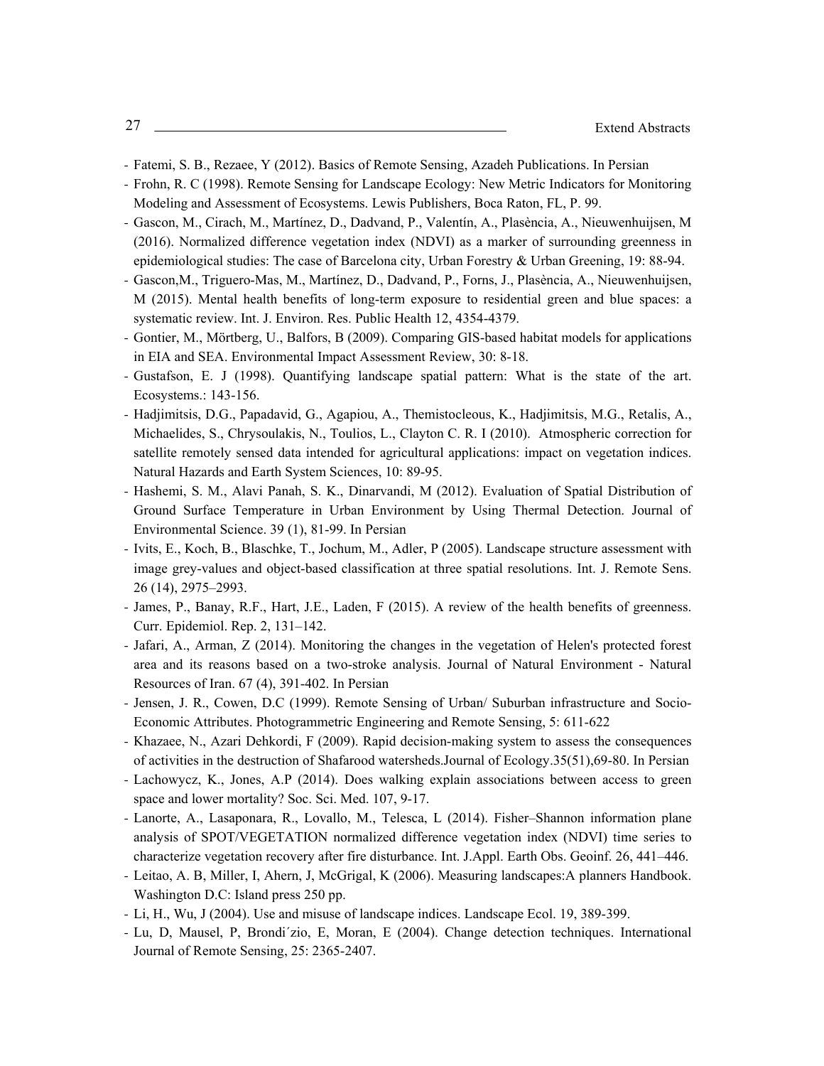- Fatemi, S. B., Rezaee, Y (2012). Basics of Remote Sensing, Azadeh Publications. In Persian
- Frohn, R. C (1998). Remote Sensing for Landscape Ecology: New Metric Indicators for Monitoring Modeling and Assessment of Ecosystems. Lewis Publishers, Boca Raton, FL, P. 99.
- Gascon, M., Cirach, M., Martínez, D., Dadvand, P., Valentín, A., Plasència, A., Nieuwenhuijsen, M (2016). Normalized difference vegetation index (NDVI) as a marker of surrounding greenness in epidemiological studies: The case of Barcelona city, Urban Forestry & Urban Greening, 19: 88-94.
- Gascon,M., Triguero-Mas, M., Martínez, D., Dadvand, P., Forns, J., Plasència, A., Nieuwenhuijsen, M (2015). Mental health benefits of long-term exposure to residential green and blue spaces: a systematic review. Int. J. Environ. Res. Public Health 12, 4354-4379.
- Gontier, M., Mörtberg, U., Balfors, B (2009). Comparing GIS-based habitat models for applications in EIA and SEA. Environmental Impact Assessment Review, 30: 8-18.
- Gustafson, E. J (1998). Quantifying landscape spatial pattern: What is the state of the art. Ecosystems.: 143-156.
- Hadjimitsis, D.G., Papadavid, G., Agapiou, A., Themistocleous, K., Hadjimitsis, M.G., Retalis, A., Michaelides, S., Chrysoulakis, N., Toulios, L., Clayton C. R. I (2010). Atmospheric correction for satellite remotely sensed data intended for agricultural applications: impact on vegetation indices. Natural Hazards and Earth System Sciences, 10: 89-95.
- Hashemi, S. M., Alavi Panah, S. K., Dinarvandi, M (2012). Evaluation of Spatial Distribution of Ground Surface Temperature in Urban Environment by Using Thermal Detection. Journal of Environmental Science. 39 (1), 81-99. In Persian
- Ivits, E., Koch, B., Blaschke, T., Jochum, M., Adler, P (2005). Landscape structure assessment with image grey-values and object-based classification at three spatial resolutions. Int. J. Remote Sens. 26 (14), 2975–2993.
- James, P., Banay, R.F., Hart, J.E., Laden, F (2015). A review of the health benefits of greenness. Curr. Epidemiol. Rep. 2, 131–142.
- Jafari, A., Arman, Z (2014). Monitoring the changes in the vegetation of Helen's protected forest area and its reasons based on a two-stroke analysis. Journal of Natural Environment - Natural Resources of Iran. 67 (4), 391-402. In Persian
- Jensen, J. R., Cowen, D.C (1999). Remote Sensing of Urban/ Suburban infrastructure and Socio-Economic Attributes. Photogrammetric Engineering and Remote Sensing, 5: 611-622
- Khazaee, N., Azari Dehkordi, F (2009). Rapid decision-making system to assess the consequences of activities in the destruction of Shafarood watersheds.Journal of Ecology.35(51),69-80. In Persian
- Lachowycz, K., Jones, A.P (2014). Does walking explain associations between access to green space and lower mortality? Soc. Sci. Med. 107, 9-17.
- Lanorte, A., Lasaponara, R., Lovallo, M., Telesca, L (2014). Fisher–Shannon information plane analysis of SPOT/VEGETATION normalized difference vegetation index (NDVI) time series to characterize vegetation recovery after fire disturbance. Int. J.Appl. Earth Obs. Geoinf. 26, 441–446.
- Leitao, A. B, Miller, I, Ahern, J, McGrigal, K (2006). Measuring landscapes:A planners Handbook. Washington D.C: Island press 250 pp.
- Li, H., Wu, J (2004). Use and misuse of landscape indices. Landscape Ecol. 19, 389-399.
- Lu, D, Mausel, P, Brondi´zio, E, Moran, E (2004). Change detection techniques. International Journal of Remote Sensing, 25: 2365-2407.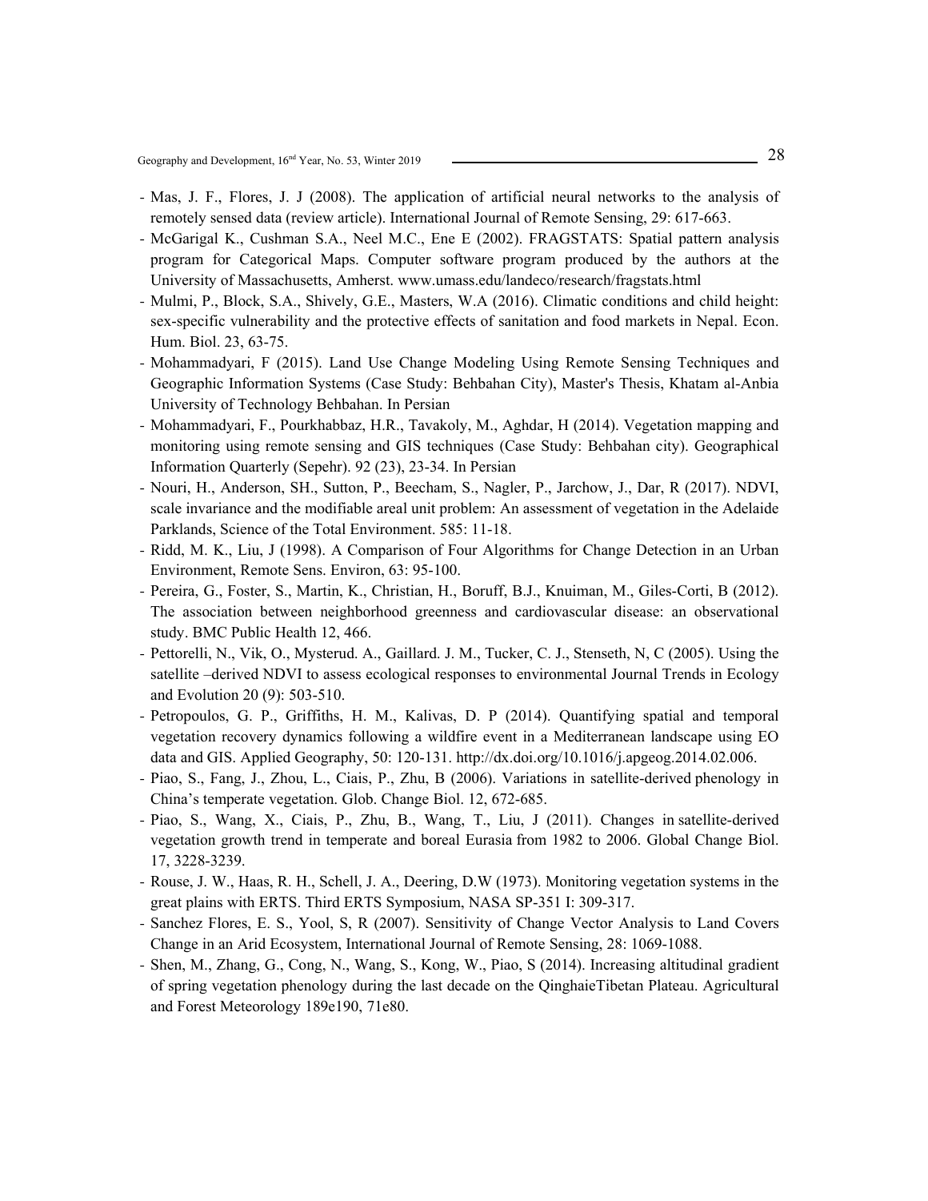- Mas, J. F., Flores, J. J (2008). The application of artificial neural networks to the analysis of remotely sensed data (review article). International Journal of Remote Sensing, 29: 617-663.
- McGarigal K., Cushman S.A., Neel M.C., Ene E (2002). FRAGSTATS: Spatial pattern analysis program for Categorical Maps. Computer software program produced by the authors at the University of Massachusetts, Amherst. www.umass.edu/landeco/research/fragstats.html
- Mulmi, P., Block, S.A., Shively, G.E., Masters, W.A (2016). Climatic conditions and child height: sex-specific vulnerability and the protective effects of sanitation and food markets in Nepal. Econ. Hum. Biol. 23, 63-75.
- Mohammadyari, F (2015). Land Use Change Modeling Using Remote Sensing Techniques and Geographic Information Systems (Case Study: Behbahan City), Master's Thesis, Khatam al-Anbia University of Technology Behbahan. In Persian
- Mohammadyari, F., Pourkhabbaz, H.R., Tavakoly, M., Aghdar, H (2014). Vegetation mapping and monitoring using remote sensing and GIS techniques (Case Study: Behbahan city). Geographical Information Quarterly (Sepehr). 92 (23), 23-34. In Persian
- Nouri, H., Anderson, SH., Sutton, P., Beecham, S., Nagler, P., Jarchow, J., Dar, R (2017). NDVI, scale invariance and the modifiable areal unit problem: An assessment of vegetation in the Adelaide Parklands, Science of the Total Environment. 585: 11-18.
- Ridd, M. K., Liu, J (1998). A Comparison of Four Algorithms for Change Detection in an Urban Environment, Remote Sens. Environ, 63: 95-100.
- Pereira, G., Foster, S., Martin, K., Christian, H., Boruff, B.J., Knuiman, M., Giles-Corti, B (2012). The association between neighborhood greenness and cardiovascular disease: an observational study. BMC Public Health 12, 466.
- Pettorelli, N., Vik, O., Mysterud. A., Gaillard. J. M., Tucker, C. J., Stenseth, N, C (2005). Using the satellite –derived NDVI to assess ecological responses to environmental Journal Trends in Ecology and Evolution 20 (9): 503-510.
- Petropoulos, G. P., Griffiths, H. M., Kalivas, D. P (2014). Quantifying spatial and temporal vegetation recovery dynamics following a wildfire event in a Mediterranean landscape using EO data and GIS. Applied Geography, 50: 120-131. http://dx.doi.org/10.1016/j.apgeog.2014.02.006.
- Piao, S., Fang, J., Zhou, L., Ciais, P., Zhu, B (2006). Variations in satellite-derived phenology in China's temperate vegetation. Glob. Change Biol. 12, 672-685.
- Piao, S., Wang, X., Ciais, P., Zhu, B., Wang, T., Liu, J (2011). Changes in satellite-derived vegetation growth trend in temperate and boreal Eurasia from 1982 to 2006. Global Change Biol. 17, 3228-3239.
- Rouse, J. W., Haas, R. H., Schell, J. A., Deering, D.W (1973). Monitoring vegetation systems in the great plains with ERTS. Third ERTS Symposium, NASA SP-351 I: 309-317.
- Sanchez Flores, E. S., Yool, S, R (2007). Sensitivity of Change Vector Analysis to Land Covers Change in an Arid Ecosystem, International Journal of Remote Sensing, 28: 1069-1088.
- Shen, M., Zhang, G., Cong, N., Wang, S., Kong, W., Piao, S (2014). Increasing altitudinal gradient of spring vegetation phenology during the last decade on the QinghaieTibetan Plateau. Agricultural and Forest Meteorology 189e190, 71e80.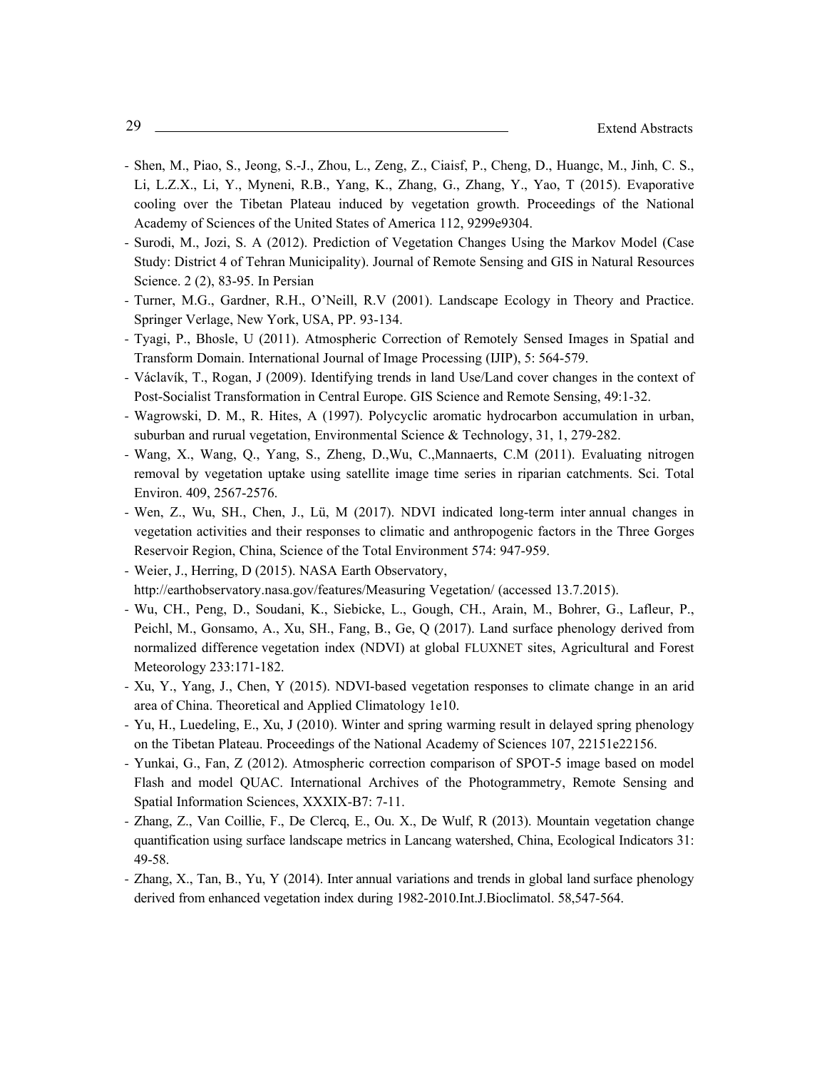- Shen, M., Piao, S., Jeong, S.-J., Zhou, L., Zeng, Z., Ciaisf, P., Cheng, D., Huangc, M., Jinh, C. S., Li, L.Z.X., Li, Y., Myneni, R.B., Yang, K., Zhang, G., Zhang, Y., Yao, T (2015). Evaporative cooling over the Tibetan Plateau induced by vegetation growth. Proceedings of the National Academy of Sciences of the United States of America 112, 9299e9304.
- Surodi, M., Jozi, S. A (2012). Prediction of Vegetation Changes Using the Markov Model (Case Study: District 4 of Tehran Municipality). Journal of Remote Sensing and GIS in Natural Resources Science. 2 (2), 83-95. In Persian
- Turner, M.G., Gardner, R.H., O'Neill, R.V (2001). Landscape Ecology in Theory and Practice. Springer Verlage, New York, USA, PP. 93-134.
- Tyagi, P., Bhosle, U (2011). Atmospheric Correction of Remotely Sensed Images in Spatial and Transform Domain. International Journal of Image Processing (IJIP), 5: 564-579.
- Václavík, T., Rogan, J (2009). Identifying trends in land Use/Land cover changes in the context of Post-Socialist Transformation in Central Europe. GIS Science and Remote Sensing, 49:1-32.
- Wagrowski, D. M., R. Hites, A (1997). Polycyclic aromatic hydrocarbon accumulation in urban, suburban and rurual vegetation, Environmental Science & Technology, 31, 1, 279-282.
- Wang, X., Wang, Q., Yang, S., Zheng, D.,Wu, C.,Mannaerts, C.M (2011). Evaluating nitrogen removal by vegetation uptake using satellite image time series in riparian catchments. Sci. Total Environ. 409, 2567-2576.
- Wen, Z., Wu, SH., Chen, J., Lü, M (2017). NDVI indicated long-term inter annual changes in vegetation activities and their responses to climatic and anthropogenic factors in the Three Gorges Reservoir Region, China, Science of the Total Environment 574: 947-959.
- Weier, J., Herring, D (2015). NASA Earth Observatory, http://earthobservatory.nasa.gov/features/Measuring Vegetation/ (accessed 13.7.2015).
- Wu, CH., Peng, D., Soudani, K., Siebicke, L., Gough, CH., Arain, M., Bohrer, G., Lafleur, P., Peichl, M., Gonsamo, A., Xu, SH., Fang, B., Ge, Q (2017). Land surface phenology derived from normalized difference vegetation index (NDVI) at global FLUXNET sites, Agricultural and Forest Meteorology 233:171-182.
- Xu, Y., Yang, J., Chen, Y (2015). NDVI-based vegetation responses to climate change in an arid area of China. Theoretical and Applied Climatology 1e10.
- Yu, H., Luedeling, E., Xu, J (2010). Winter and spring warming result in delayed spring phenology on the Tibetan Plateau. Proceedings of the National Academy of Sciences 107, 22151e22156.
- Yunkai, G., Fan, Z (2012). Atmospheric correction comparison of SPOT-5 image based on model Flash and model QUAC. International Archives of the Photogrammetry, Remote Sensing and Spatial Information Sciences, XXXIX-B7: 7-11.
- Zhang, Z., Van Coillie, F., De Clercq, E., Ou. X., De Wulf, R (2013). Mountain vegetation change quantification using surface landscape metrics in Lancang watershed, China, Ecological Indicators 31: 49-58.
- Zhang, X., Tan, B., Yu, Y (2014). Inter annual variations and trends in global land surface phenology derived from enhanced vegetation index during 1982-2010.Int.J.Bioclimatol. 58,547-564.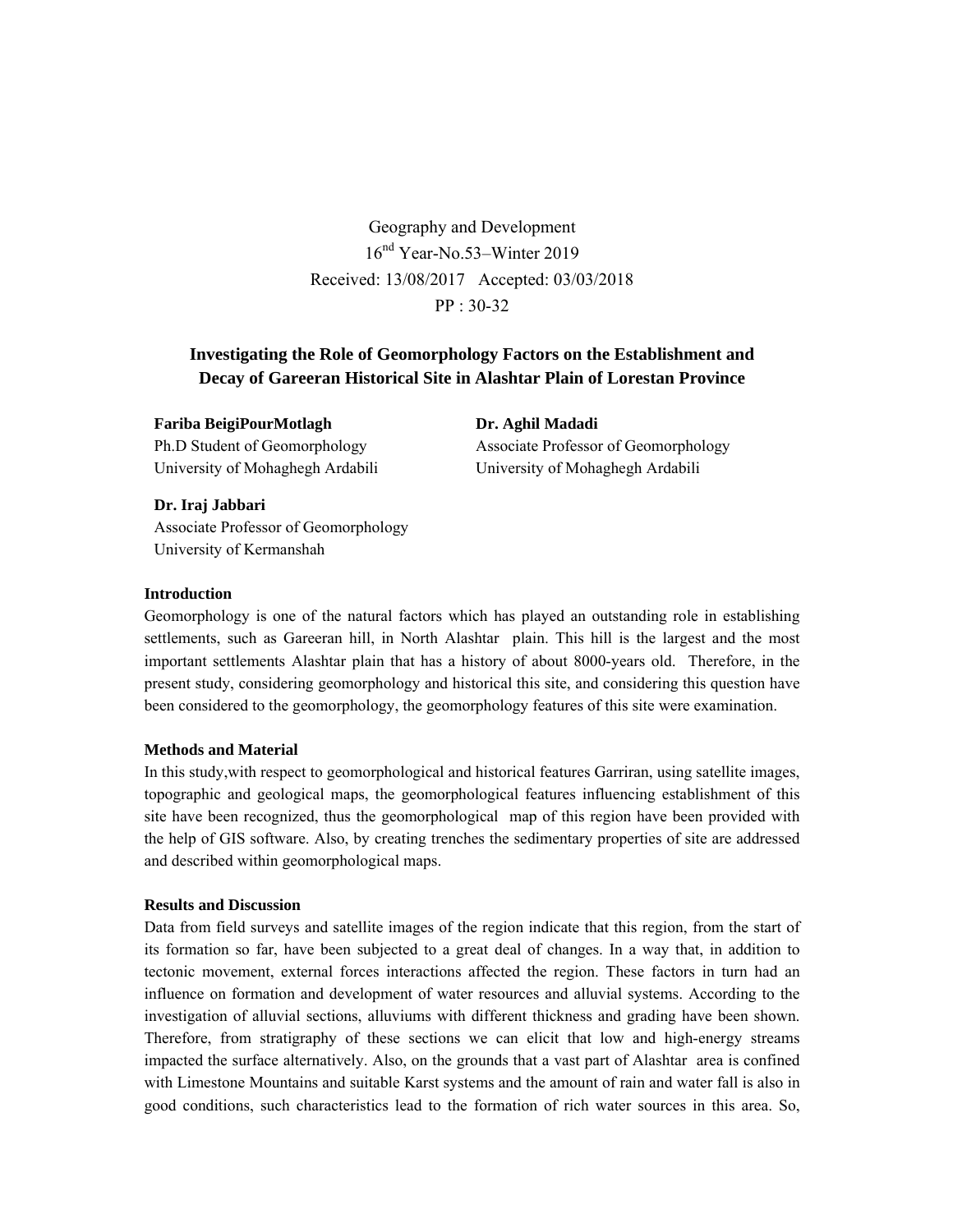Geography and Development
16nd Year-No.53–Winter 2019
Received: 13/08/2017 Accepted: 03/03/2018
PP : 30-32

# Investigating the Role of Geomorphology Factors on the Establishment and Decay of Gareeran Historical Site in Alashtar Plain of Lorestan Province

**Fariba BeigiPourMotlagh**
Ph.D Student of Geomorphology
University of Mohaghegh Ardabili

**Dr. Aghil Madadi**
Associate Professor of Geomorphology
University of Mohaghegh Ardabili

**Dr. Iraj Jabbari**
Associate Professor of Geomorphology
University of Kermanshah

### Introduction

Geomorphology is one of the natural factors which has played an outstanding role in establishing settlements, such as Gareeran hill, in North Alashtar plain. This hill is the largest and the most important settlements Alashtar plain that has a history of about 8000-years old. Therefore, in the present study, considering geomorphology and historical this site, and considering this question have been considered to the geomorphology, the geomorphology features of this site were examination.

### Methods and Material

In this study,with respect to geomorphological and historical features Garriran, using satellite images, topographic and geological maps, the geomorphological features influencing establishment of this site have been recognized, thus the geomorphological map of this region have been provided with the help of GIS software. Also, by creating trenches the sedimentary properties of site are addressed and described within geomorphological maps.

### Results and Discussion

Data from field surveys and satellite images of the region indicate that this region, from the start of its formation so far, have been subjected to a great deal of changes. In a way that, in addition to tectonic movement, external forces interactions affected the region. These factors in turn had an influence on formation and development of water resources and alluvial systems. According to the investigation of alluvial sections, alluviums with different thickness and grading have been shown. Therefore, from stratigraphy of these sections we can elicit that low and high-energy streams impacted the surface alternatively. Also, on the grounds that a vast part of Alashtar area is confined with Limestone Mountains and suitable Karst systems and the amount of rain and water fall is also in good conditions, such characteristics lead to the formation of rich water sources in this area. So,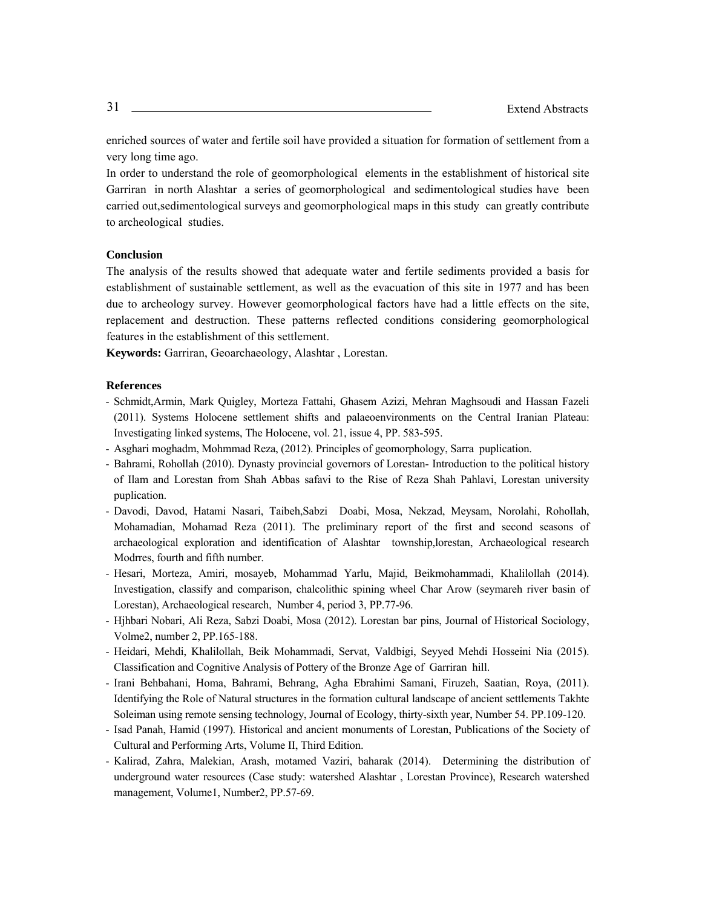enriched sources of water and fertile soil have provided a situation for formation of settlement from a very long time ago.

In order to understand the role of geomorphological elements in the establishment of historical site Garriran in north Alashtar a series of geomorphological and sedimentological studies have been carried out,sedimentological surveys and geomorphological maps in this study can greatly contribute to archeological studies.

### Conclusion

The analysis of the results showed that adequate water and fertile sediments provided a basis for establishment of sustainable settlement, as well as the evacuation of this site in 1977 and has been due to archeology survey. However geomorphological factors have had a little effects on the site, replacement and destruction. These patterns reflected conditions considering geomorphological features in the establishment of this settlement.

**Keywords:** Garriran, Geoarchaeology, Alashtar , Lorestan.

### References

- Schmidt,Armin, Mark Quigley, Morteza Fattahi, Ghasem Azizi, Mehran Maghsoudi and Hassan Fazeli (2011). Systems Holocene settlement shifts and palaeoenvironments on the Central Iranian Plateau: Investigating linked systems, The Holocene, vol. 21, issue 4, PP. 583-595.
- Asghari moghadm, Mohmmad Reza, (2012). Principles of geomorphology, Sarra puplication.
- Bahrami, Rohollah (2010). Dynasty provincial governors of Lorestan- Introduction to the political history of Ilam and Lorestan from Shah Abbas safavi to the Rise of Reza Shah Pahlavi, Lorestan university puplication.
- Davodi, Davod, Hatami Nasari, Taibeh,Sabzi Doabi, Mosa, Nekzad, Meysam, Norolahi, Rohollah, Mohamadian, Mohamad Reza (2011). The preliminary report of the first and second seasons of archaeological exploration and identification of Alashtar township,lorestan, Archaeological research Modrres, fourth and fifth number.
- Hesari, Morteza, Amiri, mosayeb, Mohammad Yarlu, Majid, Beikmohammadi, Khalilollah (2014). Investigation, classify and comparison, chalcolithic spining wheel Char Arow (seymareh river basin of Lorestan), Archaeological research, Number 4, period 3, PP.77-96.
- Hjhbari Nobari, Ali Reza, Sabzi Doabi, Mosa (2012). Lorestan bar pins, Journal of Historical Sociology, Volme2, number 2, PP.165-188.
- Heidari, Mehdi, Khalilollah, Beik Mohammadi, Servat, Valdbigi, Seyyed Mehdi Hosseini Nia (2015). Classification and Cognitive Analysis of Pottery of the Bronze Age of Garriran hill.
- Irani Behbahani, Homa, Bahrami, Behrang, Agha Ebrahimi Samani, Firuzeh, Saatian, Roya, (2011). Identifying the Role of Natural structures in the formation cultural landscape of ancient settlements Takhte Soleiman using remote sensing technology, Journal of Ecology, thirty-sixth year, Number 54. PP.109-120.
- Isad Panah, Hamid (1997). Historical and ancient monuments of Lorestan, Publications of the Society of Cultural and Performing Arts, Volume II, Third Edition.
- Kalirad, Zahra, Malekian, Arash, motamed Vaziri, baharak (2014). Determining the distribution of underground water resources (Case study: watershed Alashtar , Lorestan Province), Research watershed management, Volume1, Number2, PP.57-69.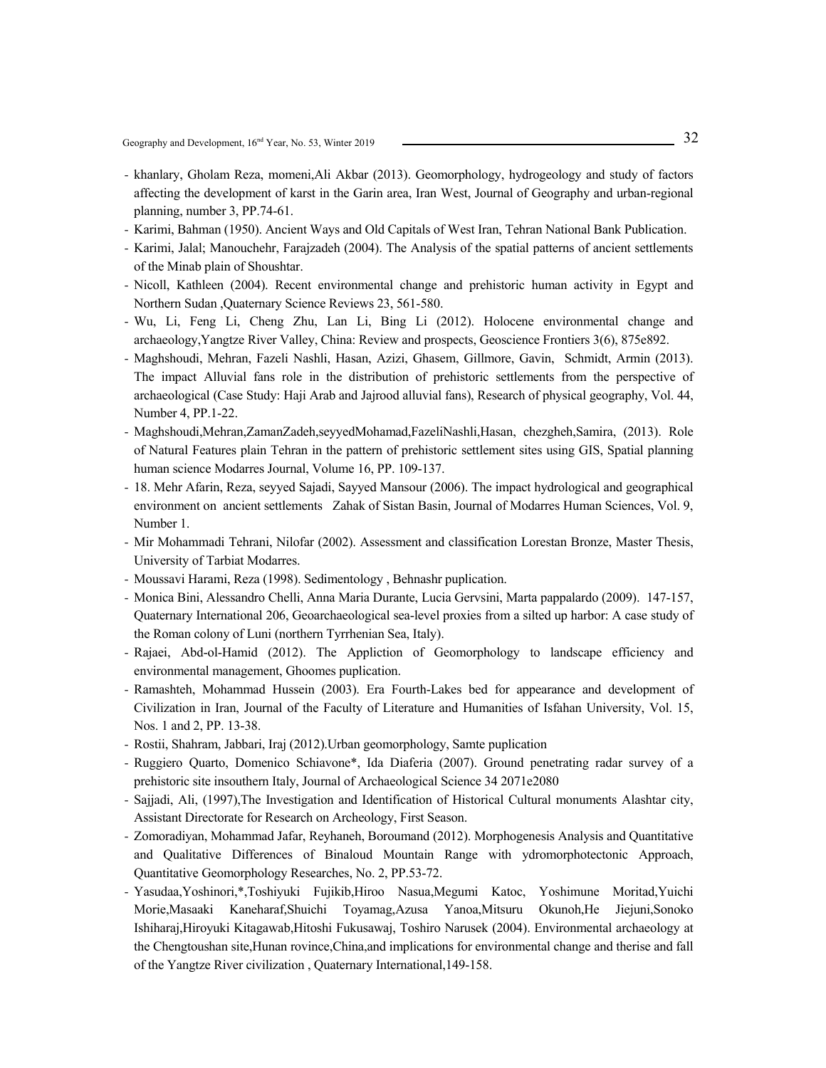- khanlary, Gholam Reza, momeni,Ali Akbar (2013). Geomorphology, hydrogeology and study of factors affecting the development of karst in the Garin area, Iran West, Journal of Geography and urban-regional planning, number 3, PP.74-61.
- Karimi, Bahman (1950). Ancient Ways and Old Capitals of West Iran, Tehran National Bank Publication.
- Karimi, Jalal; Manouchehr, Farajzadeh (2004). The Analysis of the spatial patterns of ancient settlements of the Minab plain of Shoushtar.
- Nicoll, Kathleen (2004). Recent environmental change and prehistoric human activity in Egypt and Northern Sudan ,Quaternary Science Reviews 23, 561-580.
- Wu, Li, Feng Li, Cheng Zhu, Lan Li, Bing Li (2012). Holocene environmental change and archaeology,Yangtze River Valley, China: Review and prospects, Geoscience Frontiers 3(6), 875e892.
- Maghshoudi, Mehran, Fazeli Nashli, Hasan, Azizi, Ghasem, Gillmore, Gavin, Schmidt, Armin (2013). The impact Alluvial fans role in the distribution of prehistoric settlements from the perspective of archaeological (Case Study: Haji Arab and Jajrood alluvial fans), Research of physical geography, Vol. 44, Number 4, PP.1-22.
- Maghshoudi,Mehran,ZamanZadeh,seyyedMohamad,FazeliNashli,Hasan, chezgheh,Samira, (2013). Role of Natural Features plain Tehran in the pattern of prehistoric settlement sites using GIS, Spatial planning human science Modarres Journal, Volume 16, PP. 109-137.
- 18. Mehr Afarin, Reza, seyyed Sajadi, Sayyed Mansour (2006). The impact hydrological and geographical environment on ancient settlements Zahak of Sistan Basin, Journal of Modarres Human Sciences, Vol. 9, Number 1.
- Mir Mohammadi Tehrani, Nilofar (2002). Assessment and classification Lorestan Bronze, Master Thesis, University of Tarbiat Modarres.
- Moussavi Harami, Reza (1998). Sedimentology , Behnashr puplication.
- Monica Bini, Alessandro Chelli, Anna Maria Durante, Lucia Gervsini, Marta pappalardo (2009). 147-157, Quaternary International 206, Geoarchaeological sea-level proxies from a silted up harbor: A case study of the Roman colony of Luni (northern Tyrrhenian Sea, Italy).
- Rajaei, Abd-ol-Hamid (2012). The Appliction of Geomorphology to landscape efficiency and environmental management, Ghoomes puplication.
- Ramashteh, Mohammad Hussein (2003). Era Fourth-Lakes bed for appearance and development of Civilization in Iran, Journal of the Faculty of Literature and Humanities of Isfahan University, Vol. 15, Nos. 1 and 2, PP. 13-38.
- Rostii, Shahram, Jabbari, Iraj (2012).Urban geomorphology, Samte puplication
- Ruggiero Quarto, Domenico Schiavone*, Ida Diaferia (2007). Ground penetrating radar survey of a prehistoric site insouthern Italy, Journal of Archaeological Science 34 2071e2080
- Sajjadi, Ali, (1997),The Investigation and Identification of Historical Cultural monuments Alashtar city, Assistant Directorate for Research on Archeology, First Season.
- Zomoradiyan, Mohammad Jafar, Reyhaneh, Boroumand (2012). Morphogenesis Analysis and Quantitative and Qualitative Differences of Binaloud Mountain Range with ydromorphotectonic Approach, Quantitative Geomorphology Researches, No. 2, PP.53-72.
- Yasudaa,Yoshinori,*,Toshiyuki Fujikib,Hiroo Nasua,Megumi Katoc, Yoshimune Moritad,Yuichi Morie,Masaaki Kaneharaf,Shuichi Toyamag,Azusa Yanoa,Mitsuru Okunoh,He Jiejuni,Sonoko Ishiharaj,Hiroyuki Kitagawab,Hitoshi Fukusawaj, Toshiro Narusek (2004). Environmental archaeology at the Chengtoushan site,Hunan rovince,China,and implications for environmental change and therise and fall of the Yangtze River civilization , Quaternary International,149-158.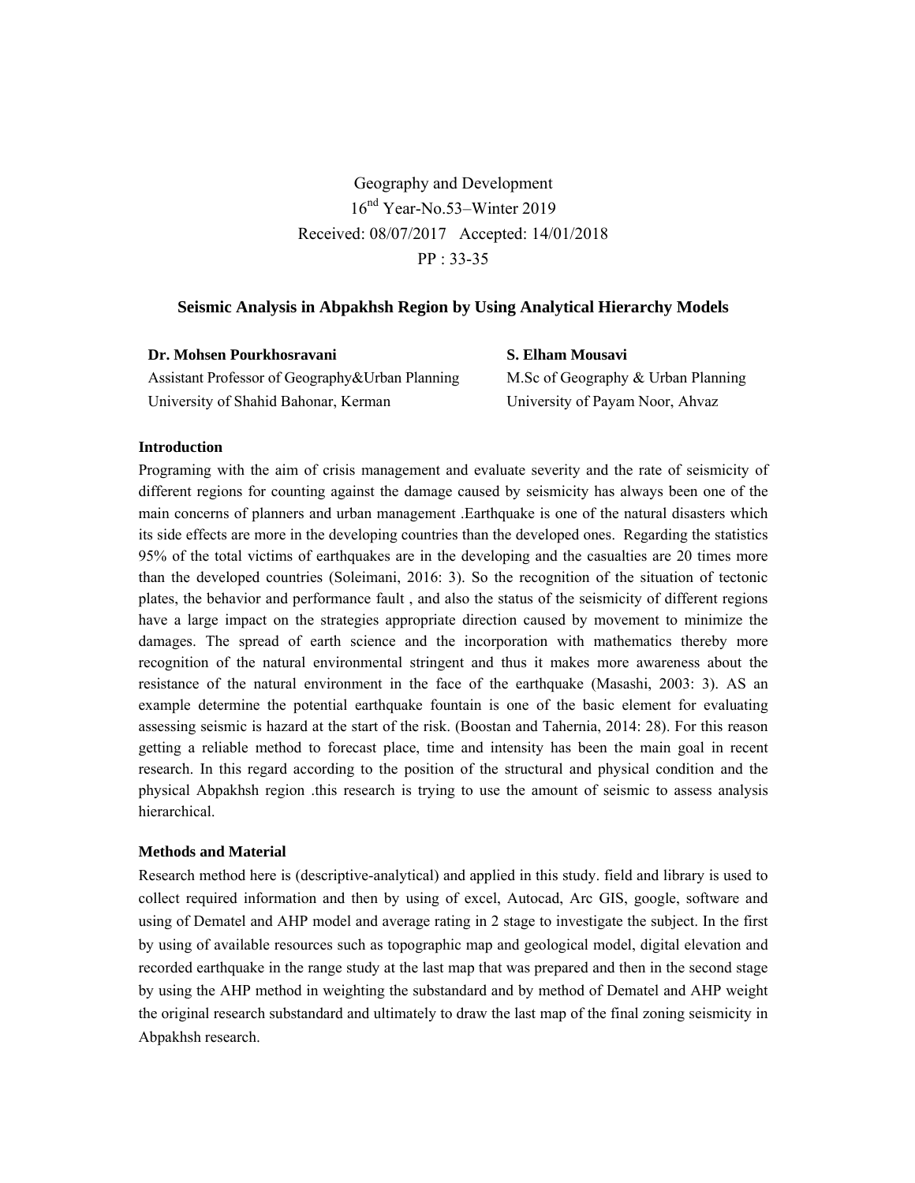Geography and Development

16nd Year-No.53–Winter 2019

Received: 08/07/2017 Accepted: 14/01/2018

PP : 33-35

# Seismic Analysis in Abpakhsh Region by Using Analytical Hierarchy Models

**Dr. Mohsen Pourkhosravani**
Assistant Professor of Geography&Urban Planning
University of Shahid Bahonar, Kerman

**S. Elham Mousavi**
M.Sc of Geography & Urban Planning
University of Payam Noor, Ahvaz

## Introduction

Programing with the aim of crisis management and evaluate severity and the rate of seismicity of different regions for counting against the damage caused by seismicity has always been one of the main concerns of planners and urban management .Earthquake is one of the natural disasters which its side effects are more in the developing countries than the developed ones. Regarding the statistics 95% of the total victims of earthquakes are in the developing and the casualties are 20 times more than the developed countries (Soleimani, 2016: 3). So the recognition of the situation of tectonic plates, the behavior and performance fault , and also the status of the seismicity of different regions have a large impact on the strategies appropriate direction caused by movement to minimize the damages. The spread of earth science and the incorporation with mathematics thereby more recognition of the natural environmental stringent and thus it makes more awareness about the resistance of the natural environment in the face of the earthquake (Masashi, 2003: 3). AS an example determine the potential earthquake fountain is one of the basic element for evaluating assessing seismic is hazard at the start of the risk. (Boostan and Tahernia, 2014: 28). For this reason getting a reliable method to forecast place, time and intensity has been the main goal in recent research. In this regard according to the position of the structural and physical condition and the physical Abpakhsh region .this research is trying to use the amount of seismic to assess analysis hierarchical.

## Methods and Material

Research method here is (descriptive-analytical) and applied in this study. field and library is used to collect required information and then by using of excel, Autocad, Arc GIS, google, software and using of Dematel and AHP model and average rating in 2 stage to investigate the subject. In the first by using of available resources such as topographic map and geological model, digital elevation and recorded earthquake in the range study at the last map that was prepared and then in the second stage by using the AHP method in weighting the substandard and by method of Dematel and AHP weight the original research substandard and ultimately to draw the last map of the final zoning seismicity in Abpakhsh research.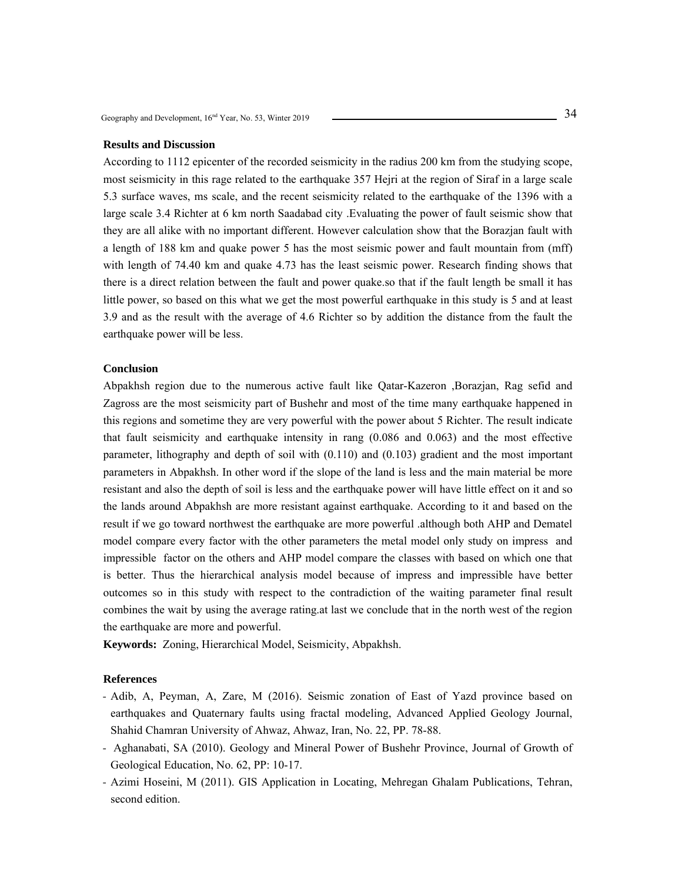## Results and Discussion

According to 1112 epicenter of the recorded seismicity in the radius 200 km from the studying scope, most seismicity in this rage related to the earthquake 357 Hejri at the region of Siraf in a large scale 5.3 surface waves, ms scale, and the recent seismicity related to the earthquake of the 1396 with a large scale 3.4 Richter at 6 km north Saadabad city .Evaluating the power of fault seismic show that they are all alike with no important different. However calculation show that the Borazjan fault with a length of 188 km and quake power 5 has the most seismic power and fault mountain from (mff) with length of 74.40 km and quake 4.73 has the least seismic power. Research finding shows that there is a direct relation between the fault and power quake.so that if the fault length be small it has little power, so based on this what we get the most powerful earthquake in this study is 5 and at least 3.9 and as the result with the average of 4.6 Richter so by addition the distance from the fault the earthquake power will be less.

## Conclusion

Abpakhsh region due to the numerous active fault like Qatar-Kazeron ,Borazjan, Rag sefid and Zagross are the most seismicity part of Bushehr and most of the time many earthquake happened in this regions and sometime they are very powerful with the power about 5 Richter. The result indicate that fault seismicity and earthquake intensity in rang (0.086 and 0.063) and the most effective parameter, lithography and depth of soil with (0.110) and (0.103) gradient and the most important parameters in Abpakhsh. In other word if the slope of the land is less and the main material be more resistant and also the depth of soil is less and the earthquake power will have little effect on it and so the lands around Abpakhsh are more resistant against earthquake. According to it and based on the result if we go toward northwest the earthquake are more powerful .although both AHP and Dematel model compare every factor with the other parameters the metal model only study on impress and impressible factor on the others and AHP model compare the classes with based on which one that is better. Thus the hierarchical analysis model because of impress and impressible have better outcomes so in this study with respect to the contradiction of the waiting parameter final result combines the wait by using the average rating.at last we conclude that in the north west of the region the earthquake are more and powerful.

**Keywords:** Zoning, Hierarchical Model, Seismicity, Abpakhsh.

## References

- Adib, A, Peyman, A, Zare, M (2016). Seismic zonation of East of Yazd province based on earthquakes and Quaternary faults using fractal modeling, Advanced Applied Geology Journal, Shahid Chamran University of Ahwaz, Ahwaz, Iran, No. 22, PP. 78-88.
- Aghanabati, SA (2010). Geology and Mineral Power of Bushehr Province, Journal of Growth of Geological Education, No. 62, PP: 10-17.
- Azimi Hoseini, M (2011). GIS Application in Locating, Mehregan Ghalam Publications, Tehran, second edition.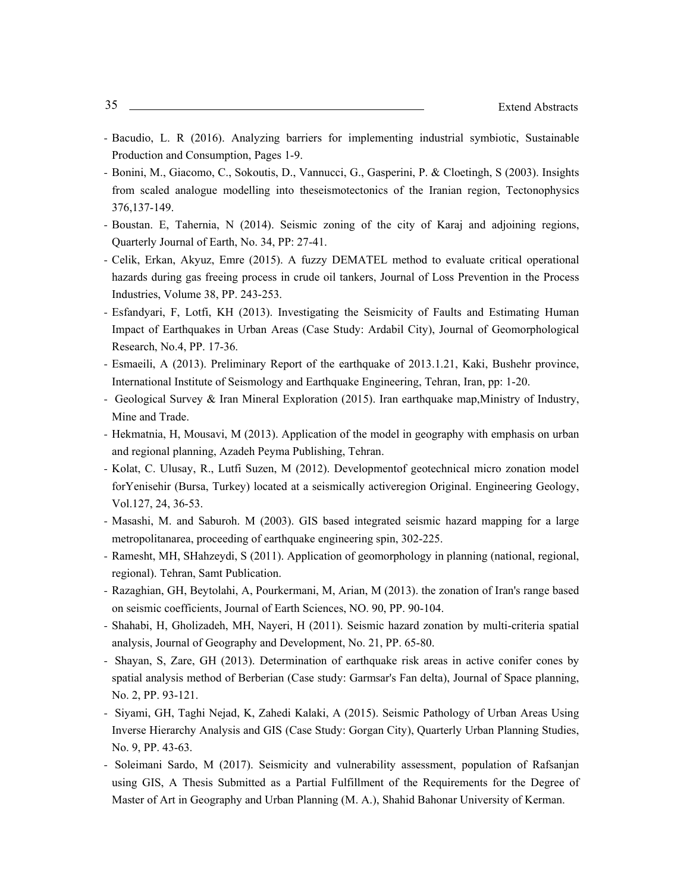- Bacudio, L. R (2016). Analyzing barriers for implementing industrial symbiotic, Sustainable Production and Consumption, Pages 1-9.
- Bonini, M., Giacomo, C., Sokoutis, D., Vannucci, G., Gasperini, P. & Cloetingh, S (2003). Insights from scaled analogue modelling into theseismotectonics of the Iranian region, Tectonophysics 376,137-149.
- Boustan. E, Tahernia, N (2014). Seismic zoning of the city of Karaj and adjoining regions, Quarterly Journal of Earth, No. 34, PP: 27-41.
- Celik, Erkan, Akyuz, Emre (2015). A fuzzy DEMATEL method to evaluate critical operational hazards during gas freeing process in crude oil tankers, Journal of Loss Prevention in the Process Industries, Volume 38, PP. 243-253.
- Esfandyari, F, Lotfi, KH (2013). Investigating the Seismicity of Faults and Estimating Human Impact of Earthquakes in Urban Areas (Case Study: Ardabil City), Journal of Geomorphological Research, No.4, PP. 17-36.
- Esmaeili, A (2013). Preliminary Report of the earthquake of 2013.1.21, Kaki, Bushehr province, International Institute of Seismology and Earthquake Engineering, Tehran, Iran, pp: 1-20.
- Geological Survey & Iran Mineral Exploration (2015). Iran earthquake map,Ministry of Industry, Mine and Trade.
- Hekmatnia, H, Mousavi, M (2013). Application of the model in geography with emphasis on urban and regional planning, Azadeh Peyma Publishing, Tehran.
- Kolat, C. Ulusay, R., Lutfi Suzen, M (2012). Developmentof geotechnical micro zonation model forYenisehir (Bursa, Turkey) located at a seismically activeregion Original. Engineering Geology, Vol.127, 24, 36-53.
- Masashi, M. and Saburoh. M (2003). GIS based integrated seismic hazard mapping for a large metropolitanarea, proceeding of earthquake engineering spin, 302-225.
- Ramesht, MH, SHahzeydi, S (2011). Application of geomorphology in planning (national, regional, regional). Tehran, Samt Publication.
- Razaghian, GH, Beytolahi, A, Pourkermani, M, Arian, M (2013). the zonation of Iran's range based on seismic coefficients, Journal of Earth Sciences, NO. 90, PP. 90-104.
- Shahabi, H, Gholizadeh, MH, Nayeri, H (2011). Seismic hazard zonation by multi-criteria spatial analysis, Journal of Geography and Development, No. 21, PP. 65-80.
- Shayan, S, Zare, GH (2013). Determination of earthquake risk areas in active conifer cones by spatial analysis method of Berberian (Case study: Garmsar's Fan delta), Journal of Space planning, No. 2, PP. 93-121.
- Siyami, GH, Taghi Nejad, K, Zahedi Kalaki, A (2015). Seismic Pathology of Urban Areas Using Inverse Hierarchy Analysis and GIS (Case Study: Gorgan City), Quarterly Urban Planning Studies, No. 9, PP. 43-63.
- Soleimani Sardo, M (2017). Seismicity and vulnerability assessment, population of Rafsanjan using GIS, A Thesis Submitted as a Partial Fulfillment of the Requirements for the Degree of Master of Art in Geography and Urban Planning (M. A.), Shahid Bahonar University of Kerman.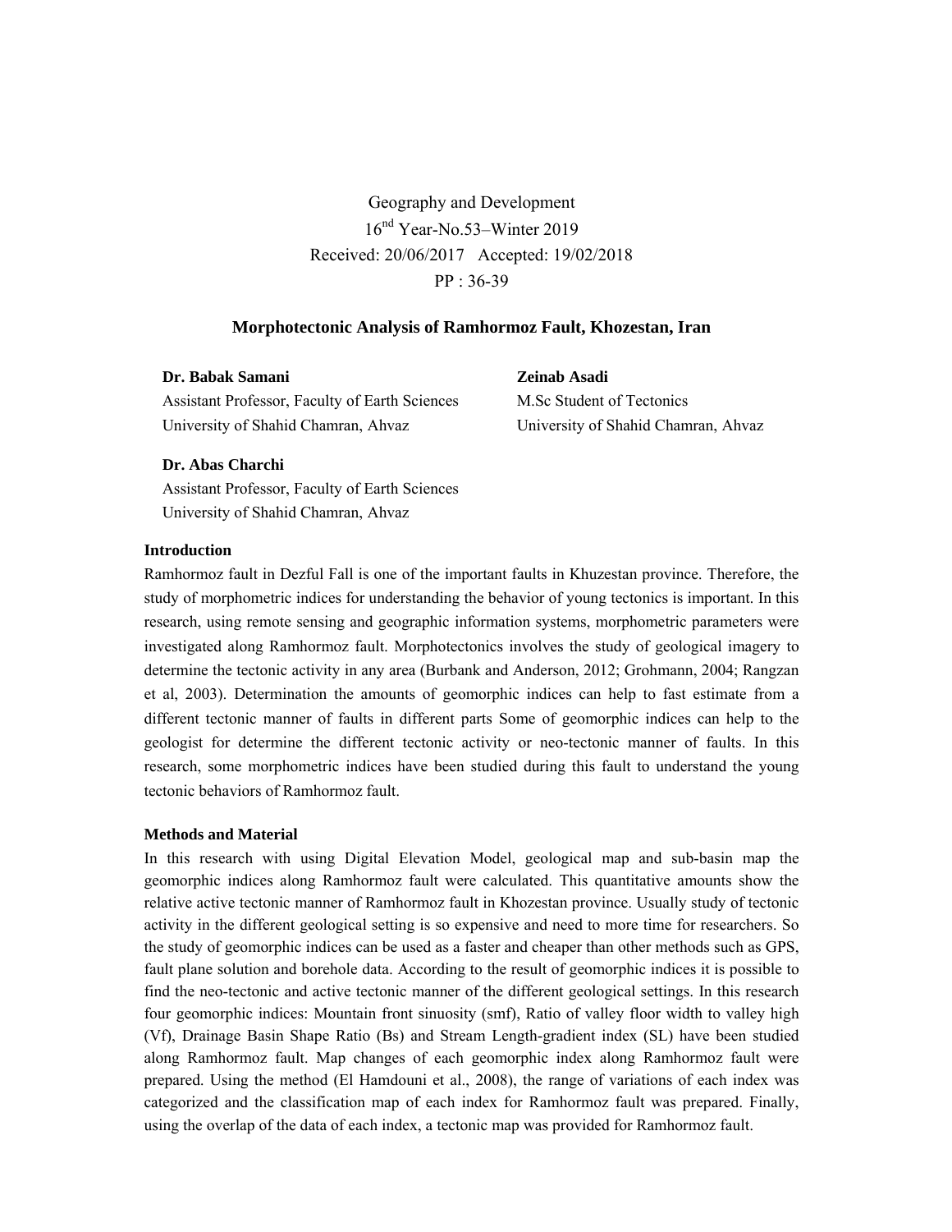Geography and Development
16[nd] Year-No.53–Winter 2019
Received: 20/06/2017 Accepted: 19/02/2018
PP : 36-39

# Morphotectonic Analysis of Ramhormoz Fault, Khozestan, Iran

**Dr. Babak Samani**
Assistant Professor, Faculty of Earth Sciences
University of Shahid Chamran, Ahvaz

**Zeinab Asadi**
M.Sc Student of Tectonics
University of Shahid Chamran, Ahvaz

**Dr. Abas Charchi**
Assistant Professor, Faculty of Earth Sciences
University of Shahid Chamran, Ahvaz

### Introduction

Ramhormoz fault in Dezful Fall is one of the important faults in Khuzestan province. Therefore, the study of morphometric indices for understanding the behavior of young tectonics is important. In this research, using remote sensing and geographic information systems, morphometric parameters were investigated along Ramhormoz fault. Morphotectonics involves the study of geological imagery to determine the tectonic activity in any area (Burbank and Anderson, 2012; Grohmann, 2004; Rangzan et al, 2003). Determination the amounts of geomorphic indices can help to fast estimate from a different tectonic manner of faults in different parts Some of geomorphic indices can help to the geologist for determine the different tectonic activity or neo-tectonic manner of faults. In this research, some morphometric indices have been studied during this fault to understand the young tectonic behaviors of Ramhormoz fault.

### Methods and Material

In this research with using Digital Elevation Model, geological map and sub-basin map the geomorphic indices along Ramhormoz fault were calculated. This quantitative amounts show the relative active tectonic manner of Ramhormoz fault in Khozestan province. Usually study of tectonic activity in the different geological setting is so expensive and need to more time for researchers. So the study of geomorphic indices can be used as a faster and cheaper than other methods such as GPS, fault plane solution and borehole data. According to the result of geomorphic indices it is possible to find the neo-tectonic and active tectonic manner of the different geological settings. In this research four geomorphic indices: Mountain front sinuosity (smf), Ratio of valley floor width to valley high (Vf), Drainage Basin Shape Ratio (Bs) and Stream Length-gradient index (SL) have been studied along Ramhormoz fault. Map changes of each geomorphic index along Ramhormoz fault were prepared. Using the method (El Hamdouni et al., 2008), the range of variations of each index was categorized and the classification map of each index for Ramhormoz fault was prepared. Finally, using the overlap of the data of each index, a tectonic map was provided for Ramhormoz fault.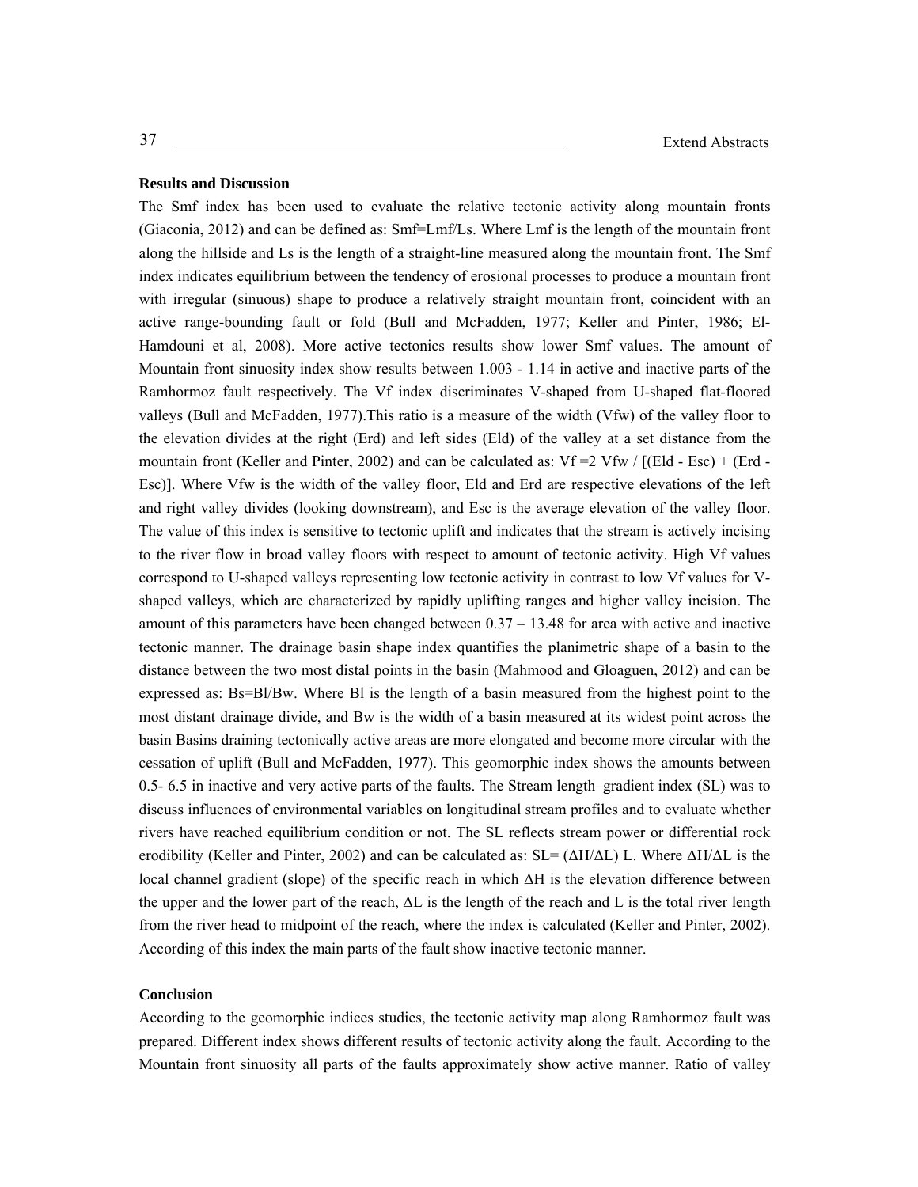### Results and Discussion

The Smf index has been used to evaluate the relative tectonic activity along mountain fronts (Giaconia, 2012) and can be defined as: $Smf=Lmf/Ls$. Where Lmf is the length of the mountain front along the hillside and Ls is the length of a straight-line measured along the mountain front. The Smf index indicates equilibrium between the tendency of erosional processes to produce a mountain front with irregular (sinuous) shape to produce a relatively straight mountain front, coincident with an active range-bounding fault or fold (Bull and McFadden, 1977; Keller and Pinter, 1986; El-Hamdouni et al, 2008). More active tectonics results show lower Smf values. The amount of Mountain front sinuosity index show results between 1.003 - 1.14 in active and inactive parts of the Ramhormoz fault respectively. The Vf index discriminates V-shaped from U-shaped flat-floored valleys (Bull and McFadden, 1977).This ratio is a measure of the width (Vfw) of the valley floor to the elevation divides at the right (Erd) and left sides (Eld) of the valley at a set distance from the mountain front (Keller and Pinter, 2002) and can be calculated as: $Vf = 2\,Vfw / [(Eld - Esc) + (Erd - Esc)]$. Where Vfw is the width of the valley floor, Eld and Erd are respective elevations of the left and right valley divides (looking downstream), and Esc is the average elevation of the valley floor. The value of this index is sensitive to tectonic uplift and indicates that the stream is actively incising to the river flow in broad valley floors with respect to amount of tectonic activity. High Vf values correspond to U-shaped valleys representing low tectonic activity in contrast to low Vf values for V-shaped valleys, which are characterized by rapidly uplifting ranges and higher valley incision. The amount of this parameters have been changed between 0.37 – 13.48 for area with active and inactive tectonic manner. The drainage basin shape index quantifies the planimetric shape of a basin to the distance between the two most distal points in the basin (Mahmood and Gloaguen, 2012) and can be expressed as: $Bs=Bl/Bw$. Where Bl is the length of a basin measured from the highest point to the most distant drainage divide, and Bw is the width of a basin measured at its widest point across the basin Basins draining tectonically active areas are more elongated and become more circular with the cessation of uplift (Bull and McFadden, 1977). This geomorphic index shows the amounts between 0.5- 6.5 in inactive and very active parts of the faults. The Stream length–gradient index (SL) was to discuss influences of environmental variables on longitudinal stream profiles and to evaluate whether rivers have reached equilibrium condition or not. The SL reflects stream power or differential rock erodibility (Keller and Pinter, 2002) and can be calculated as: $SL= (\Delta H/\Delta L)\, L$. Where $\Delta H/\Delta L$ is the local channel gradient (slope) of the specific reach in which $\Delta H$ is the elevation difference between the upper and the lower part of the reach, $\Delta L$ is the length of the reach and L is the total river length from the river head to midpoint of the reach, where the index is calculated (Keller and Pinter, 2002). According of this index the main parts of the fault show inactive tectonic manner.

### Conclusion

According to the geomorphic indices studies, the tectonic activity map along Ramhormoz fault was prepared. Different index shows different results of tectonic activity along the fault. According to the Mountain front sinuosity all parts of the faults approximately show active manner. Ratio of valley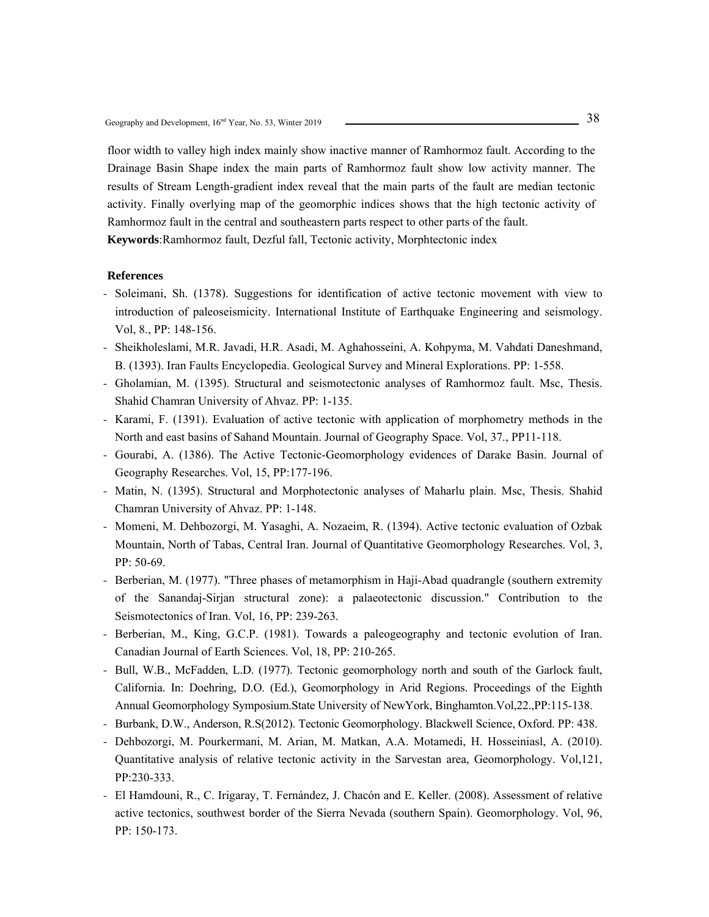floor width to valley high index mainly show inactive manner of Ramhormoz fault. According to the Drainage Basin Shape index the main parts of Ramhormoz fault show low activity manner. The results of Stream Length-gradient index reveal that the main parts of the fault are median tectonic activity. Finally overlying map of the geomorphic indices shows that the high tectonic activity of Ramhormoz fault in the central and southeastern parts respect to other parts of the fault.

**Keywords**:Ramhormoz fault, Dezful fall, Tectonic activity, Morphtectonic index

**References**

- Soleimani, Sh. (1378). Suggestions for identification of active tectonic movement with view to introduction of paleoseismicity. International Institute of Earthquake Engineering and seismology. Vol, 8., PP: 148-156.
- Sheikholeslami, M.R. Javadi, H.R. Asadi, M. Aghahosseini, A. Kohpyma, M. Vahdati Daneshmand, B. (1393). Iran Faults Encyclopedia. Geological Survey and Mineral Explorations. PP: 1-558.
- Gholamian, M. (1395). Structural and seismotectonic analyses of Ramhormoz fault. Msc, Thesis. Shahid Chamran University of Ahvaz. PP: 1-135.
- Karami, F. (1391). Evaluation of active tectonic with application of morphometry methods in the North and east basins of Sahand Mountain. Journal of Geography Space. Vol, 37., PP11-118.
- Gourabi, A. (1386). The Active Tectonic-Geomorphology evidences of Darake Basin. Journal of Geography Researches. Vol, 15, PP:177-196.
- Matin, N. (1395). Structural and Morphotectonic analyses of Maharlu plain. Msc, Thesis. Shahid Chamran University of Ahvaz. PP: 1-148.
- Momeni, M. Dehbozorgi, M. Yasaghi, A. Nozaeim, R. (1394). Active tectonic evaluation of Ozbak Mountain, North of Tabas, Central Iran. Journal of Quantitative Geomorphology Researches. Vol, 3, PP: 50-69.
- Berberian, M. (1977). "Three phases of metamorphism in Haji-Abad quadrangle (southern extremity of the Sanandaj-Sirjan structural zone): a palaeotectonic discussion." Contribution to the Seismotectonics of Iran. Vol, 16, PP: 239-263.
- Berberian, M., King, G.C.P. (1981). Towards a paleogeography and tectonic evolution of Iran. Canadian Journal of Earth Sciences. Vol, 18, PP: 210-265.
- Bull, W.B., McFadden, L.D. (1977). Tectonic geomorphology north and south of the Garlock fault, California. In: Doehring, D.O. (Ed.), Geomorphology in Arid Regions. Proceedings of the Eighth Annual Geomorphology Symposium.State University of NewYork, Binghamton.Vol,22.,PP:115-138.
- Burbank, D.W., Anderson, R.S(2012). Tectonic Geomorphology. Blackwell Science, Oxford. PP: 438.
- Dehbozorgi, M. Pourkermani, M. Arian, M. Matkan, A.A. Motamedi, H. Hosseiniasl, A. (2010). Quantitative analysis of relative tectonic activity in the Sarvestan area, Geomorphology. Vol,121, PP:230-333.
- El Hamdouni, R., C. Irigaray, T. Fernández, J. Chacón and E. Keller. (2008). Assessment of relative active tectonics, southwest border of the Sierra Nevada (southern Spain). Geomorphology. Vol, 96, PP: 150-173.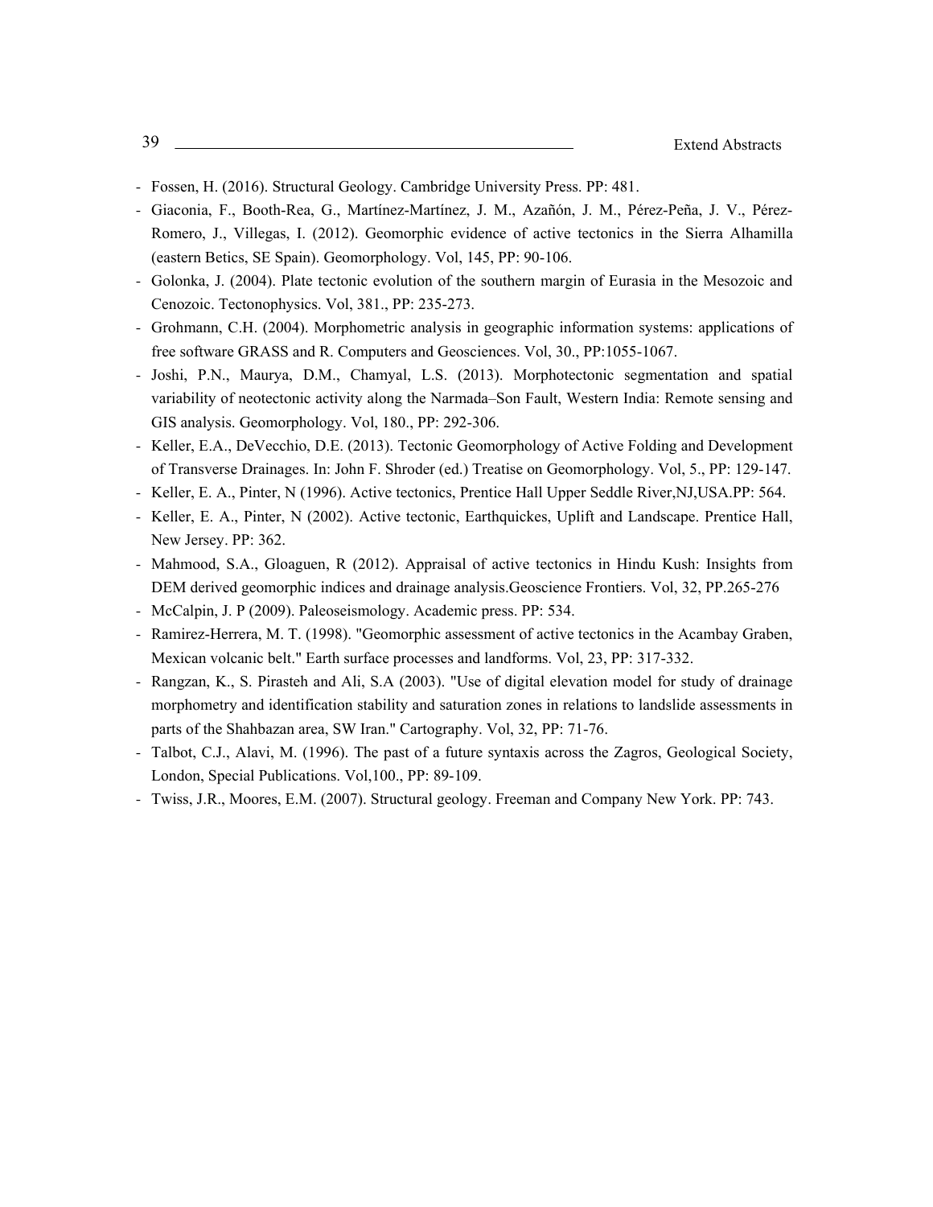- Fossen, H. (2016). Structural Geology. Cambridge University Press. PP: 481.
- Giaconia, F., Booth-Rea, G., Martínez-Martínez, J. M., Azañón, J. M., Pérez-Peña, J. V., Pérez-Romero, J., Villegas, I. (2012). Geomorphic evidence of active tectonics in the Sierra Alhamilla (eastern Betics, SE Spain). Geomorphology. Vol, 145, PP: 90-106.
- Golonka, J. (2004). Plate tectonic evolution of the southern margin of Eurasia in the Mesozoic and Cenozoic. Tectonophysics. Vol, 381., PP: 235-273.
- Grohmann, C.H. (2004). Morphometric analysis in geographic information systems: applications of free software GRASS and R. Computers and Geosciences. Vol, 30., PP:1055-1067.
- Joshi, P.N., Maurya, D.M., Chamyal, L.S. (2013). Morphotectonic segmentation and spatial variability of neotectonic activity along the Narmada–Son Fault, Western India: Remote sensing and GIS analysis. Geomorphology. Vol, 180., PP: 292-306.
- Keller, E.A., DeVecchio, D.E. (2013). Tectonic Geomorphology of Active Folding and Development of Transverse Drainages. In: John F. Shroder (ed.) Treatise on Geomorphology. Vol, 5., PP: 129-147.
- Keller, E. A., Pinter, N (1996). Active tectonics, Prentice Hall Upper Seddle River,NJ,USA.PP: 564.
- Keller, E. A., Pinter, N (2002). Active tectonic, Earthquickes, Uplift and Landscape. Prentice Hall, New Jersey. PP: 362.
- Mahmood, S.A., Gloaguen, R (2012). Appraisal of active tectonics in Hindu Kush: Insights from DEM derived geomorphic indices and drainage analysis.Geoscience Frontiers. Vol, 32, PP.265-276
- McCalpin, J. P (2009). Paleoseismology. Academic press. PP: 534.
- Ramirez-Herrera, M. T. (1998). "Geomorphic assessment of active tectonics in the Acambay Graben, Mexican volcanic belt." Earth surface processes and landforms. Vol, 23, PP: 317-332.
- Rangzan, K., S. Pirasteh and Ali, S.A (2003). "Use of digital elevation model for study of drainage morphometry and identification stability and saturation zones in relations to landslide assessments in parts of the Shahbazan area, SW Iran." Cartography. Vol, 32, PP: 71-76.
- Talbot, C.J., Alavi, M. (1996). The past of a future syntaxis across the Zagros, Geological Society, London, Special Publications. Vol,100., PP: 89-109.
- Twiss, J.R., Moores, E.M. (2007). Structural geology. Freeman and Company New York. PP: 743.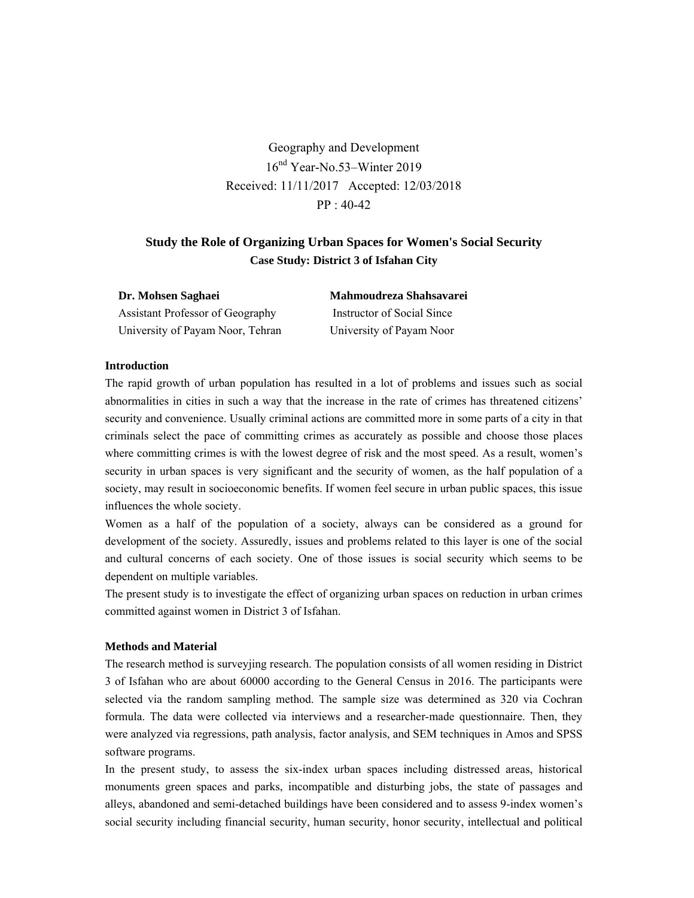Geography and Development

16th Year-No.53–Winter 2019

Received: 11/11/2017 Accepted: 12/03/2018

PP : 40-42

## Study the Role of Organizing Urban Spaces for Women's Social Security

### Case Study: District 3 of Isfahan City

**Dr. Mohsen Saghaei**
Assistant Professor of Geography
University of Payam Noor, Tehran

**Mahmoudreza Shahsavarei**
Instructor of Social Since
University of Payam Noor

#### Introduction

The rapid growth of urban population has resulted in a lot of problems and issues such as social abnormalities in cities in such a way that the increase in the rate of crimes has threatened citizens' security and convenience. Usually criminal actions are committed more in some parts of a city in that criminals select the pace of committing crimes as accurately as possible and choose those places where committing crimes is with the lowest degree of risk and the most speed. As a result, women's security in urban spaces is very significant and the security of women, as the half population of a society, may result in socioeconomic benefits. If women feel secure in urban public spaces, this issue influences the whole society.

Women as a half of the population of a society, always can be considered as a ground for development of the society. Assuredly, issues and problems related to this layer is one of the social and cultural concerns of each society. One of those issues is social security which seems to be dependent on multiple variables.

The present study is to investigate the effect of organizing urban spaces on reduction in urban crimes committed against women in District 3 of Isfahan.

#### Methods and Material

The research method is surveyjing research. The population consists of all women residing in District 3 of Isfahan who are about 60000 according to the General Census in 2016. The participants were selected via the random sampling method. The sample size was determined as 320 via Cochran formula. The data were collected via interviews and a researcher-made questionnaire. Then, they were analyzed via regressions, path analysis, factor analysis, and SEM techniques in Amos and SPSS software programs.

In the present study, to assess the six-index urban spaces including distressed areas, historical monuments green spaces and parks, incompatible and disturbing jobs, the state of passages and alleys, abandoned and semi-detached buildings have been considered and to assess 9-index women's social security including financial security, human security, honor security, intellectual and political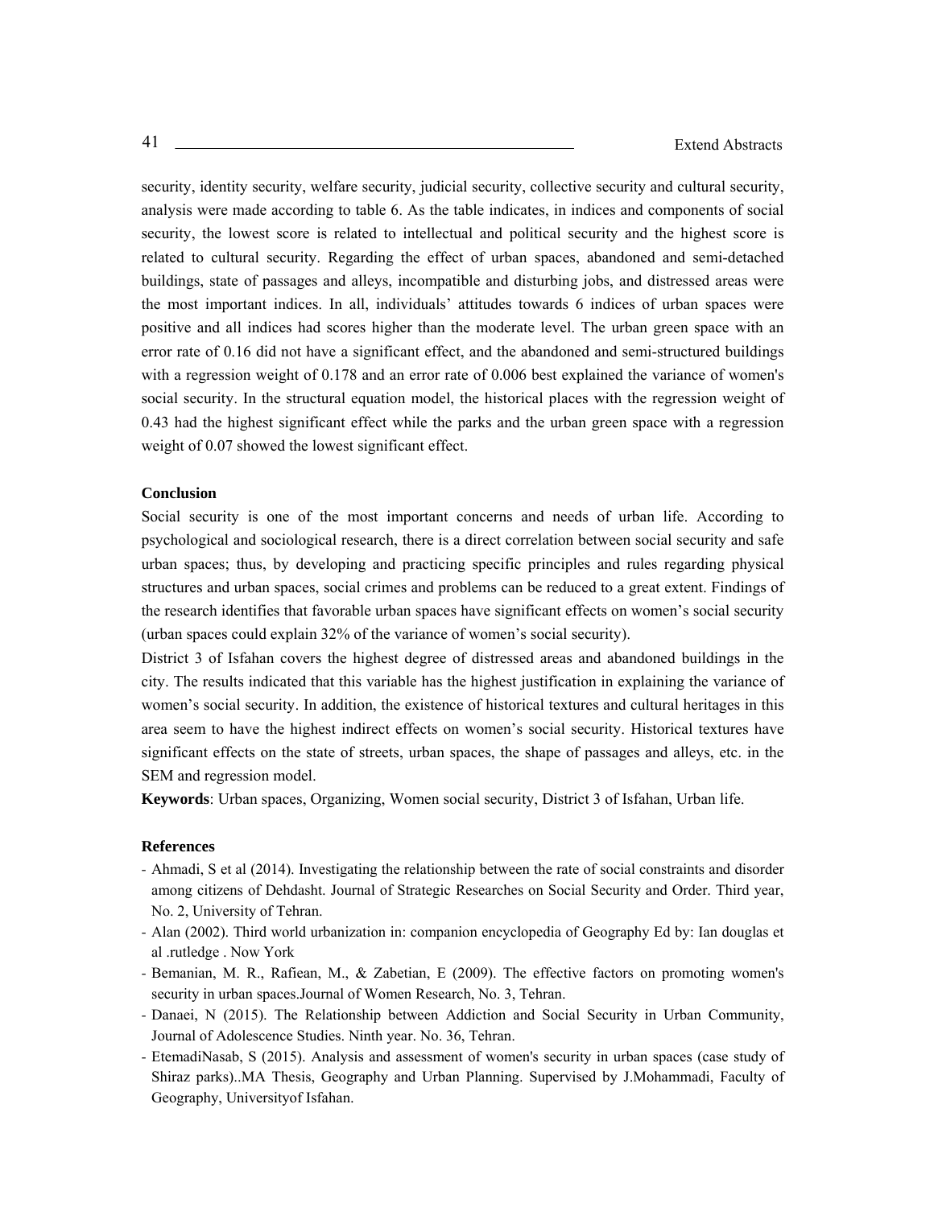security, identity security, welfare security, judicial security, collective security and cultural security, analysis were made according to table 6. As the table indicates, in indices and components of social security, the lowest score is related to intellectual and political security and the highest score is related to cultural security. Regarding the effect of urban spaces, abandoned and semi-detached buildings, state of passages and alleys, incompatible and disturbing jobs, and distressed areas were the most important indices. In all, individuals' attitudes towards 6 indices of urban spaces were positive and all indices had scores higher than the moderate level. The urban green space with an error rate of 0.16 did not have a significant effect, and the abandoned and semi-structured buildings with a regression weight of 0.178 and an error rate of 0.006 best explained the variance of women's social security. In the structural equation model, the historical places with the regression weight of 0.43 had the highest significant effect while the parks and the urban green space with a regression weight of 0.07 showed the lowest significant effect.

### Conclusion

Social security is one of the most important concerns and needs of urban life. According to psychological and sociological research, there is a direct correlation between social security and safe urban spaces; thus, by developing and practicing specific principles and rules regarding physical structures and urban spaces, social crimes and problems can be reduced to a great extent. Findings of the research identifies that favorable urban spaces have significant effects on women's social security (urban spaces could explain 32% of the variance of women's social security).

District 3 of Isfahan covers the highest degree of distressed areas and abandoned buildings in the city. The results indicated that this variable has the highest justification in explaining the variance of women's social security. In addition, the existence of historical textures and cultural heritages in this area seem to have the highest indirect effects on women's social security. Historical textures have significant effects on the state of streets, urban spaces, the shape of passages and alleys, etc. in the SEM and regression model.

**Keywords**: Urban spaces, Organizing, Women social security, District 3 of Isfahan, Urban life.

### References

- Ahmadi, S et al (2014). Investigating the relationship between the rate of social constraints and disorder among citizens of Dehdasht. Journal of Strategic Researches on Social Security and Order. Third year, No. 2, University of Tehran.
- Alan (2002). Third world urbanization in: companion encyclopedia of Geography Ed by: Ian douglas et al .rutledge . Now York
- Bemanian, M. R., Rafiean, M., & Zabetian, E (2009). The effective factors on promoting women's security in urban spaces.Journal of Women Research, No. 3, Tehran.
- Danaei, N (2015). The Relationship between Addiction and Social Security in Urban Community, Journal of Adolescence Studies. Ninth year. No. 36, Tehran.
- EtemadiNasab, S (2015). Analysis and assessment of women's security in urban spaces (case study of Shiraz parks)..MA Thesis, Geography and Urban Planning. Supervised by J.Mohammadi, Faculty of Geography, Universityof Isfahan.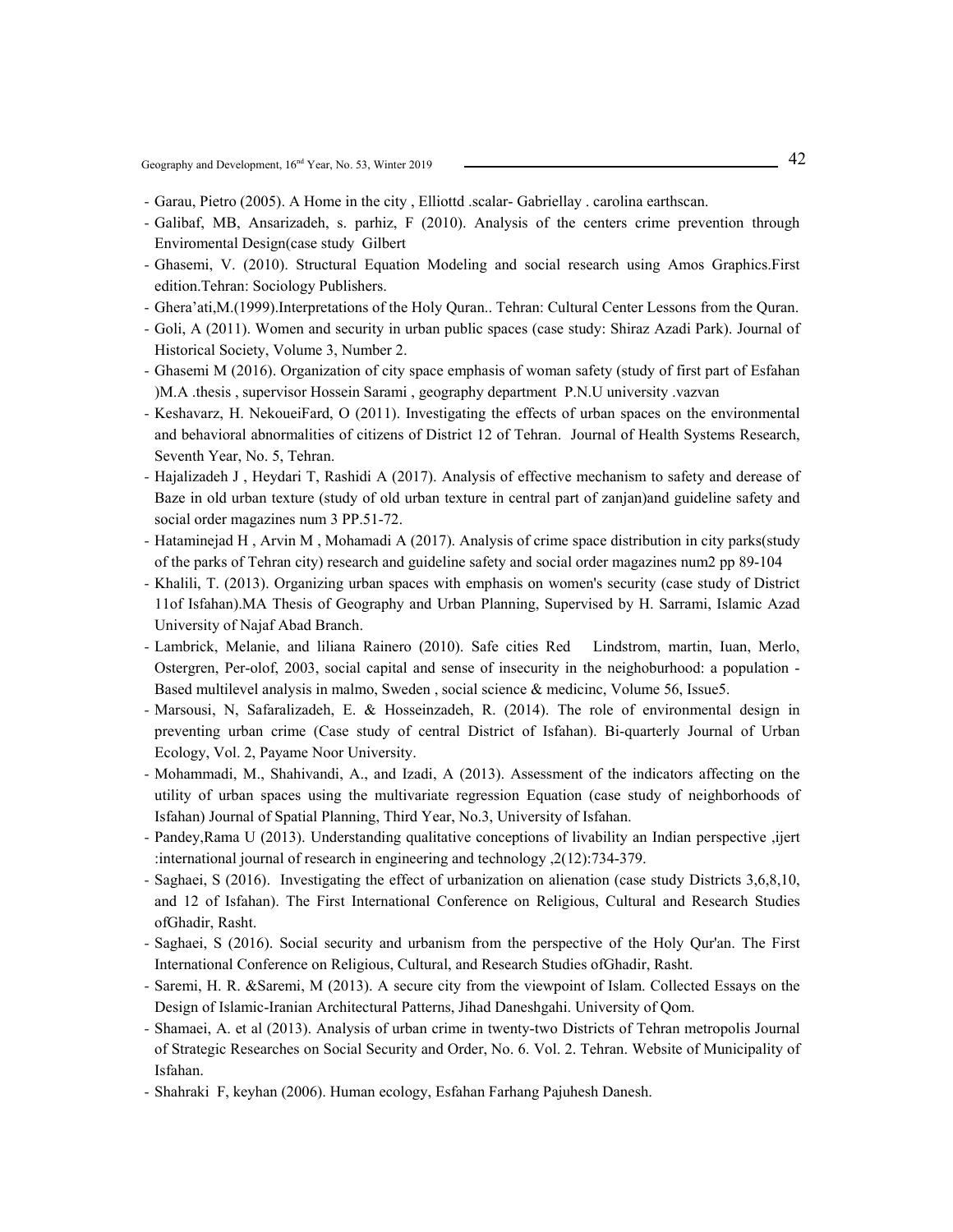- Garau, Pietro (2005). A Home in the city , Elliottd .scalar- Gabriellay . carolina earthscan.
- Galibaf, MB, Ansarizadeh, s. parhiz, F (2010). Analysis of the centers crime prevention through Enviromental Design(case study Gilbert
- Ghasemi, V. (2010). Structural Equation Modeling and social research using Amos Graphics.First edition.Tehran: Sociology Publishers.
- Ghera'ati,M.(1999).Interpretations of the Holy Quran.. Tehran: Cultural Center Lessons from the Quran.
- Goli, A (2011). Women and security in urban public spaces (case study: Shiraz Azadi Park). Journal of Historical Society, Volume 3, Number 2.
- Ghasemi M (2016). Organization of city space emphasis of woman safety (study of first part of Esfahan )M.A .thesis , supervisor Hossein Sarami , geography department P.N.U university .vazvan
- Keshavarz, H. NekoueiFard, O (2011). Investigating the effects of urban spaces on the environmental and behavioral abnormalities of citizens of District 12 of Tehran. Journal of Health Systems Research, Seventh Year, No. 5, Tehran.
- Hajalizadeh J , Heydari T, Rashidi A (2017). Analysis of effective mechanism to safety and derease of Baze in old urban texture (study of old urban texture in central part of zanjan)and guideline safety and social order magazines num 3 PP.51-72.
- Hataminejad H , Arvin M , Mohamadi A (2017). Analysis of crime space distribution in city parks(study of the parks of Tehran city) research and guideline safety and social order magazines num2 pp 89-104
- Khalili, T. (2013). Organizing urban spaces with emphasis on women's security (case study of District 11of Isfahan).MA Thesis of Geography and Urban Planning, Supervised by H. Sarrami, Islamic Azad University of Najaf Abad Branch.
- Lambrick, Melanie, and liliana Rainero (2010). Safe cities Red Lindstrom, martin, Iuan, Merlo, Ostergren, Per-olof, 2003, social capital and sense of insecurity in the neighoburhood: a population - Based multilevel analysis in malmo, Sweden , social science & medicinc, Volume 56, Issue5.
- Marsousi, N, Safaralizadeh, E. & Hosseinzadeh, R. (2014). The role of environmental design in preventing urban crime (Case study of central District of Isfahan). Bi-quarterly Journal of Urban Ecology, Vol. 2, Payame Noor University.
- Mohammadi, M., Shahivandi, A., and Izadi, A (2013). Assessment of the indicators affecting on the utility of urban spaces using the multivariate regression Equation (case study of neighborhoods of Isfahan) Journal of Spatial Planning, Third Year, No.3, University of Isfahan.
- Pandey,Rama U (2013). Understanding qualitative conceptions of livability an Indian perspective ,ijert :international journal of research in engineering and technology ,2(12):734-379.
- Saghaei, S (2016). Investigating the effect of urbanization on alienation (case study Districts 3,6,8,10, and 12 of Isfahan). The First International Conference on Religious, Cultural and Research Studies ofGhadir, Rasht.
- Saghaei, S (2016). Social security and urbanism from the perspective of the Holy Qur'an. The First International Conference on Religious, Cultural, and Research Studies ofGhadir, Rasht.
- Saremi, H. R. &Saremi, M (2013). A secure city from the viewpoint of Islam. Collected Essays on the Design of Islamic-Iranian Architectural Patterns, Jihad Daneshgahi. University of Qom.
- Shamaei, A. et al (2013). Analysis of urban crime in twenty-two Districts of Tehran metropolis Journal of Strategic Researches on Social Security and Order, No. 6. Vol. 2. Tehran. Website of Municipality of Isfahan.
- Shahraki F, keyhan (2006). Human ecology, Esfahan Farhang Pajuhesh Danesh.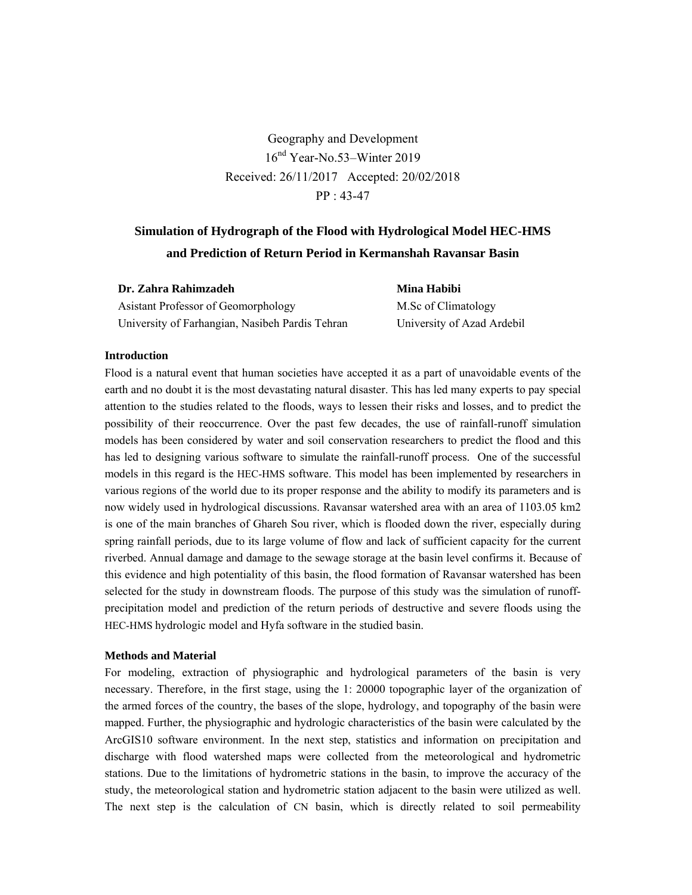Geography and Development
16th Year-No.53–Winter 2019
Received: 26/11/2017 Accepted: 20/02/2018
PP : 43-47

# Simulation of Hydrograph of the Flood with Hydrological Model HEC-HMS and Prediction of Return Period in Kermanshah Ravansar Basin

**Dr. Zahra Rahimzadeh**
Asistant Professor of Geomorphology
University of Farhangian, Nasibeh Pardis Tehran

**Mina Habibi**
M.Sc of Climatology
University of Azad Ardebil

## Introduction

Flood is a natural event that human societies have accepted it as a part of unavoidable events of the earth and no doubt it is the most devastating natural disaster. This has led many experts to pay special attention to the studies related to the floods, ways to lessen their risks and losses, and to predict the possibility of their reoccurrence. Over the past few decades, the use of rainfall-runoff simulation models has been considered by water and soil conservation researchers to predict the flood and this has led to designing various software to simulate the rainfall-runoff process. One of the successful models in this regard is the HEC-HMS software. This model has been implemented by researchers in various regions of the world due to its proper response and the ability to modify its parameters and is now widely used in hydrological discussions. Ravansar watershed area with an area of 1103.05 km2 is one of the main branches of Ghareh Sou river, which is flooded down the river, especially during spring rainfall periods, due to its large volume of flow and lack of sufficient capacity for the current riverbed. Annual damage and damage to the sewage storage at the basin level confirms it. Because of this evidence and high potentiality of this basin, the flood formation of Ravansar watershed has been selected for the study in downstream floods. The purpose of this study was the simulation of runoff-precipitation model and prediction of the return periods of destructive and severe floods using the HEC-HMS hydrologic model and Hyfa software in the studied basin.

## Methods and Material

For modeling, extraction of physiographic and hydrological parameters of the basin is very necessary. Therefore, in the first stage, using the 1: 20000 topographic layer of the organization of the armed forces of the country, the bases of the slope, hydrology, and topography of the basin were mapped. Further, the physiographic and hydrologic characteristics of the basin were calculated by the ArcGIS10 software environment. In the next step, statistics and information on precipitation and discharge with flood watershed maps were collected from the meteorological and hydrometric stations. Due to the limitations of hydrometric stations in the basin, to improve the accuracy of the study, the meteorological station and hydrometric station adjacent to the basin were utilized as well. The next step is the calculation of CN basin, which is directly related to soil permeability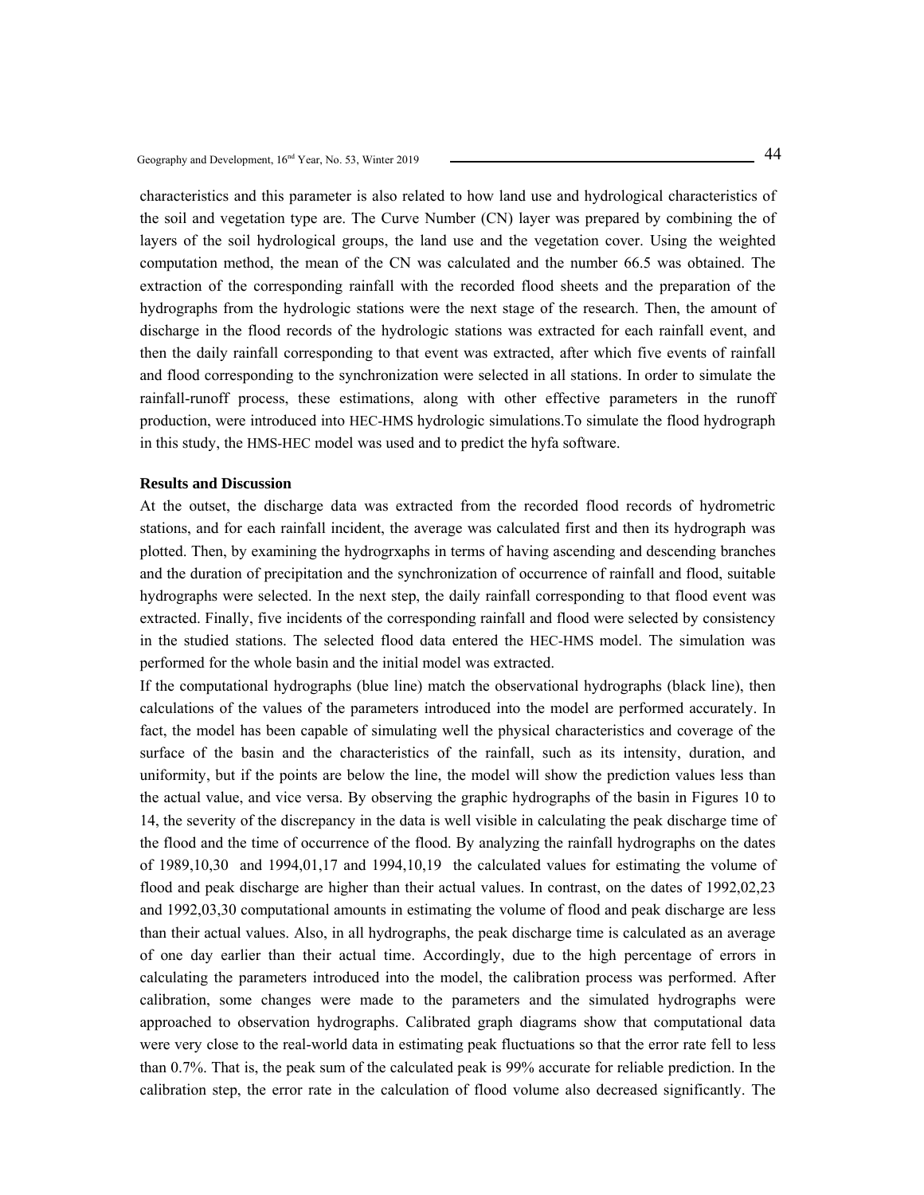characteristics and this parameter is also related to how land use and hydrological characteristics of the soil and vegetation type are. The Curve Number (CN) layer was prepared by combining the of layers of the soil hydrological groups, the land use and the vegetation cover. Using the weighted computation method, the mean of the CN was calculated and the number 66.5 was obtained. The extraction of the corresponding rainfall with the recorded flood sheets and the preparation of the hydrographs from the hydrologic stations were the next stage of the research. Then, the amount of discharge in the flood records of the hydrologic stations was extracted for each rainfall event, and then the daily rainfall corresponding to that event was extracted, after which five events of rainfall and flood corresponding to the synchronization were selected in all stations. In order to simulate the rainfall-runoff process, these estimations, along with other effective parameters in the runoff production, were introduced into HEC-HMS hydrologic simulations.To simulate the flood hydrograph in this study, the HMS-HEC model was used and to predict the hyfa software.

**Results and Discussion**

At the outset, the discharge data was extracted from the recorded flood records of hydrometric stations, and for each rainfall incident, the average was calculated first and then its hydrograph was plotted. Then, by examining the hydrogrxaphs in terms of having ascending and descending branches and the duration of precipitation and the synchronization of occurrence of rainfall and flood, suitable hydrographs were selected. In the next step, the daily rainfall corresponding to that flood event was extracted. Finally, five incidents of the corresponding rainfall and flood were selected by consistency in the studied stations. The selected flood data entered the HEC-HMS model. The simulation was performed for the whole basin and the initial model was extracted.

If the computational hydrographs (blue line) match the observational hydrographs (black line), then calculations of the values of the parameters introduced into the model are performed accurately. In fact, the model has been capable of simulating well the physical characteristics and coverage of the surface of the basin and the characteristics of the rainfall, such as its intensity, duration, and uniformity, but if the points are below the line, the model will show the prediction values less than the actual value, and vice versa. By observing the graphic hydrographs of the basin in Figures 10 to 14, the severity of the discrepancy in the data is well visible in calculating the peak discharge time of the flood and the time of occurrence of the flood. By analyzing the rainfall hydrographs on the dates of 1989,10,30 and 1994,01,17 and 1994,10,19 the calculated values for estimating the volume of flood and peak discharge are higher than their actual values. In contrast, on the dates of 1992,02,23 and 1992,03,30 computational amounts in estimating the volume of flood and peak discharge are less than their actual values. Also, in all hydrographs, the peak discharge time is calculated as an average of one day earlier than their actual time. Accordingly, due to the high percentage of errors in calculating the parameters introduced into the model, the calibration process was performed. After calibration, some changes were made to the parameters and the simulated hydrographs were approached to observation hydrographs. Calibrated graph diagrams show that computational data were very close to the real-world data in estimating peak fluctuations so that the error rate fell to less than 0.7%. That is, the peak sum of the calculated peak is 99% accurate for reliable prediction. In the calibration step, the error rate in the calculation of flood volume also decreased significantly. The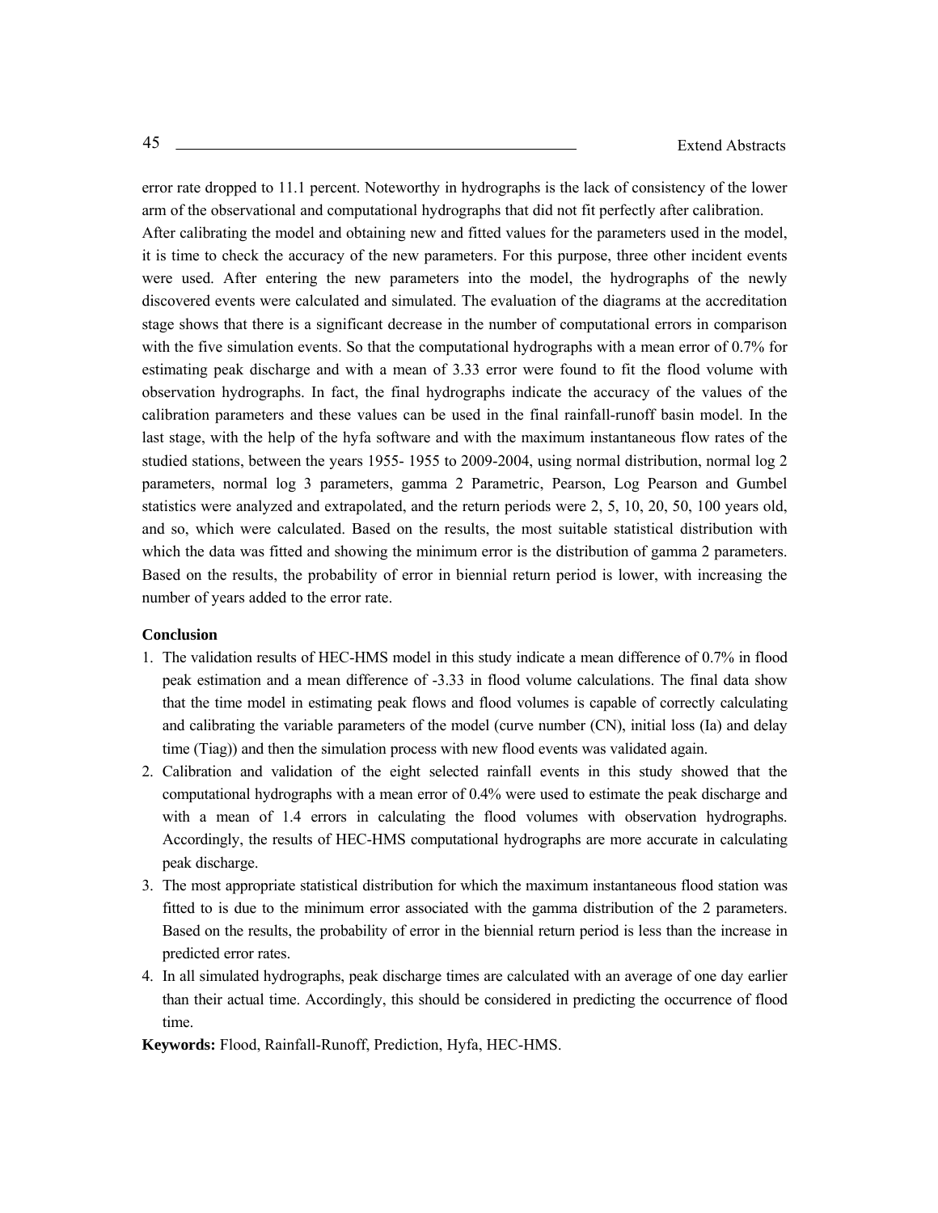error rate dropped to 11.1 percent. Noteworthy in hydrographs is the lack of consistency of the lower arm of the observational and computational hydrographs that did not fit perfectly after calibration. After calibrating the model and obtaining new and fitted values for the parameters used in the model, it is time to check the accuracy of the new parameters. For this purpose, three other incident events were used. After entering the new parameters into the model, the hydrographs of the newly discovered events were calculated and simulated. The evaluation of the diagrams at the accreditation stage shows that there is a significant decrease in the number of computational errors in comparison with the five simulation events. So that the computational hydrographs with a mean error of 0.7% for estimating peak discharge and with a mean of 3.33 error were found to fit the flood volume with observation hydrographs. In fact, the final hydrographs indicate the accuracy of the values of the calibration parameters and these values can be used in the final rainfall-runoff basin model. In the last stage, with the help of the hyfa software and with the maximum instantaneous flow rates of the studied stations, between the years 1955- 1955 to 2009-2004, using normal distribution, normal log 2 parameters, normal log 3 parameters, gamma 2 Parametric, Pearson, Log Pearson and Gumbel statistics were analyzed and extrapolated, and the return periods were 2, 5, 10, 20, 50, 100 years old, and so, which were calculated. Based on the results, the most suitable statistical distribution with which the data was fitted and showing the minimum error is the distribution of gamma 2 parameters. Based on the results, the probability of error in biennial return period is lower, with increasing the number of years added to the error rate.

**Conclusion**

1. The validation results of HEC-HMS model in this study indicate a mean difference of 0.7% in flood peak estimation and a mean difference of -3.33 in flood volume calculations. The final data show that the time model in estimating peak flows and flood volumes is capable of correctly calculating and calibrating the variable parameters of the model (curve number (CN), initial loss (Ia) and delay time (Tiag)) and then the simulation process with new flood events was validated again.
2. Calibration and validation of the eight selected rainfall events in this study showed that the computational hydrographs with a mean error of 0.4% were used to estimate the peak discharge and with a mean of 1.4 errors in calculating the flood volumes with observation hydrographs. Accordingly, the results of HEC-HMS computational hydrographs are more accurate in calculating peak discharge.
3. The most appropriate statistical distribution for which the maximum instantaneous flood station was fitted to is due to the minimum error associated with the gamma distribution of the 2 parameters. Based on the results, the probability of error in the biennial return period is less than the increase in predicted error rates.
4. In all simulated hydrographs, peak discharge times are calculated with an average of one day earlier than their actual time. Accordingly, this should be considered in predicting the occurrence of flood time.

**Keywords:** Flood, Rainfall-Runoff, Prediction, Hyfa, HEC-HMS.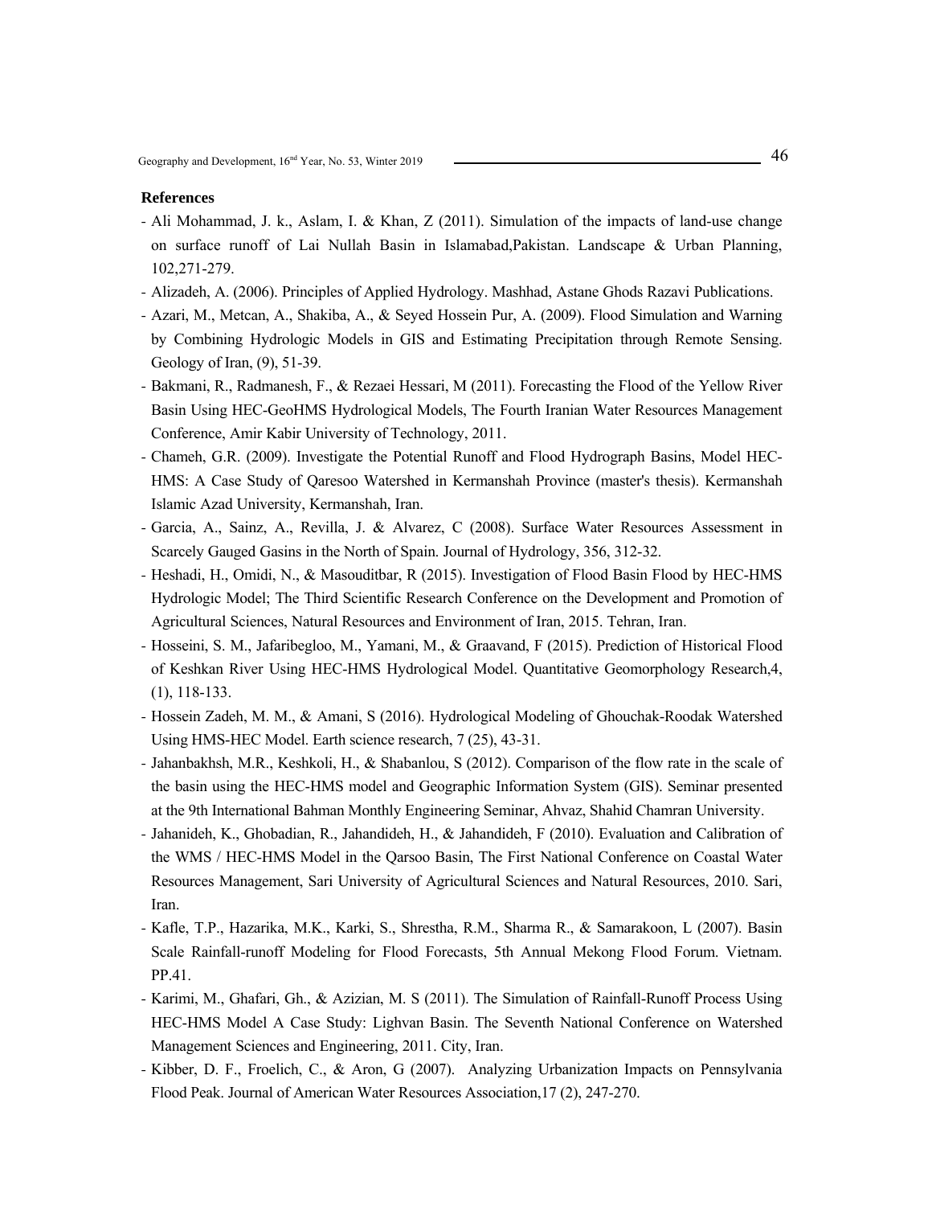**References**

- Ali Mohammad, J. k., Aslam, I. & Khan, Z (2011). Simulation of the impacts of land-use change on surface runoff of Lai Nullah Basin in Islamabad,Pakistan. Landscape & Urban Planning, 102,271-279.
- Alizadeh, A. (2006). Principles of Applied Hydrology. Mashhad, Astane Ghods Razavi Publications.
- Azari, M., Metcan, A., Shakiba, A., & Seyed Hossein Pur, A. (2009). Flood Simulation and Warning by Combining Hydrologic Models in GIS and Estimating Precipitation through Remote Sensing. Geology of Iran, (9), 51-39.
- Bakmani, R., Radmanesh, F., & Rezaei Hessari, M (2011). Forecasting the Flood of the Yellow River Basin Using HEC-GeoHMS Hydrological Models, The Fourth Iranian Water Resources Management Conference, Amir Kabir University of Technology, 2011.
- Chameh, G.R. (2009). Investigate the Potential Runoff and Flood Hydrograph Basins, Model HEC-HMS: A Case Study of Qaresoo Watershed in Kermanshah Province (master's thesis). Kermanshah Islamic Azad University, Kermanshah, Iran.
- Garcia, A., Sainz, A., Revilla, J. & Alvarez, C (2008). Surface Water Resources Assessment in Scarcely Gauged Gasins in the North of Spain. Journal of Hydrology, 356, 312-32.
- Heshadi, H., Omidi, N., & Masouditbar, R (2015). Investigation of Flood Basin Flood by HEC-HMS Hydrologic Model; The Third Scientific Research Conference on the Development and Promotion of Agricultural Sciences, Natural Resources and Environment of Iran, 2015. Tehran, Iran.
- Hosseini, S. M., Jafaribegloo, M., Yamani, M., & Graavand, F (2015). Prediction of Historical Flood of Keshkan River Using HEC-HMS Hydrological Model. Quantitative Geomorphology Research,4, (1), 118-133.
- Hossein Zadeh, M. M., & Amani, S (2016). Hydrological Modeling of Ghouchak-Roodak Watershed Using HMS-HEC Model. Earth science research, 7 (25), 43-31.
- Jahanbakhsh, M.R., Keshkoli, H., & Shabanlou, S (2012). Comparison of the flow rate in the scale of the basin using the HEC-HMS model and Geographic Information System (GIS). Seminar presented at the 9th International Bahman Monthly Engineering Seminar, Ahvaz, Shahid Chamran University.
- Jahanideh, K., Ghobadian, R., Jahandideh, H., & Jahandideh, F (2010). Evaluation and Calibration of the WMS / HEC-HMS Model in the Qarsoo Basin, The First National Conference on Coastal Water Resources Management, Sari University of Agricultural Sciences and Natural Resources, 2010. Sari, Iran.
- Kafle, T.P., Hazarika, M.K., Karki, S., Shrestha, R.M., Sharma R., & Samarakoon, L (2007). Basin Scale Rainfall-runoff Modeling for Flood Forecasts, 5th Annual Mekong Flood Forum. Vietnam. PP.41.
- Karimi, M., Ghafari, Gh., & Azizian, M. S (2011). The Simulation of Rainfall-Runoff Process Using HEC-HMS Model A Case Study: Lighvan Basin. The Seventh National Conference on Watershed Management Sciences and Engineering, 2011. City, Iran.
- Kibber, D. F., Froelich, C., & Aron, G (2007). Analyzing Urbanization Impacts on Pennsylvania Flood Peak. Journal of American Water Resources Association,17 (2), 247-270.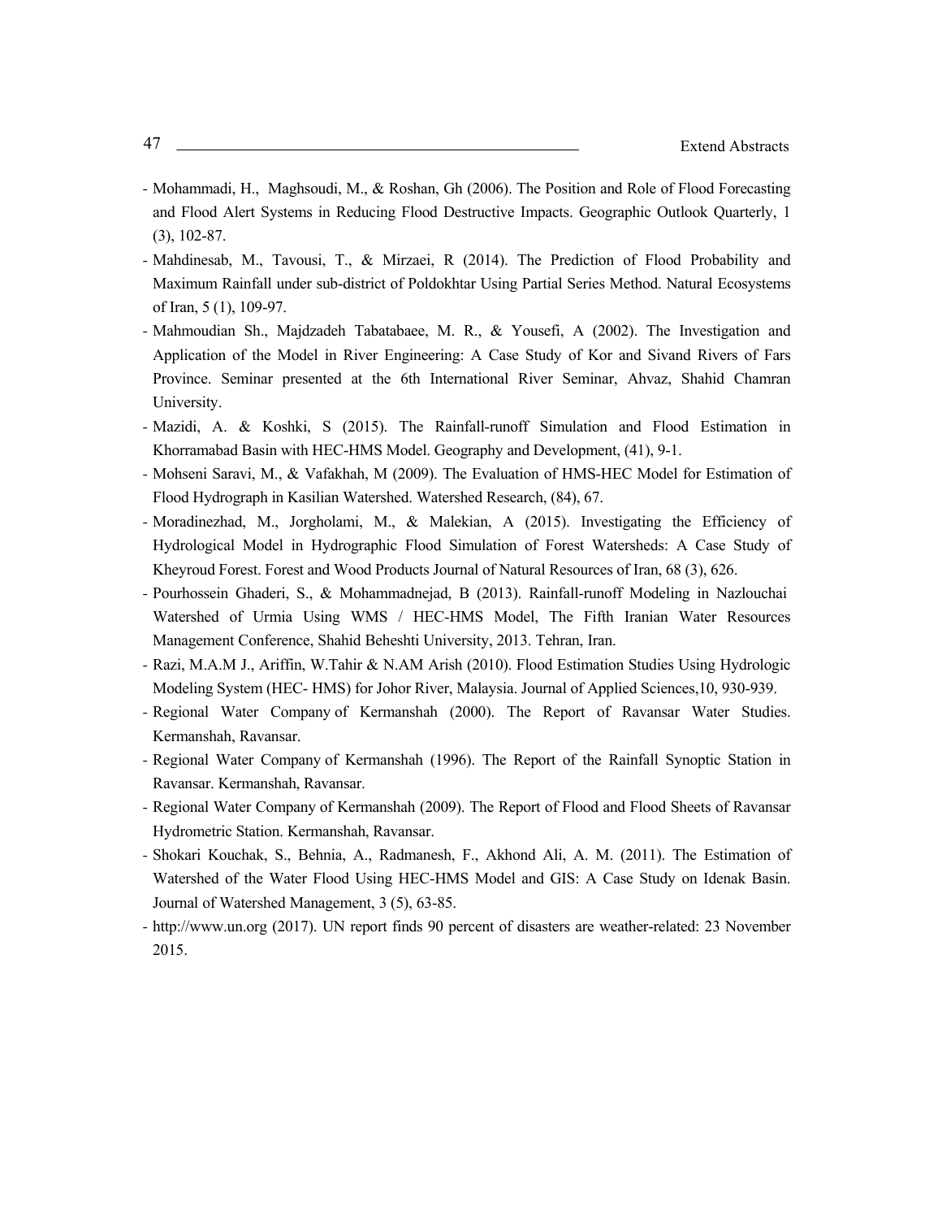- Mohammadi, H., Maghsoudi, M., & Roshan, Gh (2006). The Position and Role of Flood Forecasting and Flood Alert Systems in Reducing Flood Destructive Impacts. Geographic Outlook Quarterly, 1 (3), 102-87.
- Mahdinesab, M., Tavousi, T., & Mirzaei, R (2014). The Prediction of Flood Probability and Maximum Rainfall under sub-district of Poldokhtar Using Partial Series Method. Natural Ecosystems of Iran, 5 (1), 109-97.
- Mahmoudian Sh., Majdzadeh Tabatabaee, M. R., & Yousefi, A (2002). The Investigation and Application of the Model in River Engineering: A Case Study of Kor and Sivand Rivers of Fars Province. Seminar presented at the 6th International River Seminar, Ahvaz, Shahid Chamran University.
- Mazidi, A. & Koshki, S (2015). The Rainfall-runoff Simulation and Flood Estimation in Khorramabad Basin with HEC-HMS Model. Geography and Development, (41), 9-1.
- Mohseni Saravi, M., & Vafakhah, M (2009). The Evaluation of HMS-HEC Model for Estimation of Flood Hydrograph in Kasilian Watershed. Watershed Research, (84), 67.
- Moradinezhad, M., Jorgholami, M., & Malekian, A (2015). Investigating the Efficiency of Hydrological Model in Hydrographic Flood Simulation of Forest Watersheds: A Case Study of Kheyroud Forest. Forest and Wood Products Journal of Natural Resources of Iran, 68 (3), 626.
- Pourhossein Ghaderi, S., & Mohammadnejad, B (2013). Rainfall-runoff Modeling in Nazlouchai Watershed of Urmia Using WMS / HEC-HMS Model, The Fifth Iranian Water Resources Management Conference, Shahid Beheshti University, 2013. Tehran, Iran.
- Razi, M.A.M J., Ariffin, W.Tahir & N.AM Arish (2010). Flood Estimation Studies Using Hydrologic Modeling System (HEC- HMS) for Johor River, Malaysia. Journal of Applied Sciences,10, 930-939.
- Regional Water Company of Kermanshah (2000). The Report of Ravansar Water Studies. Kermanshah, Ravansar.
- Regional Water Company of Kermanshah (1996). The Report of the Rainfall Synoptic Station in Ravansar. Kermanshah, Ravansar.
- Regional Water Company of Kermanshah (2009). The Report of Flood and Flood Sheets of Ravansar Hydrometric Station. Kermanshah, Ravansar.
- Shokari Kouchak, S., Behnia, A., Radmanesh, F., Akhond Ali, A. M. (2011). The Estimation of Watershed of the Water Flood Using HEC-HMS Model and GIS: A Case Study on Idenak Basin. Journal of Watershed Management, 3 (5), 63-85.
- http://www.un.org (2017). UN report finds 90 percent of disasters are weather-related: 23 November 2015.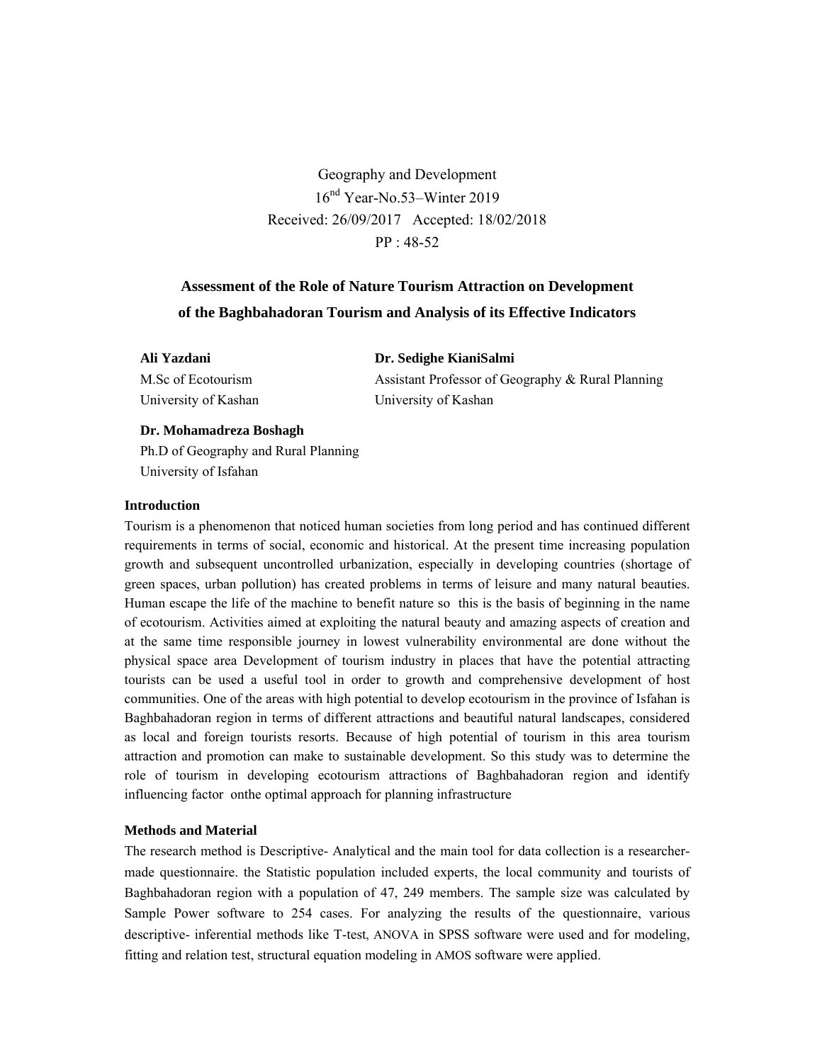Geography and Development

16th Year-No.53–Winter 2019

Received: 26/09/2017 Accepted: 18/02/2018

PP : 48-52

# Assessment of the Role of Nature Tourism Attraction on Development of the Baghbahadoran Tourism and Analysis of its Effective Indicators

**Ali Yazdani**
M.Sc of Ecotourism
University of Kashan

**Dr. Sedighe KianiSalmi**
Assistant Professor of Geography & Rural Planning
University of Kashan

**Dr. Mohamadreza Boshagh**
Ph.D of Geography and Rural Planning
University of Isfahan

### Introduction

Tourism is a phenomenon that noticed human societies from long period and has continued different requirements in terms of social, economic and historical. At the present time increasing population growth and subsequent uncontrolled urbanization, especially in developing countries (shortage of green spaces, urban pollution) has created problems in terms of leisure and many natural beauties. Human escape the life of the machine to benefit nature so this is the basis of beginning in the name of ecotourism. Activities aimed at exploiting the natural beauty and amazing aspects of creation and at the same time responsible journey in lowest vulnerability environmental are done without the physical space area Development of tourism industry in places that have the potential attracting tourists can be used a useful tool in order to growth and comprehensive development of host communities. One of the areas with high potential to develop ecotourism in the province of Isfahan is Baghbahadoran region in terms of different attractions and beautiful natural landscapes, considered as local and foreign tourists resorts. Because of high potential of tourism in this area tourism attraction and promotion can make to sustainable development. So this study was to determine the role of tourism in developing ecotourism attractions of Baghbahadoran region and identify influencing factor onthe optimal approach for planning infrastructure

### Methods and Material

The research method is Descriptive- Analytical and the main tool for data collection is a researcher-made questionnaire. the Statistic population included experts, the local community and tourists of Baghbahadoran region with a population of 47, 249 members. The sample size was calculated by Sample Power software to 254 cases. For analyzing the results of the questionnaire, various descriptive- inferential methods like T-test, ANOVA in SPSS software were used and for modeling, fitting and relation test, structural equation modeling in AMOS software were applied.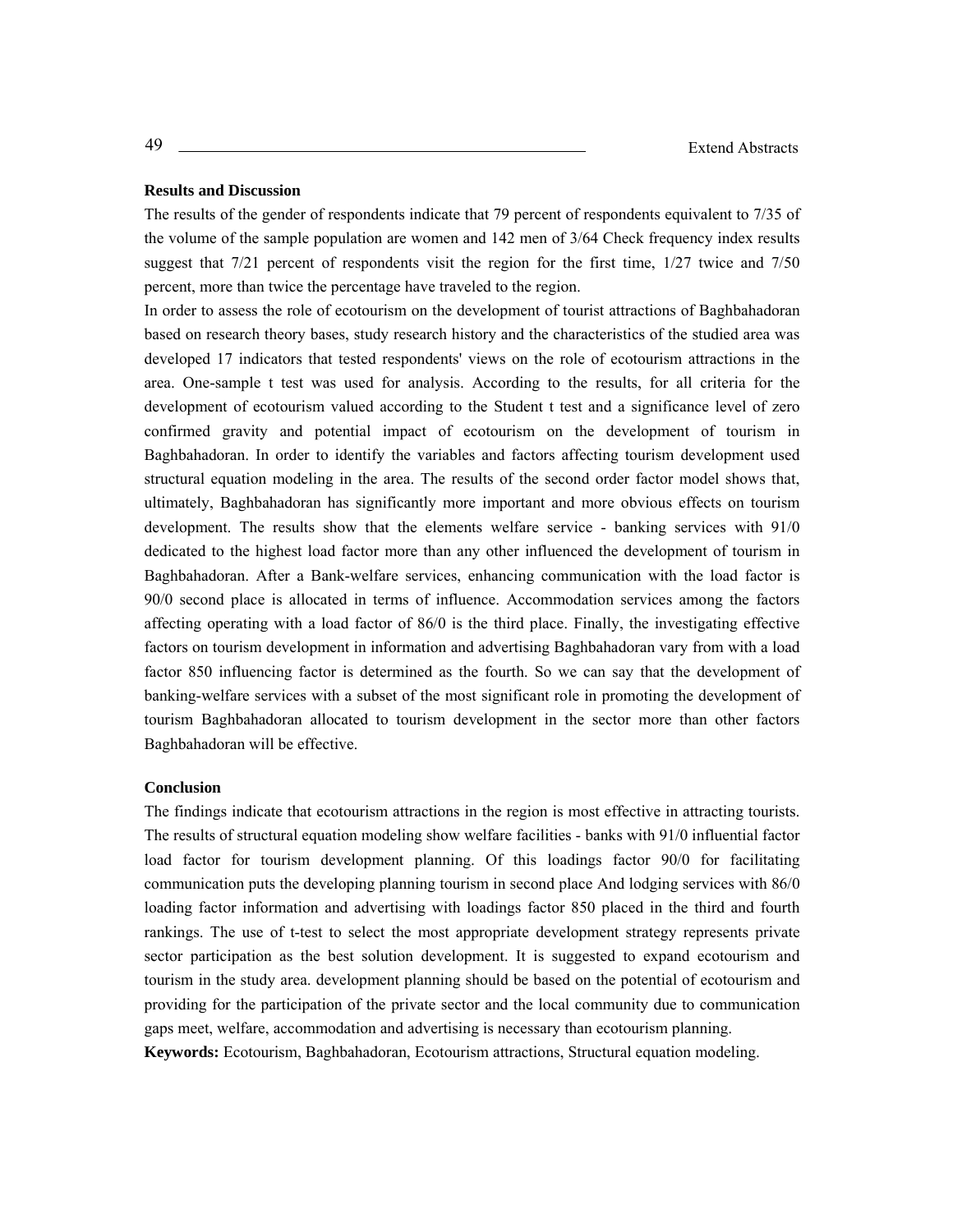**Results and Discussion**

The results of the gender of respondents indicate that 79 percent of respondents equivalent to 7/35 of the volume of the sample population are women and 142 men of 3/64 Check frequency index results suggest that 7/21 percent of respondents visit the region for the first time, 1/27 twice and 7/50 percent, more than twice the percentage have traveled to the region.

In order to assess the role of ecotourism on the development of tourist attractions of Baghbahadoran based on research theory bases, study research history and the characteristics of the studied area was developed 17 indicators that tested respondents' views on the role of ecotourism attractions in the area. One-sample t test was used for analysis. According to the results, for all criteria for the development of ecotourism valued according to the Student t test and a significance level of zero confirmed gravity and potential impact of ecotourism on the development of tourism in Baghbahadoran. In order to identify the variables and factors affecting tourism development used structural equation modeling in the area. The results of the second order factor model shows that, ultimately, Baghbahadoran has significantly more important and more obvious effects on tourism development. The results show that the elements welfare service - banking services with 91/0 dedicated to the highest load factor more than any other influenced the development of tourism in Baghbahadoran. After a Bank-welfare services, enhancing communication with the load factor is 90/0 second place is allocated in terms of influence. Accommodation services among the factors affecting operating with a load factor of 86/0 is the third place. Finally, the investigating effective factors on tourism development in information and advertising Baghbahadoran vary from with a load factor 850 influencing factor is determined as the fourth. So we can say that the development of banking-welfare services with a subset of the most significant role in promoting the development of tourism Baghbahadoran allocated to tourism development in the sector more than other factors Baghbahadoran will be effective.

**Conclusion**

The findings indicate that ecotourism attractions in the region is most effective in attracting tourists. The results of structural equation modeling show welfare facilities - banks with 91/0 influential factor load factor for tourism development planning. Of this loadings factor 90/0 for facilitating communication puts the developing planning tourism in second place And lodging services with 86/0 loading factor information and advertising with loadings factor 850 placed in the third and fourth rankings. The use of t-test to select the most appropriate development strategy represents private sector participation as the best solution development. It is suggested to expand ecotourism and tourism in the study area. development planning should be based on the potential of ecotourism and providing for the participation of the private sector and the local community due to communication gaps meet, welfare, accommodation and advertising is necessary than ecotourism planning.

**Keywords:** Ecotourism, Baghbahadoran, Ecotourism attractions, Structural equation modeling.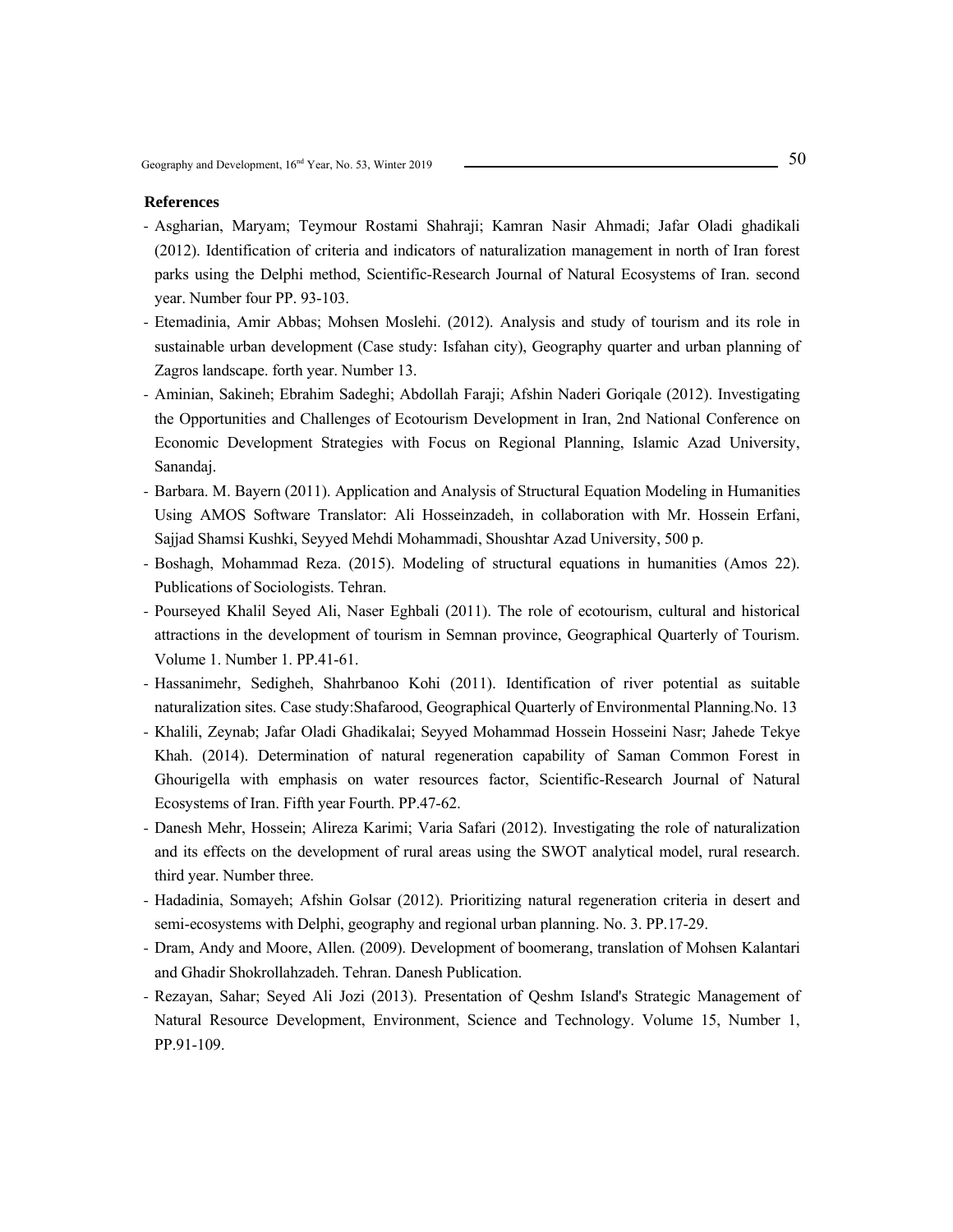**References**

- Asgharian, Maryam; Teymour Rostami Shahraji; Kamran Nasir Ahmadi; Jafar Oladi ghadikali (2012). Identification of criteria and indicators of naturalization management in north of Iran forest parks using the Delphi method, Scientific-Research Journal of Natural Ecosystems of Iran. second year. Number four PP. 93-103.
- Etemadinia, Amir Abbas; Mohsen Moslehi. (2012). Analysis and study of tourism and its role in sustainable urban development (Case study: Isfahan city), Geography quarter and urban planning of Zagros landscape. forth year. Number 13.
- Aminian, Sakineh; Ebrahim Sadeghi; Abdollah Faraji; Afshin Naderi Goriqale (2012). Investigating the Opportunities and Challenges of Ecotourism Development in Iran, 2nd National Conference on Economic Development Strategies with Focus on Regional Planning, Islamic Azad University, Sanandaj.
- Barbara. M. Bayern (2011). Application and Analysis of Structural Equation Modeling in Humanities Using AMOS Software Translator: Ali Hosseinzadeh, in collaboration with Mr. Hossein Erfani, Sajjad Shamsi Kushki, Seyyed Mehdi Mohammadi, Shoushtar Azad University, 500 p.
- Boshagh, Mohammad Reza. (2015). Modeling of structural equations in humanities (Amos 22). Publications of Sociologists. Tehran.
- Pourseyed Khalil Seyed Ali, Naser Eghbali (2011). The role of ecotourism, cultural and historical attractions in the development of tourism in Semnan province, Geographical Quarterly of Tourism. Volume 1. Number 1. PP.41-61.
- Hassanimehr, Sedigheh, Shahrbanoo Kohi (2011). Identification of river potential as suitable naturalization sites. Case study:Shafarood, Geographical Quarterly of Environmental Planning.No. 13
- Khalili, Zeynab; Jafar Oladi Ghadikalai; Seyyed Mohammad Hossein Hosseini Nasr; Jahede Tekye Khah. (2014). Determination of natural regeneration capability of Saman Common Forest in Ghourigella with emphasis on water resources factor, Scientific-Research Journal of Natural Ecosystems of Iran. Fifth year Fourth. PP.47-62.
- Danesh Mehr, Hossein; Alireza Karimi; Varia Safari (2012). Investigating the role of naturalization and its effects on the development of rural areas using the SWOT analytical model, rural research. third year. Number three.
- Hadadinia, Somayeh; Afshin Golsar (2012). Prioritizing natural regeneration criteria in desert and semi-ecosystems with Delphi, geography and regional urban planning. No. 3. PP.17-29.
- Dram, Andy and Moore, Allen. (2009). Development of boomerang, translation of Mohsen Kalantari and Ghadir Shokrollahzadeh. Tehran. Danesh Publication.
- Rezayan, Sahar; Seyed Ali Jozi (2013). Presentation of Qeshm Island's Strategic Management of Natural Resource Development, Environment, Science and Technology. Volume 15, Number 1, PP.91-109.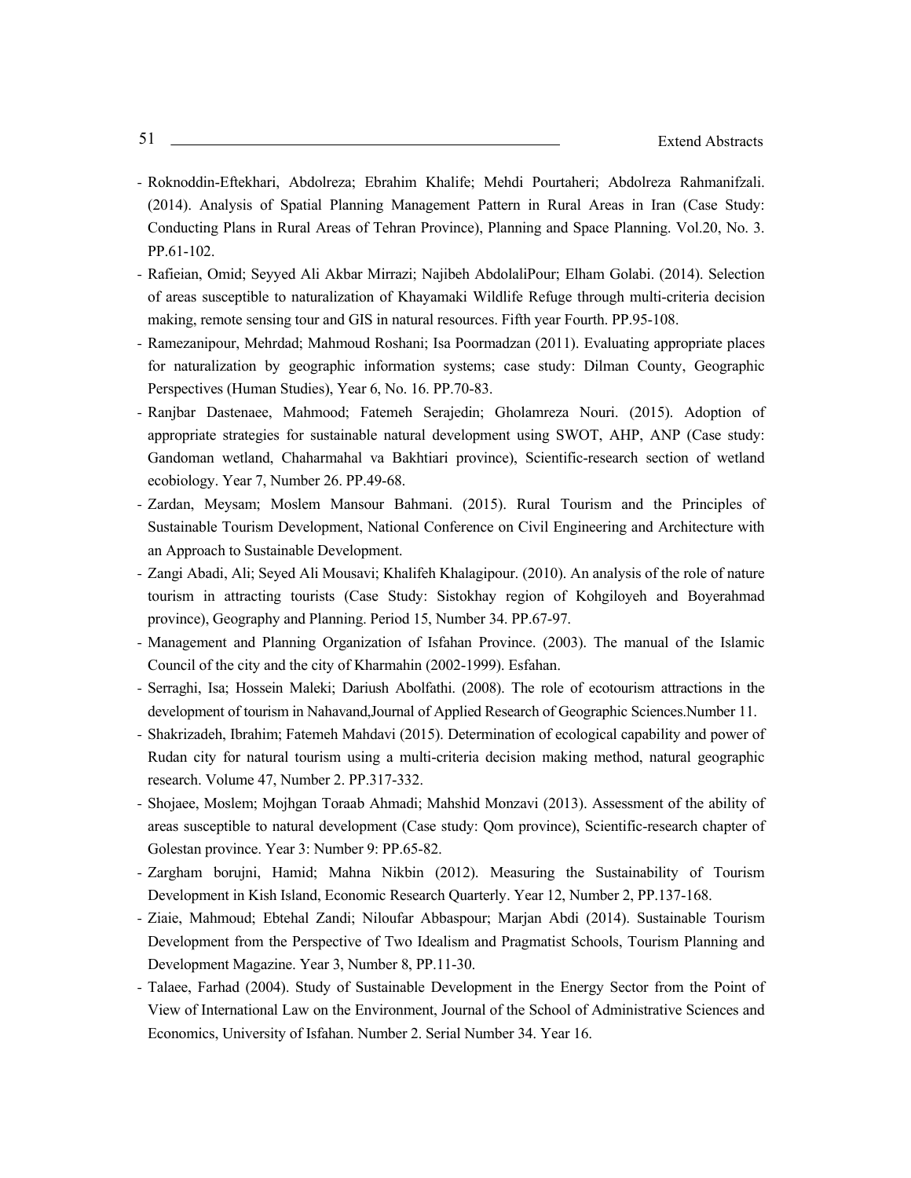- Roknoddin-Eftekhari, Abdolreza; Ebrahim Khalife; Mehdi Pourtaheri; Abdolreza Rahmanifzali. (2014). Analysis of Spatial Planning Management Pattern in Rural Areas in Iran (Case Study: Conducting Plans in Rural Areas of Tehran Province), Planning and Space Planning. Vol.20, No. 3. PP.61-102.
- Rafieian, Omid; Seyyed Ali Akbar Mirrazi; Najibeh AbdolaliPour; Elham Golabi. (2014). Selection of areas susceptible to naturalization of Khayamaki Wildlife Refuge through multi-criteria decision making, remote sensing tour and GIS in natural resources. Fifth year Fourth. PP.95-108.
- Ramezanipour, Mehrdad; Mahmoud Roshani; Isa Poormadzan (2011). Evaluating appropriate places for naturalization by geographic information systems; case study: Dilman County, Geographic Perspectives (Human Studies), Year 6, No. 16. PP.70-83.
- Ranjbar Dastenaee, Mahmood; Fatemeh Serajedin; Gholamreza Nouri. (2015). Adoption of appropriate strategies for sustainable natural development using SWOT, AHP, ANP (Case study: Gandoman wetland, Chaharmahal va Bakhtiari province), Scientific-research section of wetland ecobiology. Year 7, Number 26. PP.49-68.
- Zardan, Meysam; Moslem Mansour Bahmani. (2015). Rural Tourism and the Principles of Sustainable Tourism Development, National Conference on Civil Engineering and Architecture with an Approach to Sustainable Development.
- Zangi Abadi, Ali; Seyed Ali Mousavi; Khalifeh Khalagipour. (2010). An analysis of the role of nature tourism in attracting tourists (Case Study: Sistokhay region of Kohgiloyeh and Boyerahmad province), Geography and Planning. Period 15, Number 34. PP.67-97.
- Management and Planning Organization of Isfahan Province. (2003). The manual of the Islamic Council of the city and the city of Kharmahin (2002-1999). Esfahan.
- Serraghi, Isa; Hossein Maleki; Dariush Abolfathi. (2008). The role of ecotourism attractions in the development of tourism in Nahavand,Journal of Applied Research of Geographic Sciences.Number 11.
- Shakrizadeh, Ibrahim; Fatemeh Mahdavi (2015). Determination of ecological capability and power of Rudan city for natural tourism using a multi-criteria decision making method, natural geographic research. Volume 47, Number 2. PP.317-332.
- Shojaee, Moslem; Mojhgan Toraab Ahmadi; Mahshid Monzavi (2013). Assessment of the ability of areas susceptible to natural development (Case study: Qom province), Scientific-research chapter of Golestan province. Year 3: Number 9: PP.65-82.
- Zargham borujni, Hamid; Mahna Nikbin (2012). Measuring the Sustainability of Tourism Development in Kish Island, Economic Research Quarterly. Year 12, Number 2, PP.137-168.
- Ziaie, Mahmoud; Ebtehal Zandi; Niloufar Abbaspour; Marjan Abdi (2014). Sustainable Tourism Development from the Perspective of Two Idealism and Pragmatist Schools, Tourism Planning and Development Magazine. Year 3, Number 8, PP.11-30.
- Talaee, Farhad (2004). Study of Sustainable Development in the Energy Sector from the Point of View of International Law on the Environment, Journal of the School of Administrative Sciences and Economics, University of Isfahan. Number 2. Serial Number 34. Year 16.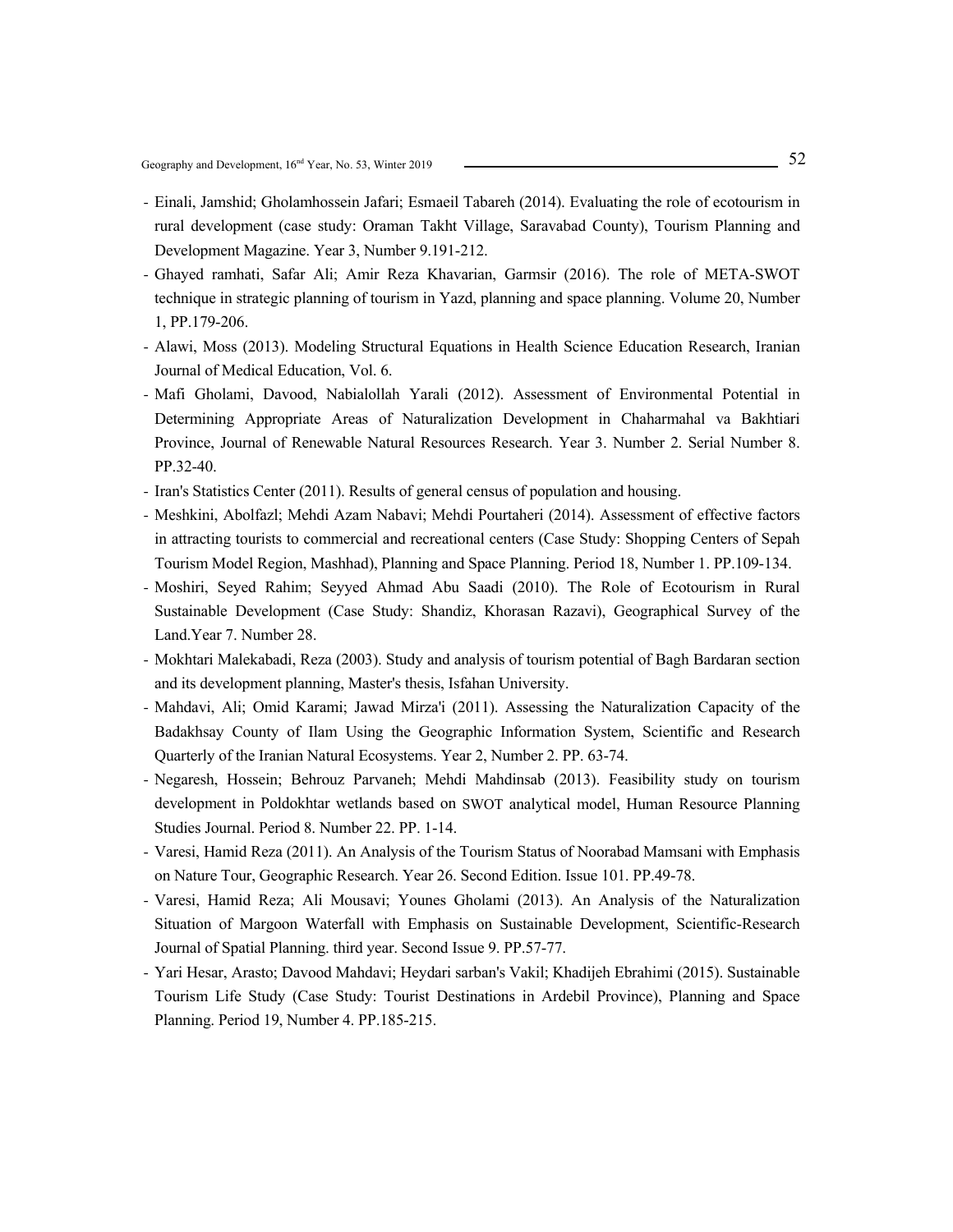- Einali, Jamshid; Gholamhossein Jafari; Esmaeil Tabareh (2014). Evaluating the role of ecotourism in rural development (case study: Oraman Takht Village, Saravabad County), Tourism Planning and Development Magazine. Year 3, Number 9.191-212.
- Ghayed ramhati, Safar Ali; Amir Reza Khavarian, Garmsir (2016). The role of META-SWOT technique in strategic planning of tourism in Yazd, planning and space planning. Volume 20, Number 1, PP.179-206.
- Alawi, Moss (2013). Modeling Structural Equations in Health Science Education Research, Iranian Journal of Medical Education, Vol. 6.
- Mafi Gholami, Davood, Nabialollah Yarali (2012). Assessment of Environmental Potential in Determining Appropriate Areas of Naturalization Development in Chaharmahal va Bakhtiari Province, Journal of Renewable Natural Resources Research. Year 3. Number 2. Serial Number 8. PP.32-40.
- Iran's Statistics Center (2011). Results of general census of population and housing.
- Meshkini, Abolfazl; Mehdi Azam Nabavi; Mehdi Pourtaheri (2014). Assessment of effective factors in attracting tourists to commercial and recreational centers (Case Study: Shopping Centers of Sepah Tourism Model Region, Mashhad), Planning and Space Planning. Period 18, Number 1. PP.109-134.
- Moshiri, Seyed Rahim; Seyyed Ahmad Abu Saadi (2010). The Role of Ecotourism in Rural Sustainable Development (Case Study: Shandiz, Khorasan Razavi), Geographical Survey of the Land.Year 7. Number 28.
- Mokhtari Malekabadi, Reza (2003). Study and analysis of tourism potential of Bagh Bardaran section and its development planning, Master's thesis, Isfahan University.
- Mahdavi, Ali; Omid Karami; Jawad Mirza'i (2011). Assessing the Naturalization Capacity of the Badakhsay County of Ilam Using the Geographic Information System, Scientific and Research Quarterly of the Iranian Natural Ecosystems. Year 2, Number 2. PP. 63-74.
- Negaresh, Hossein; Behrouz Parvaneh; Mehdi Mahdinsab (2013). Feasibility study on tourism development in Poldokhtar wetlands based on SWOT analytical model, Human Resource Planning Studies Journal. Period 8. Number 22. PP. 1-14.
- Varesi, Hamid Reza (2011). An Analysis of the Tourism Status of Noorabad Mamsani with Emphasis on Nature Tour, Geographic Research. Year 26. Second Edition. Issue 101. PP.49-78.
- Varesi, Hamid Reza; Ali Mousavi; Younes Gholami (2013). An Analysis of the Naturalization Situation of Margoon Waterfall with Emphasis on Sustainable Development, Scientific-Research Journal of Spatial Planning. third year. Second Issue 9. PP.57-77.
- Yari Hesar, Arasto; Davood Mahdavi; Heydari sarban's Vakil; Khadijeh Ebrahimi (2015). Sustainable Tourism Life Study (Case Study: Tourist Destinations in Ardebil Province), Planning and Space Planning. Period 19, Number 4. PP.185-215.